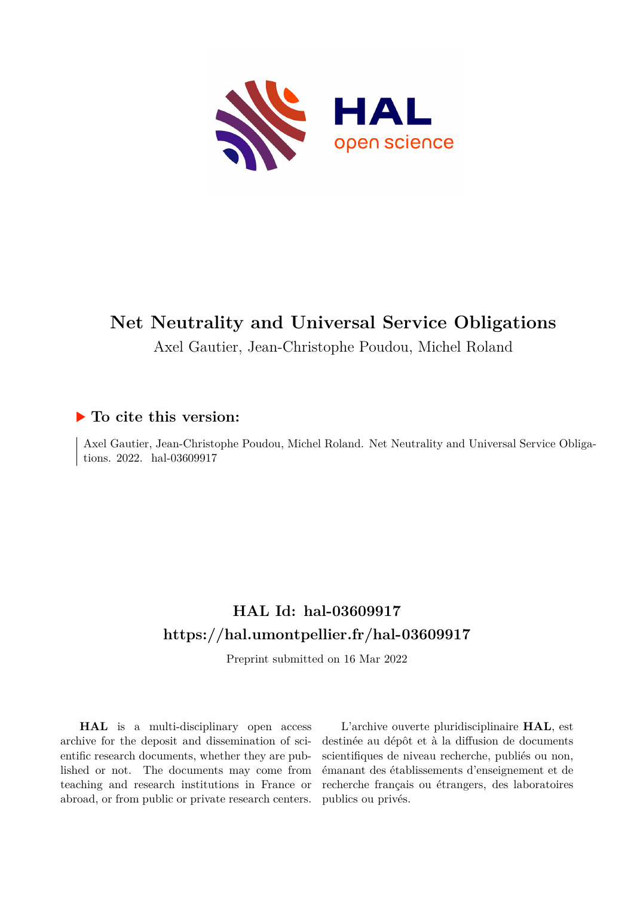# Net Neutrality and Universal Service Obligations

Axel Gautier, Jean-Christophe Poudou, Michel Roland

## ▶ To cite this version:

Axel Gautier, Jean-Christophe Poudou, Michel Roland. Net Neutrality and Universal Service Obligations. 2022. hal-03609917

## HAL Id: hal-03609917
## https://hal.umontpellier.fr/hal-03609917

Preprint submitted on 16 Mar 2022

**HAL** is a multi-disciplinary open access archive for the deposit and dissemination of scientific research documents, whether they are published or not. The documents may come from teaching and research institutions in France or abroad, or from public or private research centers.

L'archive ouverte pluridisciplinaire **HAL**, est destinée au dépôt et à la diffusion de documents scientifiques de niveau recherche, publiés ou non, émanant des établissements d'enseignement et de recherche français ou étrangers, des laboratoires publics ou privés.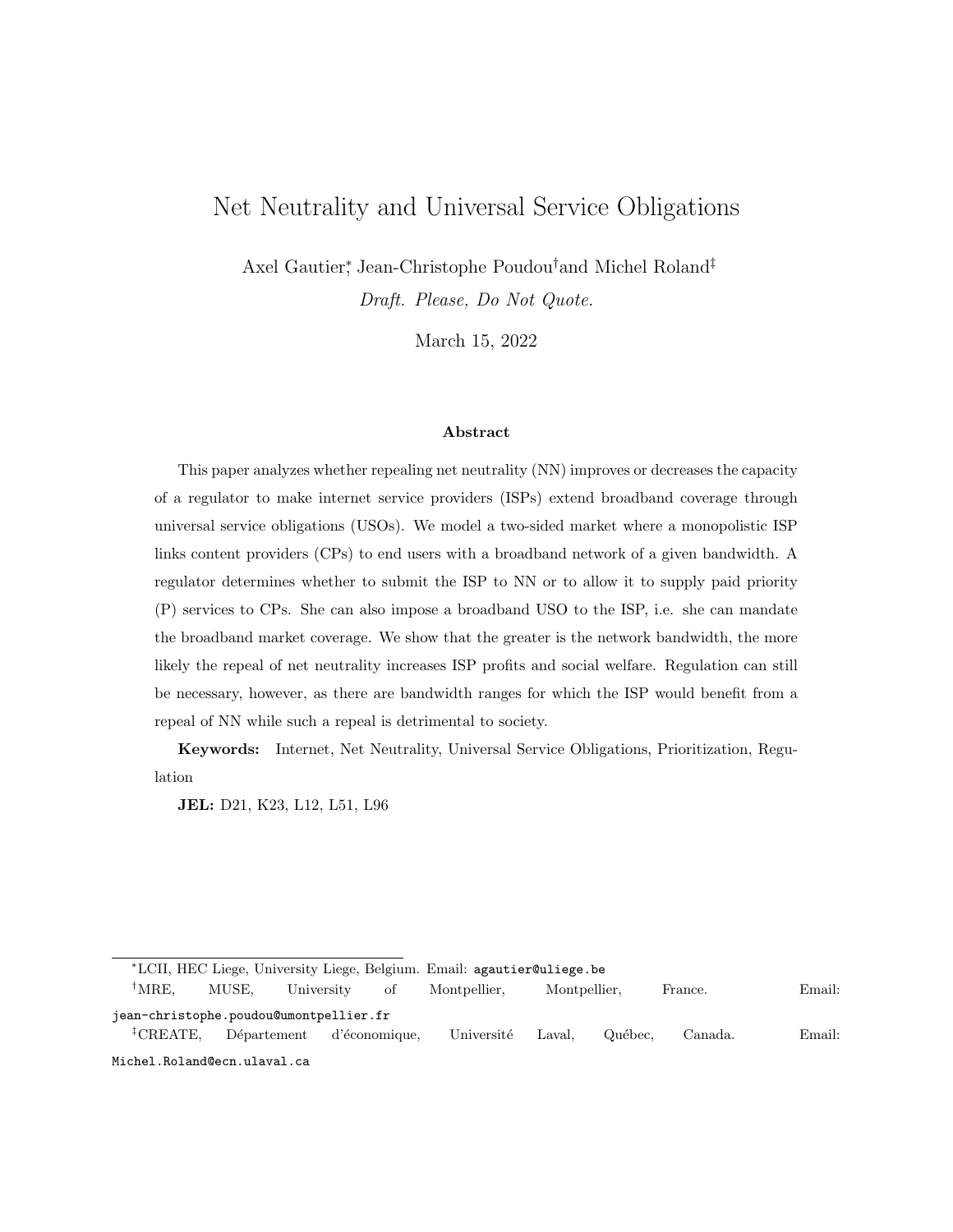# Net Neutrality and Universal Service Obligations

Axel Gautier[*], Jean-Christophe Poudou[†] and Michel Roland[‡]

*Draft. Please, Do Not Quote.*

March 15, 2022

### Abstract

This paper analyzes whether repealing net neutrality (NN) improves or decreases the capacity of a regulator to make internet service providers (ISPs) extend broadband coverage through universal service obligations (USOs). We model a two-sided market where a monopolistic ISP links content providers (CPs) to end users with a broadband network of a given bandwidth. A regulator determines whether to submit the ISP to NN or to allow it to supply paid priority (P) services to CPs. She can also impose a broadband USO to the ISP, i.e. she can mandate the broadband market coverage. We show that the greater is the network bandwidth, the more likely the repeal of net neutrality increases ISP profits and social welfare. Regulation can still be necessary, however, as there are bandwidth ranges for which the ISP would benefit from a repeal of NN while such a repeal is detrimental to society.

**Keywords:** Internet, Net Neutrality, Universal Service Obligations, Prioritization, Regulation

**JEL:** D21, K23, L12, L51, L96

---

[*] LCII, HEC Liege, University Liege, Belgium. Email: `agautier@uliege.be`

[†] MRE, MUSE, University of Montpellier, Montpellier, France. Email: `jean-christophe.poudou@umontpellier.fr`

[‡] CREATE, Département d'économique, Université Laval, Québec, Canada. Email: `Michel.Roland@ecn.ulaval.ca`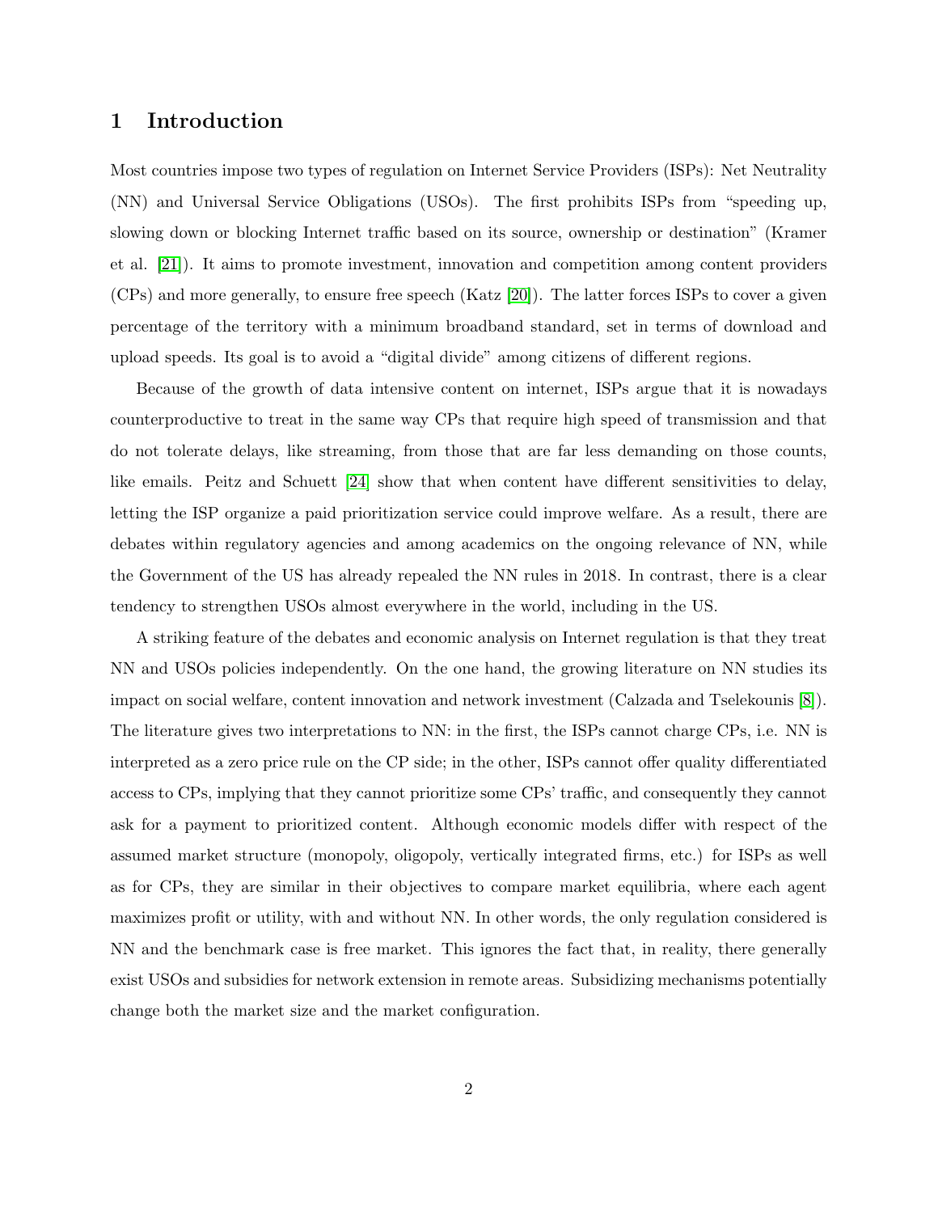# 1 Introduction

Most countries impose two types of regulation on Internet Service Providers (ISPs): Net Neutrality (NN) and Universal Service Obligations (USOs). The first prohibits ISPs from "speeding up, slowing down or blocking Internet traffic based on its source, ownership or destination" (Kramer et al. [21]). It aims to promote investment, innovation and competition among content providers (CPs) and more generally, to ensure free speech (Katz [20]). The latter forces ISPs to cover a given percentage of the territory with a minimum broadband standard, set in terms of download and upload speeds. Its goal is to avoid a "digital divide" among citizens of different regions.

Because of the growth of data intensive content on internet, ISPs argue that it is nowadays counterproductive to treat in the same way CPs that require high speed of transmission and that do not tolerate delays, like streaming, from those that are far less demanding on those counts, like emails. Peitz and Schuett [24] show that when content have different sensitivities to delay, letting the ISP organize a paid prioritization service could improve welfare. As a result, there are debates within regulatory agencies and among academics on the ongoing relevance of NN, while the Government of the US has already repealed the NN rules in 2018. In contrast, there is a clear tendency to strengthen USOs almost everywhere in the world, including in the US.

A striking feature of the debates and economic analysis on Internet regulation is that they treat NN and USOs policies independently. On the one hand, the growing literature on NN studies its impact on social welfare, content innovation and network investment (Calzada and Tselekounis [8]). The literature gives two interpretations to NN: in the first, the ISPs cannot charge CPs, i.e. NN is interpreted as a zero price rule on the CP side; in the other, ISPs cannot offer quality differentiated access to CPs, implying that they cannot prioritize some CPs' traffic, and consequently they cannot ask for a payment to prioritized content. Although economic models differ with respect of the assumed market structure (monopoly, oligopoly, vertically integrated firms, etc.) for ISPs as well as for CPs, they are similar in their objectives to compare market equilibria, where each agent maximizes profit or utility, with and without NN. In other words, the only regulation considered is NN and the benchmark case is free market. This ignores the fact that, in reality, there generally exist USOs and subsidies for network extension in remote areas. Subsidizing mechanisms potentially change both the market size and the market configuration.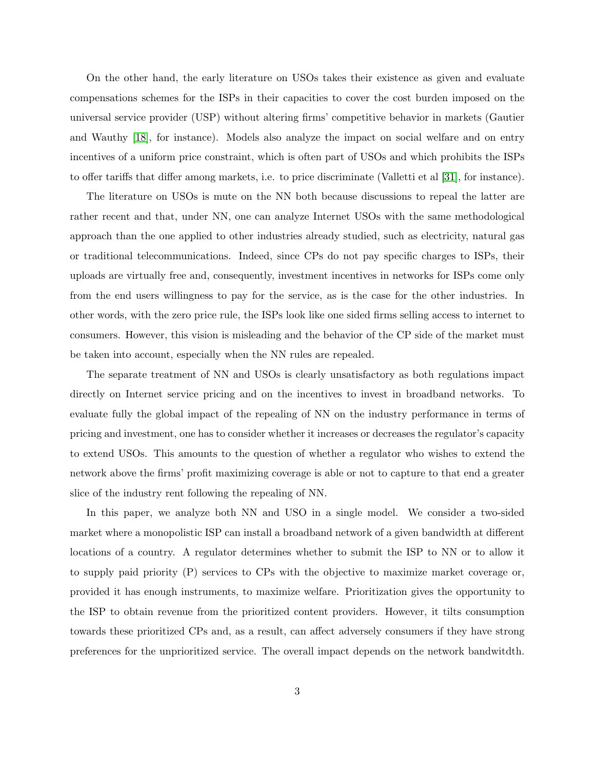On the other hand, the early literature on USOs takes their existence as given and evaluate compensations schemes for the ISPs in their capacities to cover the cost burden imposed on the universal service provider (USP) without altering firms' competitive behavior in markets (Gautier and Wauthy [18], for instance). Models also analyze the impact on social welfare and on entry incentives of a uniform price constraint, which is often part of USOs and which prohibits the ISPs to offer tariffs that differ among markets, i.e. to price discriminate (Valletti et al [31], for instance).

The literature on USOs is mute on the NN both because discussions to repeal the latter are rather recent and that, under NN, one can analyze Internet USOs with the same methodological approach than the one applied to other industries already studied, such as electricity, natural gas or traditional telecommunications. Indeed, since CPs do not pay specific charges to ISPs, their uploads are virtually free and, consequently, investment incentives in networks for ISPs come only from the end users willingness to pay for the service, as is the case for the other industries. In other words, with the zero price rule, the ISPs look like one sided firms selling access to internet to consumers. However, this vision is misleading and the behavior of the CP side of the market must be taken into account, especially when the NN rules are repealed.

The separate treatment of NN and USOs is clearly unsatisfactory as both regulations impact directly on Internet service pricing and on the incentives to invest in broadband networks. To evaluate fully the global impact of the repealing of NN on the industry performance in terms of pricing and investment, one has to consider whether it increases or decreases the regulator's capacity to extend USOs. This amounts to the question of whether a regulator who wishes to extend the network above the firms' profit maximizing coverage is able or not to capture to that end a greater slice of the industry rent following the repealing of NN.

In this paper, we analyze both NN and USO in a single model. We consider a two-sided market where a monopolistic ISP can install a broadband network of a given bandwidth at different locations of a country. A regulator determines whether to submit the ISP to NN or to allow it to supply paid priority (P) services to CPs with the objective to maximize market coverage or, provided it has enough instruments, to maximize welfare. Prioritization gives the opportunity to the ISP to obtain revenue from the prioritized content providers. However, it tilts consumption towards these prioritized CPs and, as a result, can affect adversely consumers if they have strong preferences for the unprioritized service. The overall impact depends on the network bandwitdth.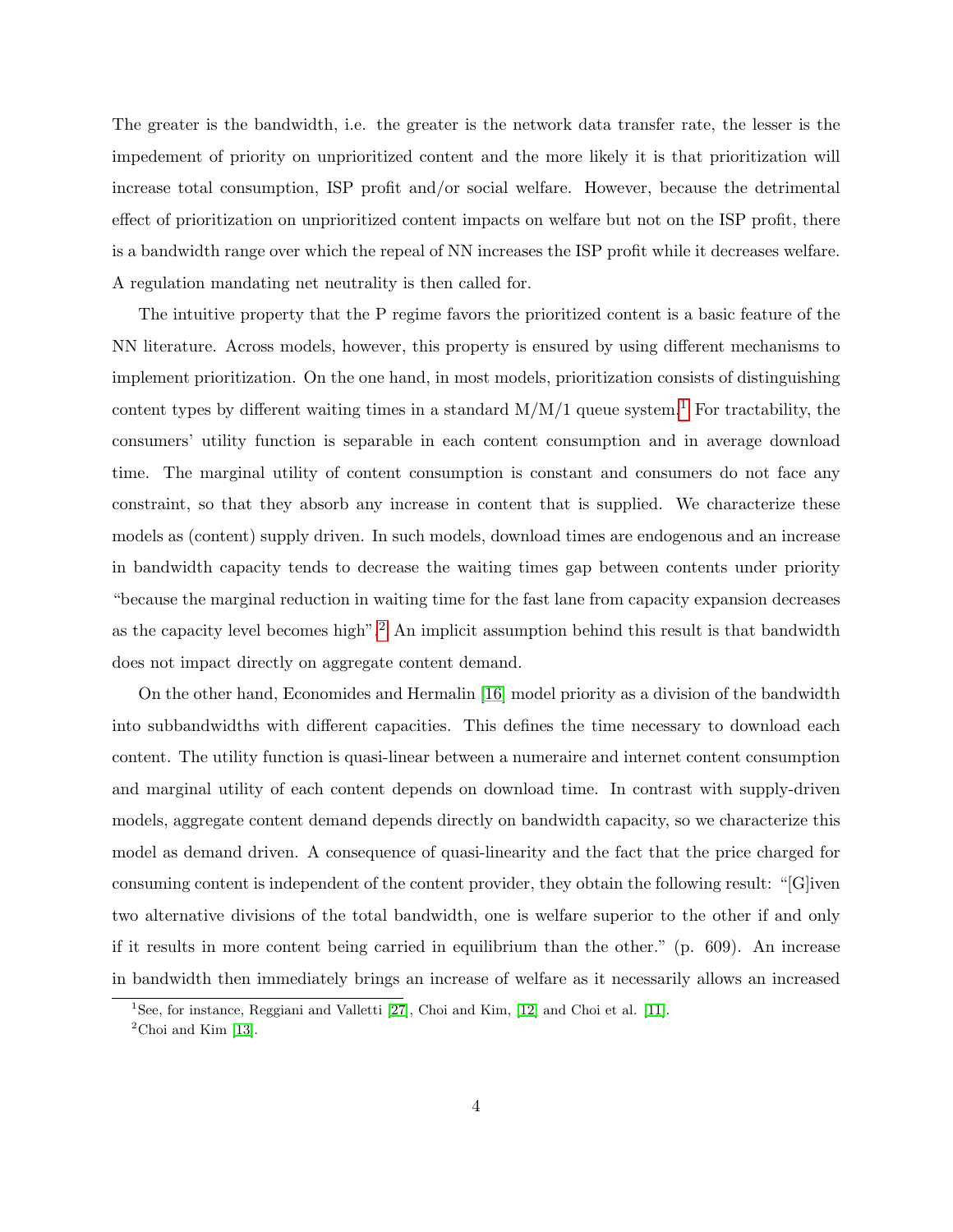The greater is the bandwidth, i.e. the greater is the network data transfer rate, the lesser is the impedement of priority on unprioritized content and the more likely it is that prioritization will increase total consumption, ISP profit and/or social welfare. However, because the detrimental effect of prioritization on unprioritized content impacts on welfare but not on the ISP profit, there is a bandwidth range over which the repeal of NN increases the ISP profit while it decreases welfare. A regulation mandating net neutrality is then called for.

The intuitive property that the P regime favors the prioritized content is a basic feature of the NN literature. Across models, however, this property is ensured by using different mechanisms to implement prioritization. On the one hand, in most models, prioritization consists of distinguishing content types by different waiting times in a standard M/M/1 queue system.[1] For tractability, the consumers' utility function is separable in each content consumption and in average download time. The marginal utility of content consumption is constant and consumers do not face any constraint, so that they absorb any increase in content that is supplied. We characterize these models as (content) supply driven. In such models, download times are endogenous and an increase in bandwidth capacity tends to decrease the waiting times gap between contents under priority "because the marginal reduction in waiting time for the fast lane from capacity expansion decreases as the capacity level becomes high".[2] An implicit assumption behind this result is that bandwidth does not impact directly on aggregate content demand.

On the other hand, Economides and Hermalin [16] model priority as a division of the bandwidth into subbandwidths with different capacities. This defines the time necessary to download each content. The utility function is quasi-linear between a numeraire and internet content consumption and marginal utility of each content depends on download time. In contrast with supply-driven models, aggregate content demand depends directly on bandwidth capacity, so we characterize this model as demand driven. A consequence of quasi-linearity and the fact that the price charged for consuming content is independent of the content provider, they obtain the following result: "[G]iven two alternative divisions of the total bandwidth, one is welfare superior to the other if and only if it results in more content being carried in equilibrium than the other." (p. 609). An increase in bandwidth then immediately brings an increase of welfare as it necessarily allows an increased

[1] See, for instance, Reggiani and Valletti [27], Choi and Kim, [12] and Choi et al. [11].

[2] Choi and Kim [13].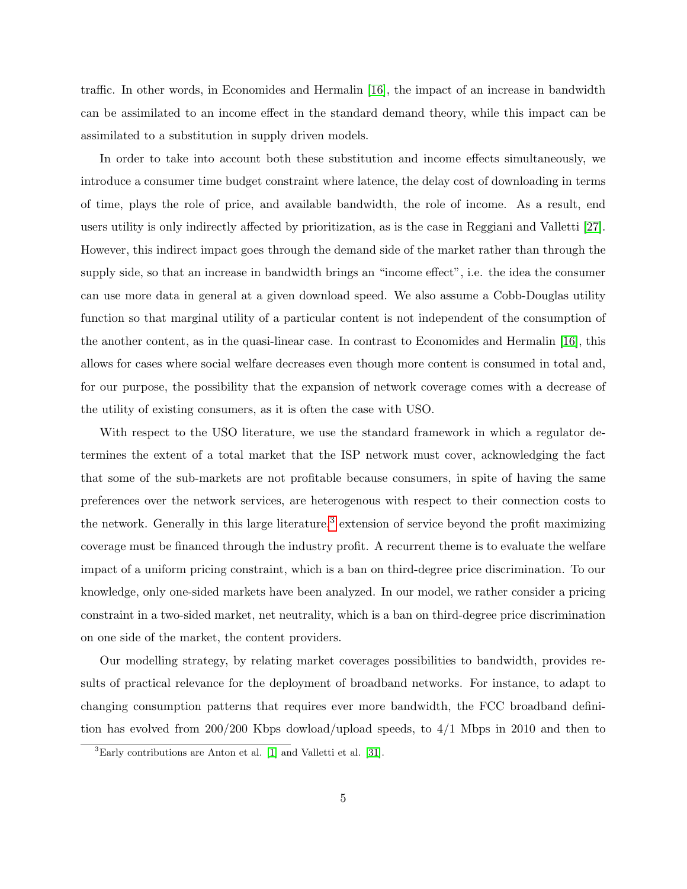traffic. In other words, in Economides and Hermalin [16], the impact of an increase in bandwidth can be assimilated to an income effect in the standard demand theory, while this impact can be assimilated to a substitution in supply driven models.

In order to take into account both these substitution and income effects simultaneously, we introduce a consumer time budget constraint where latence, the delay cost of downloading in terms of time, plays the role of price, and available bandwidth, the role of income. As a result, end users utility is only indirectly affected by prioritization, as is the case in Reggiani and Valletti [27]. However, this indirect impact goes through the demand side of the market rather than through the supply side, so that an increase in bandwidth brings an "income effect", i.e. the idea the consumer can use more data in general at a given download speed. We also assume a Cobb-Douglas utility function so that marginal utility of a particular content is not independent of the consumption of the another content, as in the quasi-linear case. In contrast to Economides and Hermalin [16], this allows for cases where social welfare decreases even though more content is consumed in total and, for our purpose, the possibility that the expansion of network coverage comes with a decrease of the utility of existing consumers, as it is often the case with USO.

With respect to the USO literature, we use the standard framework in which a regulator determines the extent of a total market that the ISP network must cover, acknowledging the fact that some of the sub-markets are not profitable because consumers, in spite of having the same preferences over the network services, are heterogenous with respect to their connection costs to the network. Generally in this large literature,[3] extension of service beyond the profit maximizing coverage must be financed through the industry profit. A recurrent theme is to evaluate the welfare impact of a uniform pricing constraint, which is a ban on third-degree price discrimination. To our knowledge, only one-sided markets have been analyzed. In our model, we rather consider a pricing constraint in a two-sided market, net neutrality, which is a ban on third-degree price discrimination on one side of the market, the content providers.

Our modelling strategy, by relating market coverages possibilities to bandwidth, provides results of practical relevance for the deployment of broadband networks. For instance, to adapt to changing consumption patterns that requires ever more bandwidth, the FCC broadband definition has evolved from 200/200 Kbps dowload/upload speeds, to 4/1 Mbps in 2010 and then to

[3] Early contributions are Anton et al. [1] and Valletti et al. [31].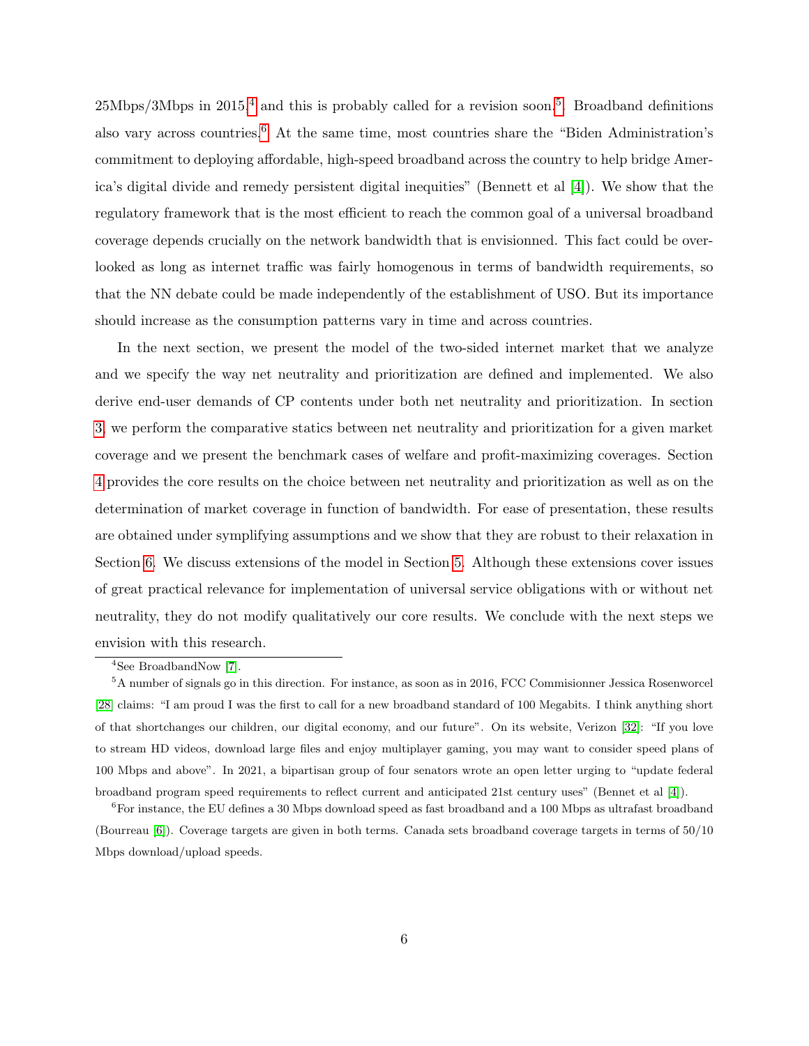25Mbps/3Mbps in 2015,[4] and this is probably called for a revision soon.[5]. Broadband definitions also vary across countries.[6] At the same time, most countries share the "Biden Administration's commitment to deploying affordable, high-speed broadband across the country to help bridge America's digital divide and remedy persistent digital inequities" (Bennett et al [4]). We show that the regulatory framework that is the most efficient to reach the common goal of a universal broadband coverage depends crucially on the network bandwidth that is envisionned. This fact could be overlooked as long as internet traffic was fairly homogenous in terms of bandwidth requirements, so that the NN debate could be made independently of the establishment of USO. But its importance should increase as the consumption patterns vary in time and across countries.

In the next section, we present the model of the two-sided internet market that we analyze and we specify the way net neutrality and prioritization are defined and implemented. We also derive end-user demands of CP contents under both net neutrality and prioritization. In section 3, we perform the comparative statics between net neutrality and prioritization for a given market coverage and we present the benchmark cases of welfare and profit-maximizing coverages. Section 4 provides the core results on the choice between net neutrality and prioritization as well as on the determination of market coverage in function of bandwidth. For ease of presentation, these results are obtained under symplifying assumptions and we show that they are robust to their relaxation in Section 6. We discuss extensions of the model in Section 5. Although these extensions cover issues of great practical relevance for implementation of universal service obligations with or without net neutrality, they do not modify qualitatively our core results. We conclude with the next steps we envision with this research.

---

[4] See BroadbandNow [7].

[5] A number of signals go in this direction. For instance, as soon as in 2016, FCC Commisionner Jessica Rosenworcel [28] claims: "I am proud I was the first to call for a new broadband standard of 100 Megabits. I think anything short of that shortchanges our children, our digital economy, and our future". On its website, Verizon [32]: "If you love to stream HD videos, download large files and enjoy multiplayer gaming, you may want to consider speed plans of 100 Mbps and above". In 2021, a bipartisan group of four senators wrote an open letter urging to "update federal broadband program speed requirements to reflect current and anticipated 21st century uses" (Bennet et al [4]).

[6] For instance, the EU defines a 30 Mbps download speed as fast broadband and a 100 Mbps as ultrafast broadband (Bourreau [6]). Coverage targets are given in both terms. Canada sets broadband coverage targets in terms of 50/10 Mbps download/upload speeds.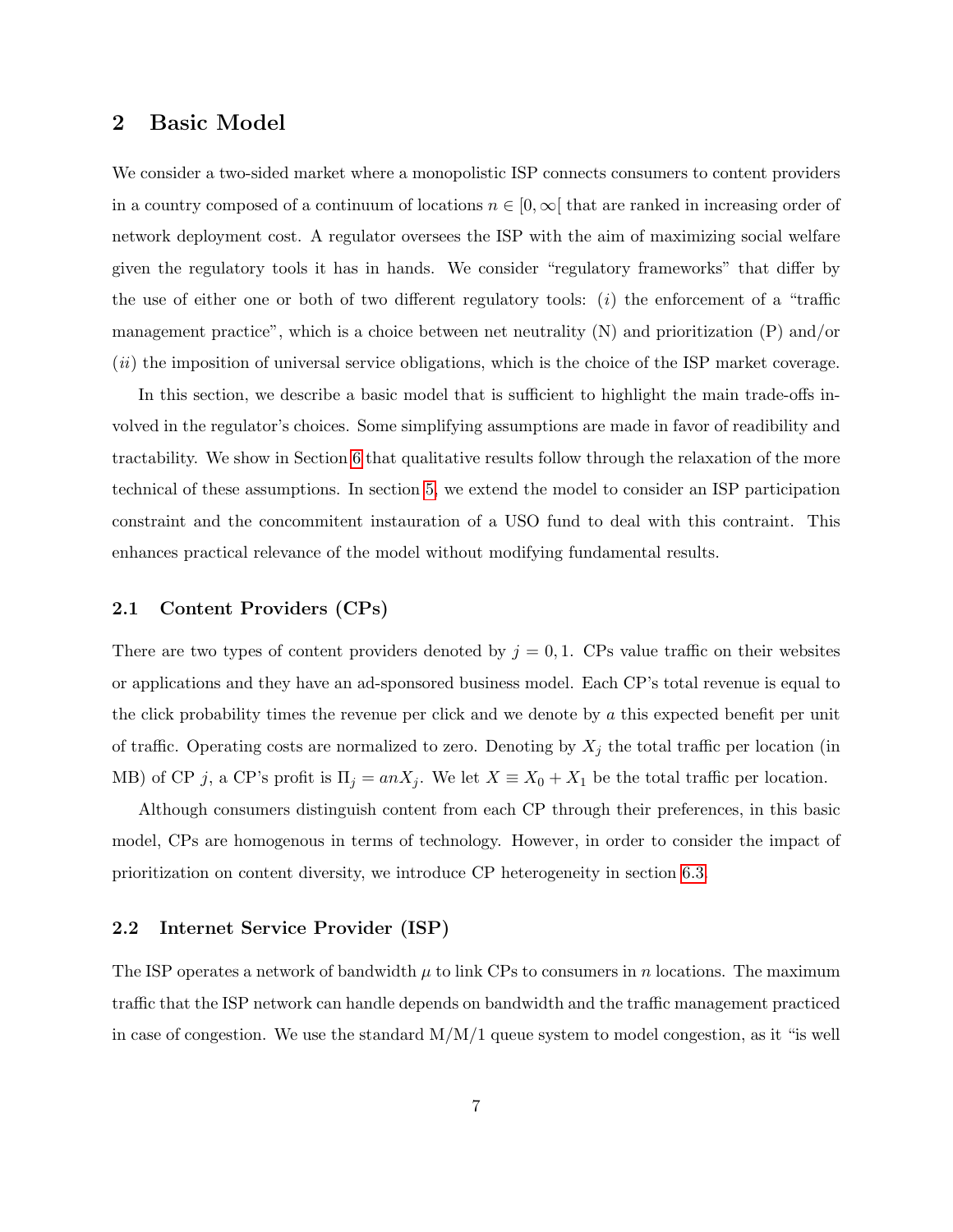## 2 Basic Model

We consider a two-sided market where a monopolistic ISP connects consumers to content providers in a country composed of a continuum of locations $n \in [0, \infty[$ that are ranked in increasing order of network deployment cost. A regulator oversees the ISP with the aim of maximizing social welfare given the regulatory tools it has in hands. We consider "regulatory frameworks" that differ by the use of either one or both of two different regulatory tools: $(i)$ the enforcement of a "traffic management practice", which is a choice between net neutrality (N) and prioritization (P) and/or $(ii)$ the imposition of universal service obligations, which is the choice of the ISP market coverage.

In this section, we describe a basic model that is sufficient to highlight the main trade-offs involved in the regulator's choices. Some simplifying assumptions are made in favor of readibility and tractability. We show in Section 6 that qualitative results follow through the relaxation of the more technical of these assumptions. In section 5, we extend the model to consider an ISP participation constraint and the concommitent instauration of a USO fund to deal with this contraint. This enhances practical relevance of the model without modifying fundamental results.

### 2.1 Content Providers (CPs)

There are two types of content providers denoted by $j = 0, 1$. CPs value traffic on their websites or applications and they have an ad-sponsored business model. Each CP's total revenue is equal to the click probability times the revenue per click and we denote by $a$ this expected benefit per unit of traffic. Operating costs are normalized to zero. Denoting by $X_j$ the total traffic per location (in MB) of CP $j$, a CP's profit is $\Pi_j = anX_j$. We let $X \equiv X_0 + X_1$ be the total traffic per location.

Although consumers distinguish content from each CP through their preferences, in this basic model, CPs are homogenous in terms of technology. However, in order to consider the impact of prioritization on content diversity, we introduce CP heterogeneity in section 6.3.

### 2.2 Internet Service Provider (ISP)

The ISP operates a network of bandwidth $\mu$ to link CPs to consumers in $n$ locations. The maximum traffic that the ISP network can handle depends on bandwidth and the traffic management practiced in case of congestion. We use the standard M/M/1 queue system to model congestion, as it "is well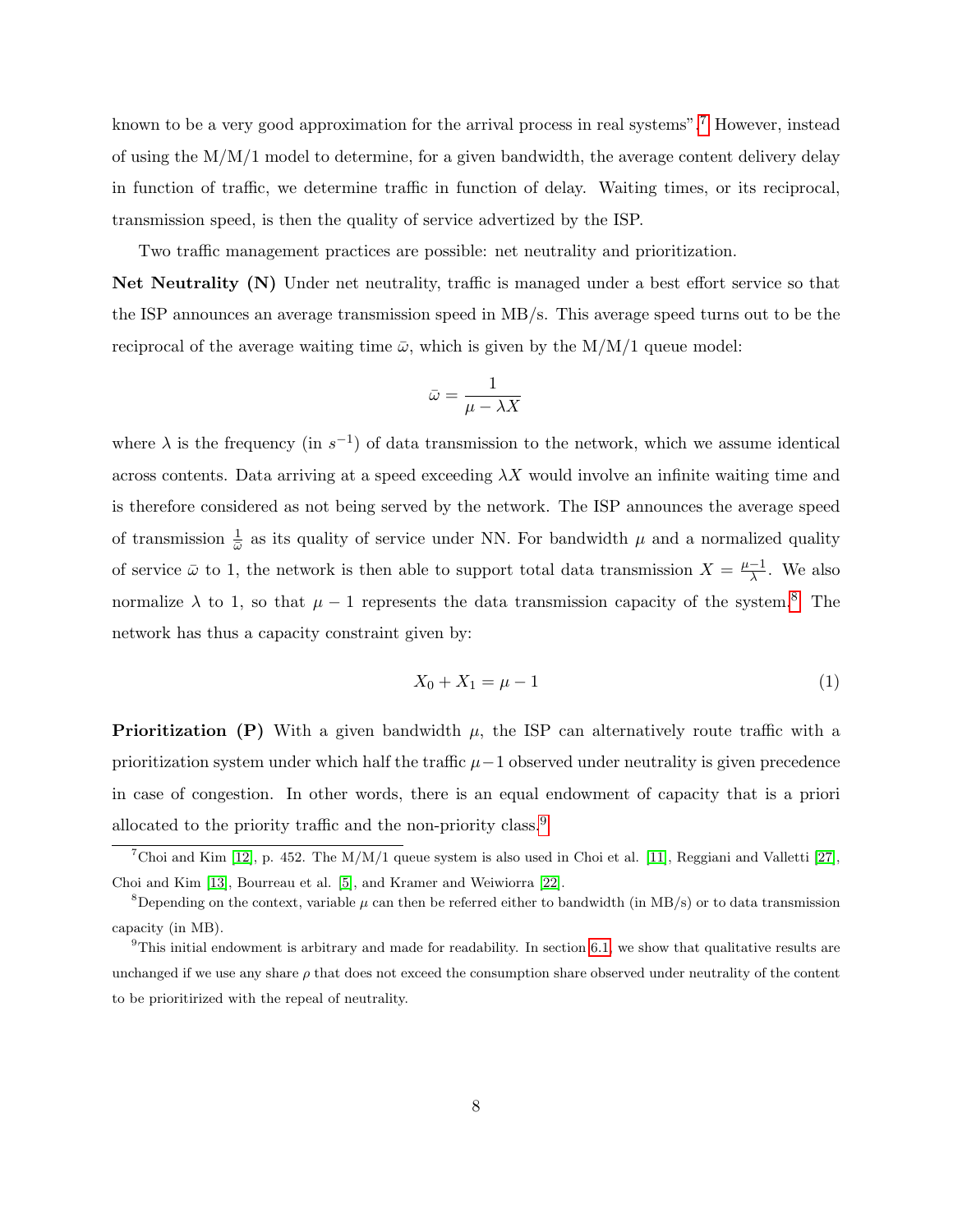known to be a very good approximation for the arrival process in real systems".[7] However, instead of using the M/M/1 model to determine, for a given bandwidth, the average content delivery delay in function of traffic, we determine traffic in function of delay. Waiting times, or its reciprocal, transmission speed, is then the quality of service advertized by the ISP.

Two traffic management practices are possible: net neutrality and prioritization.

**Net Neutrality (N)** Under net neutrality, traffic is managed under a best effort service so that the ISP announces an average transmission speed in MB/s. This average speed turns out to be the reciprocal of the average waiting time $\bar{\omega}$, which is given by the M/M/1 queue model:

$$\bar{\omega} = \frac{1}{\mu - \lambda X}$$

where $\lambda$ is the frequency (in $s^{-1}$) of data transmission to the network, which we assume identical across contents. Data arriving at a speed exceeding $\lambda X$ would involve an infinite waiting time and is therefore considered as not being served by the network. The ISP announces the average speed of transmission $\frac{1}{\bar{\omega}}$ as its quality of service under NN. For bandwidth $\mu$ and a normalized quality of service $\bar{\omega}$ to 1, the network is then able to support total data transmission $X = \frac{\mu - 1}{\lambda}$. We also normalize $\lambda$ to 1, so that $\mu - 1$ represents the data transmission capacity of the system.[8] The network has thus a capacity constraint given by:

$$X_0 + X_1 = \mu - 1 \tag{1}$$

**Prioritization (P)** With a given bandwidth $\mu$, the ISP can alternatively route traffic with a prioritization system under which half the traffic $\mu - 1$ observed under neutrality is given precedence in case of congestion. In other words, there is an equal endowment of capacity that is a priori allocated to the priority traffic and the non-priority class.[9]

---

[7] Choi and Kim [12], p. 452. The M/M/1 queue system is also used in Choi et al. [11], Reggiani and Valletti [27], Choi and Kim [13], Bourreau et al. [5], and Kramer and Weiwiorra [22].

[8] Depending on the context, variable $\mu$ can then be referred either to bandwidth (in MB/s) or to data transmission capacity (in MB).

[9] This initial endowment is arbitrary and made for readability. In section 6.1, we show that qualitative results are unchanged if we use any share $\rho$ that does not exceed the consumption share observed under neutrality of the content to be prioritirized with the repeal of neutrality.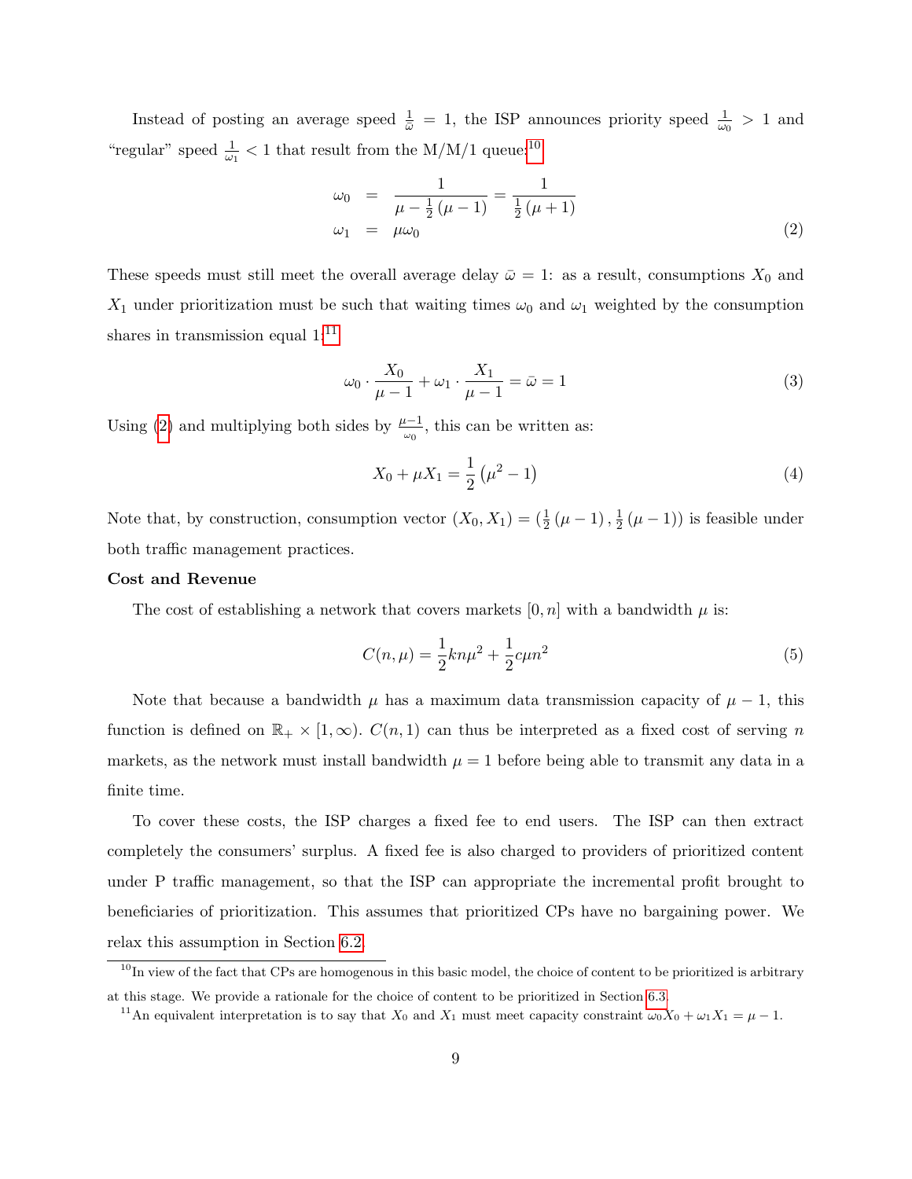Instead of posting an average speed $\frac{1}{\bar{\omega}} = 1$, the ISP announces priority speed $\frac{1}{\omega_0} > 1$ and "regular" speed $\frac{1}{\omega_1} < 1$ that result from the M/M/1 queue:[10]

$$
\begin{aligned}
\omega_0 &= \frac{1}{\mu - \frac{1}{2}(\mu - 1)} = \frac{1}{\frac{1}{2}(\mu + 1)} \\
\omega_1 &= \mu \omega_0
\end{aligned} \tag{2}
$$

These speeds must still meet the overall average delay $\bar{\omega} = 1$: as a result, consumptions $X_0$ and $X_1$ under prioritization must be such that waiting times $\omega_0$ and $\omega_1$ weighted by the consumption shares in transmission equal 1:[11]

$$
\omega_0 \cdot \frac{X_0}{\mu - 1} + \omega_1 \cdot \frac{X_1}{\mu - 1} = \bar{\omega} = 1 \tag{3}
$$

Using (2) and multiplying both sides by $\frac{\mu - 1}{\omega_0}$, this can be written as:

$$
X_0 + \mu X_1 = \frac{1}{2}\left(\mu^2 - 1\right) \tag{4}
$$

Note that, by construction, consumption vector $(X_0, X_1) = \left(\frac{1}{2}(\mu - 1), \frac{1}{2}(\mu - 1)\right)$ is feasible under both traffic management practices.

**Cost and Revenue**

The cost of establishing a network that covers markets $[0, n]$ with a bandwidth $\mu$ is:

$$
C(n, \mu) = \frac{1}{2} k n \mu^2 + \frac{1}{2} c \mu n^2 \tag{5}
$$

Note that because a bandwidth $\mu$ has a maximum data transmission capacity of $\mu - 1$, this function is defined on $\mathbb{R}_+ \times [1, \infty)$. $C(n, 1)$ can thus be interpreted as a fixed cost of serving $n$ markets, as the network must install bandwidth $\mu = 1$ before being able to transmit any data in a finite time.

To cover these costs, the ISP charges a fixed fee to end users. The ISP can then extract completely the consumers' surplus. A fixed fee is also charged to providers of prioritized content under P traffic management, so that the ISP can appropriate the incremental profit brought to beneficiaries of prioritization. This assumes that prioritized CPs have no bargaining power. We relax this assumption in Section 6.2.

[10] In view of the fact that CPs are homogenous in this basic model, the choice of content to be prioritized is arbitrary at this stage. We provide a rationale for the choice of content to be prioritized in Section 6.3.

[11] An equivalent interpretation is to say that $X_0$ and $X_1$ must meet capacity constraint $\omega_0 X_0 + \omega_1 X_1 = \mu - 1$.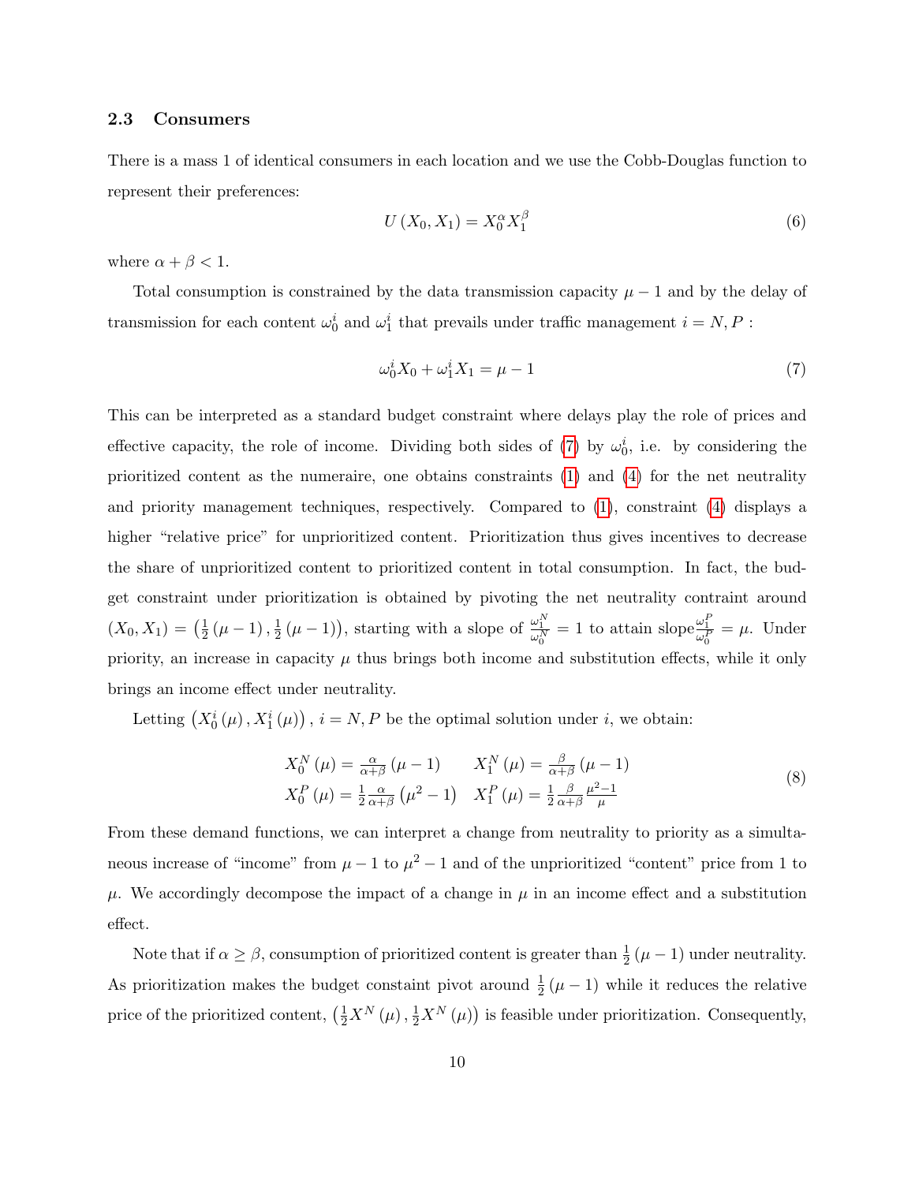### 2.3 Consumers

There is a mass 1 of identical consumers in each location and we use the Cobb-Douglas function to represent their preferences:

$$U(X_0, X_1) = X_0^{\alpha} X_1^{\beta} \tag{6}$$

where $\alpha + \beta < 1$.

Total consumption is constrained by the data transmission capacity $\mu - 1$ and by the delay of transmission for each content $\omega_0^i$ and $\omega_1^i$ that prevails under traffic management $i = N, P$ :

$$\omega_0^i X_0 + \omega_1^i X_1 = \mu - 1 \tag{7}$$

This can be interpreted as a standard budget constraint where delays play the role of prices and effective capacity, the role of income. Dividing both sides of (7) by $\omega_0^i$, i.e. by considering the prioritized content as the numeraire, one obtains constraints (1) and (4) for the net neutrality and priority management techniques, respectively. Compared to (1), constraint (4) displays a higher "relative price" for unprioritized content. Prioritization thus gives incentives to decrease the share of unprioritized content to prioritized content in total consumption. In fact, the budget constraint under prioritization is obtained by pivoting the net neutrality contraint around $(X_0, X_1) = \left(\frac{1}{2}(\mu - 1), \frac{1}{2}(\mu - 1)\right)$, starting with a slope of $\frac{\omega_1^N}{\omega_0^N} = 1$ to attain slope $\frac{\omega_1^P}{\omega_0^P} = \mu$. Under priority, an increase in capacity $\mu$ thus brings both income and substitution effects, while it only brings an income effect under neutrality.

Letting $\left(X_0^i(\mu), X_1^i(\mu)\right)$, $i = N, P$ be the optimal solution under $i$, we obtain:

$$\begin{array}{ll} X_0^N(\mu) = \frac{\alpha}{\alpha+\beta}(\mu - 1) & X_1^N(\mu) = \frac{\beta}{\alpha+\beta}(\mu - 1) \\ X_0^P(\mu) = \frac{1}{2}\frac{\alpha}{\alpha+\beta}\left(\mu^2 - 1\right) & X_1^P(\mu) = \frac{1}{2}\frac{\beta}{\alpha+\beta}\frac{\mu^2-1}{\mu} \end{array} \tag{8}$$

From these demand functions, we can interpret a change from neutrality to priority as a simultaneous increase of "income" from $\mu - 1$ to $\mu^2 - 1$ and of the unprioritized "content" price from 1 to $\mu$. We accordingly decompose the impact of a change in $\mu$ in an income effect and a substitution effect.

Note that if $\alpha \geq \beta$, consumption of prioritized content is greater than $\frac{1}{2}(\mu - 1)$ under neutrality. As prioritization makes the budget constaint pivot around $\frac{1}{2}(\mu - 1)$ while it reduces the relative price of the prioritized content, $\left(\frac{1}{2}X^N(\mu), \frac{1}{2}X^N(\mu)\right)$ is feasible under prioritization. Consequently,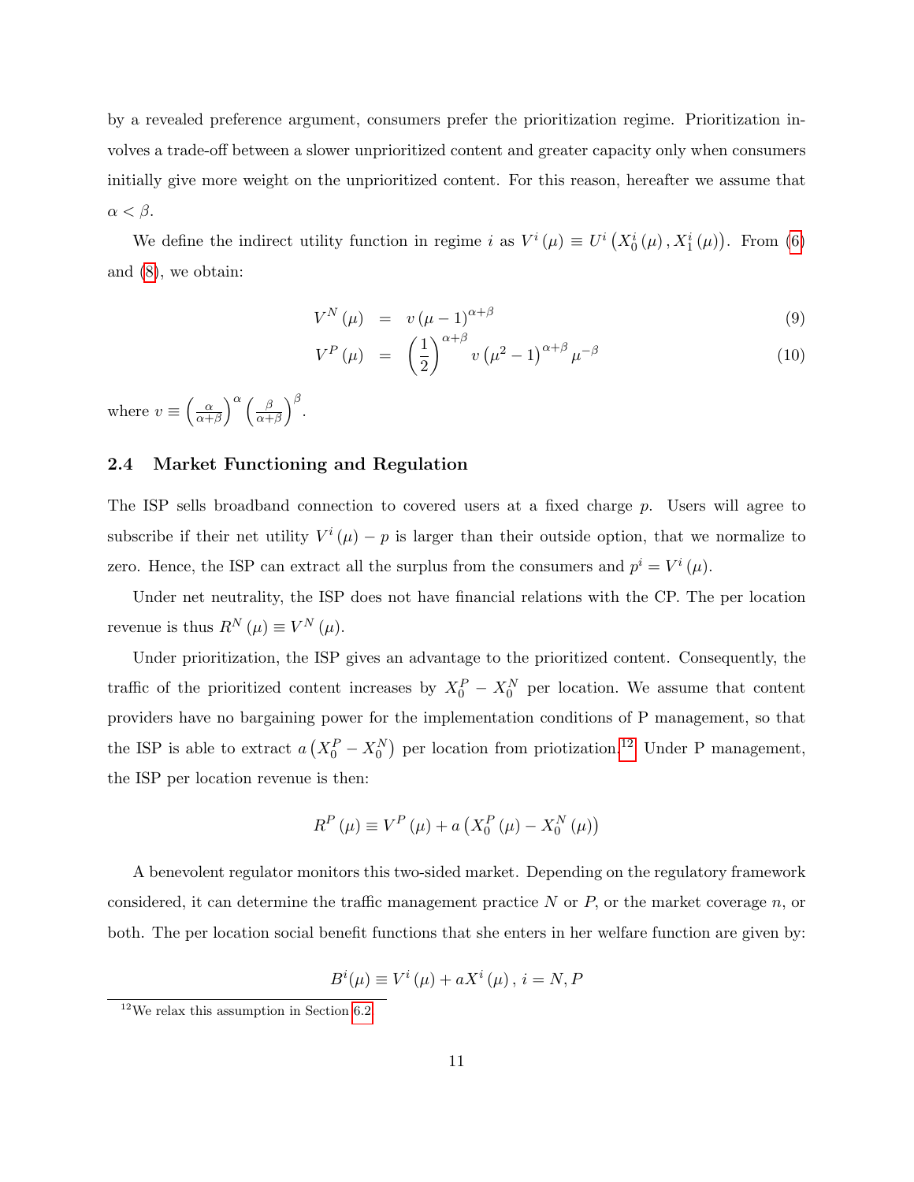by a revealed preference argument, consumers prefer the prioritization regime. Prioritization involves a trade-off between a slower unprioritized content and greater capacity only when consumers initially give more weight on the unprioritized content. For this reason, hereafter we assume that $\alpha < \beta$.

We define the indirect utility function in regime $i$ as $V^i(\mu) \equiv U^i\left(X_0^i(\mu), X_1^i(\mu)\right)$. From (6) and (8), we obtain:

$$
\begin{aligned}
V^N(\mu) &= v(\mu - 1)^{\alpha+\beta} && (9) \\
V^P(\mu) &= \left(\frac{1}{2}\right)^{\alpha+\beta} v\left(\mu^2 - 1\right)^{\alpha+\beta} \mu^{-\beta} && (10)
\end{aligned}
$$

where $v \equiv \left(\frac{\alpha}{\alpha+\beta}\right)^{\alpha} \left(\frac{\beta}{\alpha+\beta}\right)^{\beta}$.

### 2.4 Market Functioning and Regulation

The ISP sells broadband connection to covered users at a fixed charge $p$. Users will agree to subscribe if their net utility $V^i(\mu) - p$ is larger than their outside option, that we normalize to zero. Hence, the ISP can extract all the surplus from the consumers and $p^i = V^i(\mu)$.

Under net neutrality, the ISP does not have financial relations with the CP. The per location revenue is thus $R^N(\mu) \equiv V^N(\mu)$.

Under prioritization, the ISP gives an advantage to the prioritized content. Consequently, the traffic of the prioritized content increases by $X_0^P - X_0^N$ per location. We assume that content providers have no bargaining power for the implementation conditions of P management, so that the ISP is able to extract $a\left(X_0^P - X_0^N\right)$ per location from priotization.[12] Under P management, the ISP per location revenue is then:

$$
R^P(\mu) \equiv V^P(\mu) + a\left(X_0^P(\mu) - X_0^N(\mu)\right)
$$

A benevolent regulator monitors this two-sided market. Depending on the regulatory framework considered, it can determine the traffic management practice $N$ or $P$, or the market coverage $n$, or both. The per location social benefit functions that she enters in her welfare function are given by:

$$
B^i(\mu) \equiv V^i(\mu) + aX^i(\mu), \, i = N, P
$$

[12] We relax this assumption in Section 6.2.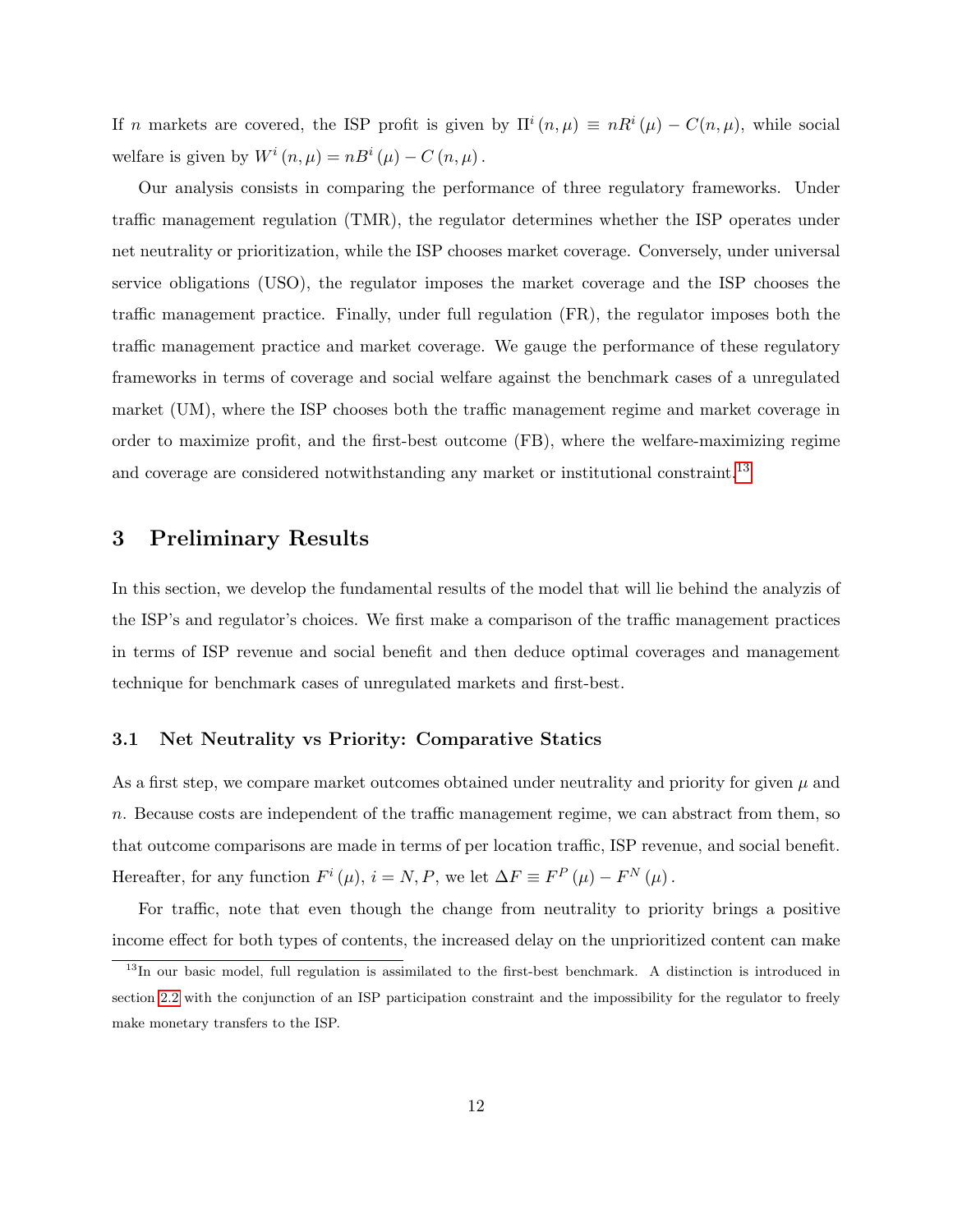If $n$ markets are covered, the ISP profit is given by $\Pi^i(n,\mu) \equiv nR^i(\mu) - C(n,\mu)$, while social welfare is given by $W^i(n,\mu) = nB^i(\mu) - C(n,\mu)$.

Our analysis consists in comparing the performance of three regulatory frameworks. Under traffic management regulation (TMR), the regulator determines whether the ISP operates under net neutrality or prioritization, while the ISP chooses market coverage. Conversely, under universal service obligations (USO), the regulator imposes the market coverage and the ISP chooses the traffic management practice. Finally, under full regulation (FR), the regulator imposes both the traffic management practice and market coverage. We gauge the performance of these regulatory frameworks in terms of coverage and social welfare against the benchmark cases of a unregulated market (UM), where the ISP chooses both the traffic management regime and market coverage in order to maximize profit, and the first-best outcome (FB), where the welfare-maximizing regime and coverage are considered notwithstanding any market or institutional constraint.[13]

## 3 Preliminary Results

In this section, we develop the fundamental results of the model that will lie behind the analyzis of the ISP's and regulator's choices. We first make a comparison of the traffic management practices in terms of ISP revenue and social benefit and then deduce optimal coverages and management technique for benchmark cases of unregulated markets and first-best.

### 3.1 Net Neutrality vs Priority: Comparative Statics

As a first step, we compare market outcomes obtained under neutrality and priority for given $\mu$ and $n$. Because costs are independent of the traffic management regime, we can abstract from them, so that outcome comparisons are made in terms of per location traffic, ISP revenue, and social benefit. Hereafter, for any function $F^i(\mu)$, $i = N, P$, we let $\Delta F \equiv F^P(\mu) - F^N(\mu)$.

For traffic, note that even though the change from neutrality to priority brings a positive income effect for both types of contents, the increased delay on the unprioritized content can make

[13] In our basic model, full regulation is assimilated to the first-best benchmark. A distinction is introduced in section 2.2 with the conjunction of an ISP participation constraint and the impossibility for the regulator to freely make monetary transfers to the ISP.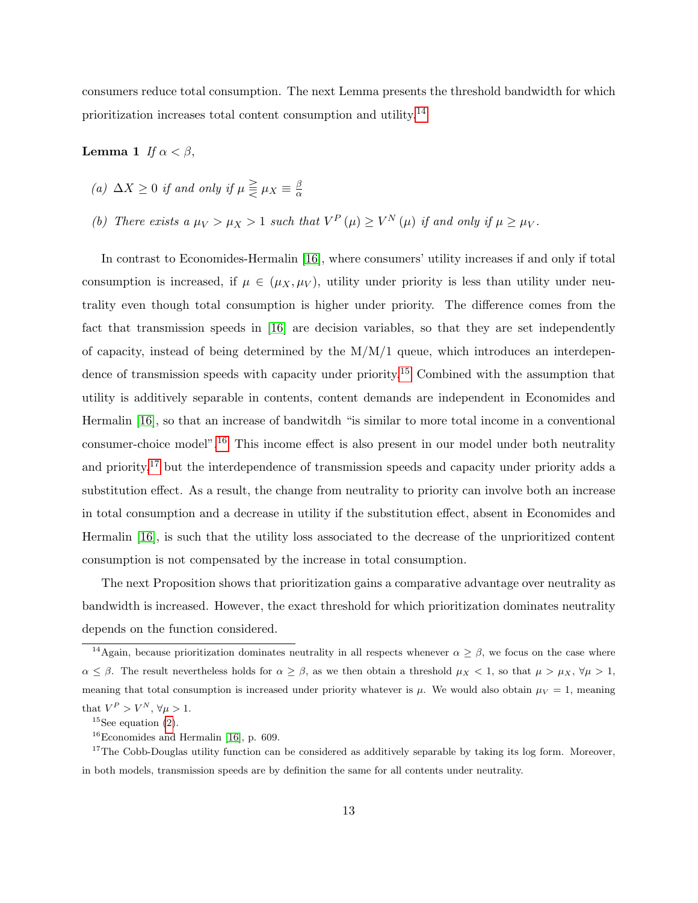consumers reduce total consumption. The next Lemma presents the threshold bandwidth for which prioritization increases total content consumption and utility.[14]

**Lemma 1** *If $\alpha < \beta$,*

*(a) $\Delta X \geq 0$ if and only if $\mu \gtreqless \mu_X \equiv \frac{\beta}{\alpha}$*

*(b) There exists a $\mu_V > \mu_X > 1$ such that $V^P(\mu) \geq V^N(\mu)$ if and only if $\mu \geq \mu_V$.*

In contrast to Economides-Hermalin [16], where consumers' utility increases if and only if total consumption is increased, if $\mu \in (\mu_X, \mu_V)$, utility under priority is less than utility under neutrality even though total consumption is higher under priority. The difference comes from the fact that transmission speeds in [16] are decision variables, so that they are set independently of capacity, instead of being determined by the M/M/1 queue, which introduces an interdependence of transmission speeds with capacity under priority.[15] Combined with the assumption that utility is additively separable in contents, content demands are independent in Economides and Hermalin [16], so that an increase of bandwitdh "is similar to more total income in a conventional consumer-choice model".[16] This income effect is also present in our model under both neutrality and priority,[17] but the interdependence of transmission speeds and capacity under priority adds a substitution effect. As a result, the change from neutrality to priority can involve both an increase in total consumption and a decrease in utility if the substitution effect, absent in Economides and Hermalin [16], is such that the utility loss associated to the decrease of the unprioritized content consumption is not compensated by the increase in total consumption.

The next Proposition shows that prioritization gains a comparative advantage over neutrality as bandwidth is increased. However, the exact threshold for which prioritization dominates neutrality depends on the function considered.

---

[14] Again, because prioritization dominates neutrality in all respects whenever $\alpha \geq \beta$, we focus on the case where $\alpha \leq \beta$. The result nevertheless holds for $\alpha \geq \beta$, as we then obtain a threshold $\mu_X < 1$, so that $\mu > \mu_X$, $\forall \mu > 1$, meaning that total consumption is increased under priority whatever is $\mu$. We would also obtain $\mu_V = 1$, meaning that $V^P > V^N$, $\forall \mu > 1$.

[15] See equation (2).

[16] Economides and Hermalin [16], p. 609.

[17] The Cobb-Douglas utility function can be considered as additively separable by taking its log form. Moreover, in both models, transmission speeds are by definition the same for all contents under neutrality.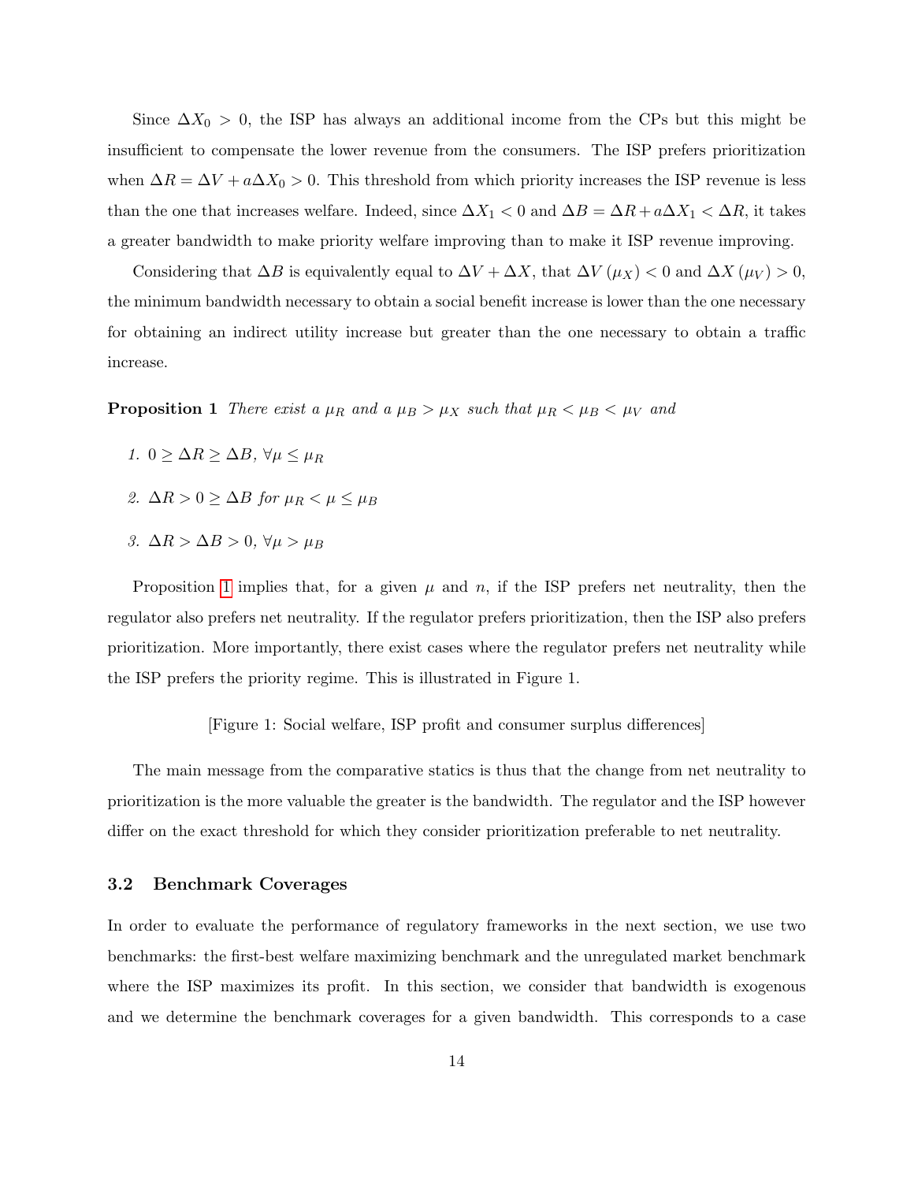Since $\Delta X_0 > 0$, the ISP has always an additional income from the CPs but this might be insufficient to compensate the lower revenue from the consumers. The ISP prefers prioritization when $\Delta R = \Delta V + a\Delta X_0 > 0$. This threshold from which priority increases the ISP revenue is less than the one that increases welfare. Indeed, since $\Delta X_1 < 0$ and $\Delta B = \Delta R + a\Delta X_1 < \Delta R$, it takes a greater bandwidth to make priority welfare improving than to make it ISP revenue improving.

Considering that $\Delta B$ is equivalently equal to $\Delta V + \Delta X$, that $\Delta V(\mu_X) < 0$ and $\Delta X(\mu_V) > 0$, the minimum bandwidth necessary to obtain a social benefit increase is lower than the one necessary for obtaining an indirect utility increase but greater than the one necessary to obtain a traffic increase.

**Proposition 1** *There exist a $\mu_R$ and a $\mu_B > \mu_X$ such that $\mu_R < \mu_B < \mu_V$ and*

1. $0 \geq \Delta R \geq \Delta B$, $\forall \mu \leq \mu_R$
2. $\Delta R > 0 \geq \Delta B$ *for* $\mu_R < \mu \leq \mu_B$
3. $\Delta R > \Delta B > 0$, $\forall \mu > \mu_B$

Proposition 1 implies that, for a given $\mu$ and $n$, if the ISP prefers net neutrality, then the regulator also prefers net neutrality. If the regulator prefers prioritization, then the ISP also prefers prioritization. More importantly, there exist cases where the regulator prefers net neutrality while the ISP prefers the priority regime. This is illustrated in Figure 1.

[Figure 1: Social welfare, ISP profit and consumer surplus differences]

The main message from the comparative statics is thus that the change from net neutrality to prioritization is the more valuable the greater is the bandwidth. The regulator and the ISP however differ on the exact threshold for which they consider prioritization preferable to net neutrality.

### 3.2 Benchmark Coverages

In order to evaluate the performance of regulatory frameworks in the next section, we use two benchmarks: the first-best welfare maximizing benchmark and the unregulated market benchmark where the ISP maximizes its profit. In this section, we consider that bandwidth is exogenous and we determine the benchmark coverages for a given bandwidth. This corresponds to a case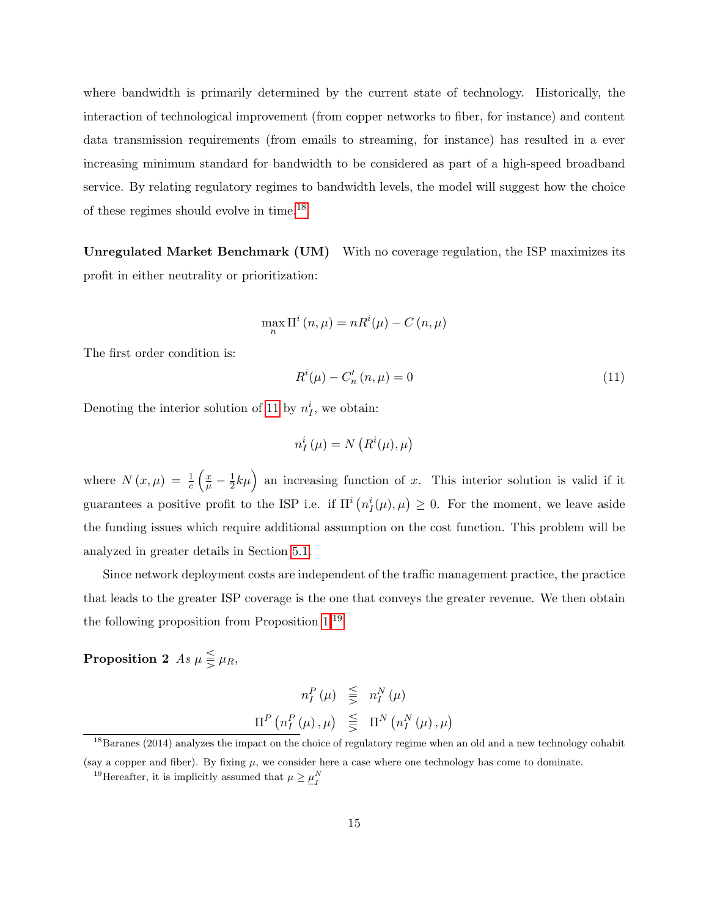where bandwidth is primarily determined by the current state of technology. Historically, the interaction of technological improvement (from copper networks to fiber, for instance) and content data transmission requirements (from emails to streaming, for instance) has resulted in a ever increasing minimum standard for bandwidth to be considered as part of a high-speed broadband service. By relating regulatory regimes to bandwidth levels, the model will suggest how the choice of these regimes should evolve in time.[18]

**Unregulated Market Benchmark (UM)** With no coverage regulation, the ISP maximizes its profit in either neutrality or prioritization:

$$\max_{n} \Pi^{i}(n, \mu) = nR^{i}(\mu) - C(n, \mu)$$

The first order condition is:

$$R^{i}(\mu) - C'_{n}(n, \mu) = 0 \tag{11}$$

Denoting the interior solution of 11 by $n_{I}^{i}$, we obtain:

$$n_{I}^{i}(\mu) = N\left(R^{i}(\mu), \mu\right)$$

where $N(x, \mu) = \frac{1}{c}\left(\frac{x}{\mu} - \frac{1}{2}k\mu\right)$ an increasing function of $x$. This interior solution is valid if it guarantees a positive profit to the ISP i.e. if $\Pi^{i}\left(n_{I}^{i}(\mu), \mu\right) \geq 0$. For the moment, we leave aside the funding issues which require additional assumption on the cost function. This problem will be analyzed in greater details in Section 5.1.

Since network deployment costs are independent of the traffic management practice, the practice that leads to the greater ISP coverage is the one that conveys the greater revenue. We then obtain the following proposition from Proposition 1.[19]

**Proposition 2** *As* $\mu \lesseqqgtr \mu_{R}$,

$$n_{I}^{P}(\mu) \lesseqqgtr n_{I}^{N}(\mu)$$

$$\Pi^{P}\left(n_{I}^{P}(\mu), \mu\right) \lesseqqgtr \Pi^{N}\left(n_{I}^{N}(\mu), \mu\right)$$

---

[18] Baranes (2014) analyzes the impact on the choice of regulatory regime when an old and a new technology cohabit (say a copper and fiber). By fixing $\mu$, we consider here a case where one technology has come to dominate.

[19] Hereafter, it is implicitly assumed that $\mu \geq \underline{\mu}_{I}^{N}$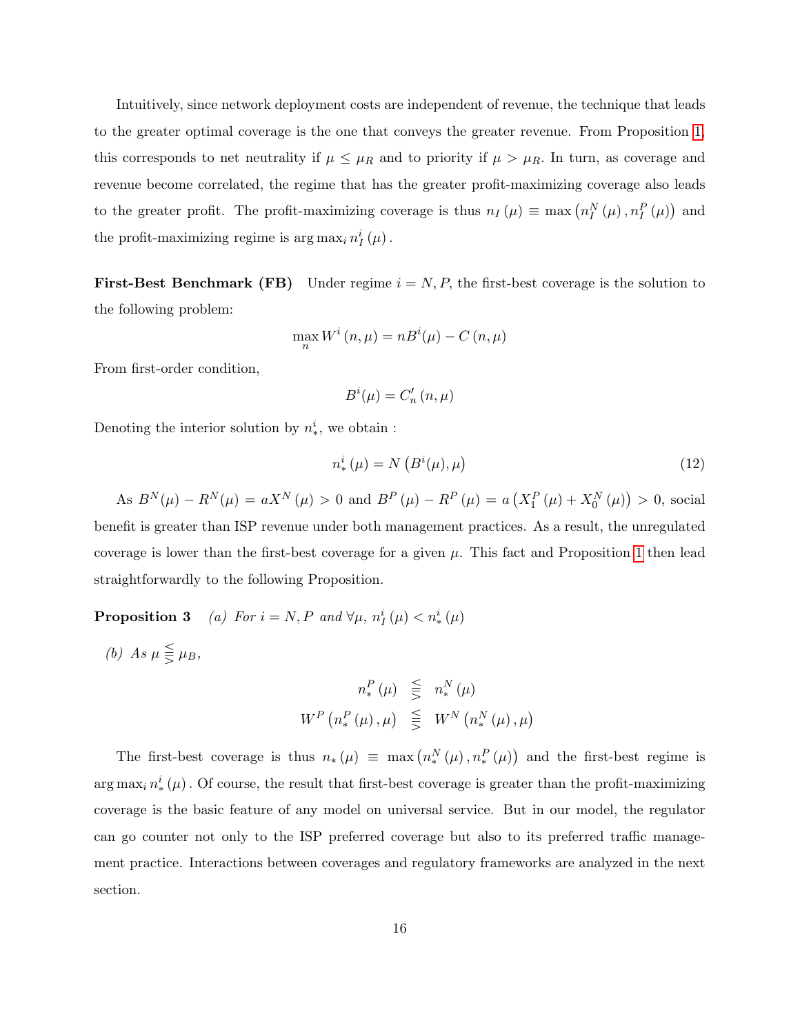Intuitively, since network deployment costs are independent of revenue, the technique that leads to the greater optimal coverage is the one that conveys the greater revenue. From Proposition 1, this corresponds to net neutrality if $\mu \leq \mu_R$ and to priority if $\mu > \mu_R$. In turn, as coverage and revenue become correlated, the regime that has the greater profit-maximizing coverage also leads to the greater profit. The profit-maximizing coverage is thus $n_I(\mu) \equiv \max\left(n_I^N(\mu), n_I^P(\mu)\right)$ and the profit-maximizing regime is $\arg\max_i n_I^i(\mu)$.

**First-Best Benchmark (FB)** Under regime $i = N, P$, the first-best coverage is the solution to the following problem:

$$\max_n W^i(n,\mu) = nB^i(\mu) - C(n,\mu)$$

From first-order condition,

$$B^i(\mu) = C_n'(n,\mu)$$

Denoting the interior solution by $n_*^i$, we obtain :

$$n_*^i(\mu) = N\left(B^i(\mu), \mu\right) \tag{12}$$

As $B^N(\mu) - R^N(\mu) = aX^N(\mu) > 0$ and $B^P(\mu) - R^P(\mu) = a\left(X_1^P(\mu) + X_0^N(\mu)\right) > 0$, social benefit is greater than ISP revenue under both management practices. As a result, the unregulated coverage is lower than the first-best coverage for a given $\mu$. This fact and Proposition 1 then lead straightforwardly to the following Proposition.

**Proposition 3** *(a) For $i = N, P$ and $\forall\mu$, $n_I^i(\mu) < n_*^i(\mu)$*

*(b) As $\mu \lesseqqgtr \mu_B$,*

$$n_*^P(\mu) \lesseqqgtr n_*^N(\mu)$$
$$W^P\left(n_*^P(\mu), \mu\right) \lesseqqgtr W^N\left(n_*^N(\mu), \mu\right)$$

The first-best coverage is thus $n_*(\mu) \equiv \max\left(n_*^N(\mu), n_*^P(\mu)\right)$ and the first-best regime is $\arg\max_i n_*^i(\mu)$. Of course, the result that first-best coverage is greater than the profit-maximizing coverage is the basic feature of any model on universal service. But in our model, the regulator can go counter not only to the ISP preferred coverage but also to its preferred traffic management practice. Interactions between coverages and regulatory frameworks are analyzed in the next section.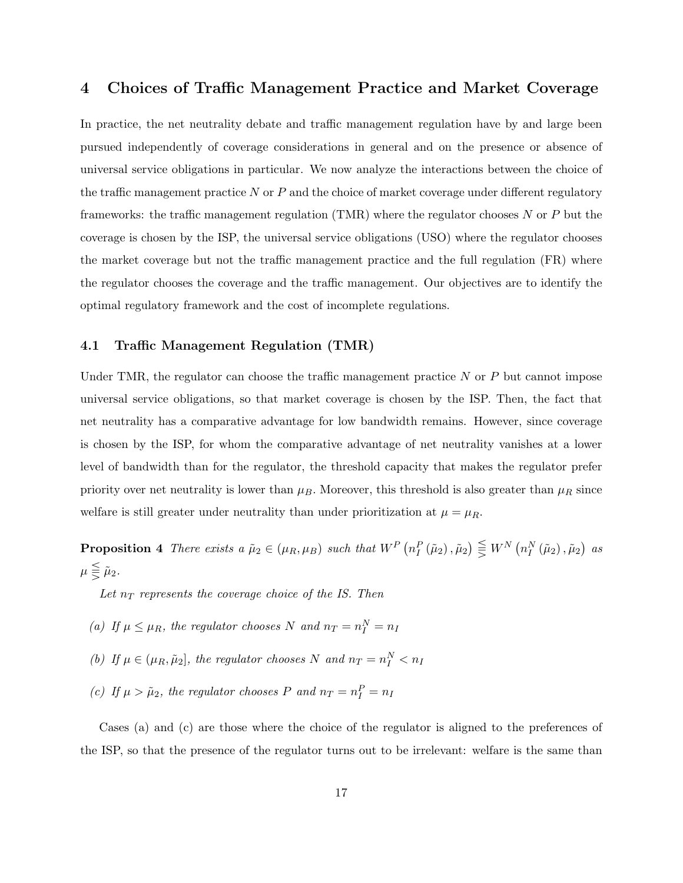# 4 Choices of Traffic Management Practice and Market Coverage

In practice, the net neutrality debate and traffic management regulation have by and large been pursued independently of coverage considerations in general and on the presence or absence of universal service obligations in particular. We now analyze the interactions between the choice of the traffic management practice $N$ or $P$ and the choice of market coverage under different regulatory frameworks: the traffic management regulation (TMR) where the regulator chooses $N$ or $P$ but the coverage is chosen by the ISP, the universal service obligations (USO) where the regulator chooses the market coverage but not the traffic management practice and the full regulation (FR) where the regulator chooses the coverage and the traffic management. Our objectives are to identify the optimal regulatory framework and the cost of incomplete regulations.

## 4.1 Traffic Management Regulation (TMR)

Under TMR, the regulator can choose the traffic management practice $N$ or $P$ but cannot impose universal service obligations, so that market coverage is chosen by the ISP. Then, the fact that net neutrality has a comparative advantage for low bandwidth remains. However, since coverage is chosen by the ISP, for whom the comparative advantage of net neutrality vanishes at a lower level of bandwidth than for the regulator, the threshold capacity that makes the regulator prefer priority over net neutrality is lower than $\mu_B$. Moreover, this threshold is also greater than $\mu_R$ since welfare is still greater under neutrality than under prioritization at $\mu = \mu_R$.

**Proposition 4** *There exists a $\tilde{\mu}_2 \in (\mu_R, \mu_B)$ such that $W^P\left(n_I^P\left(\tilde{\mu}_2\right), \tilde{\mu}_2\right) \lesseqqgtr W^N\left(n_I^N\left(\tilde{\mu}_2\right), \tilde{\mu}_2\right)$ as $\mu \lesseqqgtr \tilde{\mu}_2$.*

*Let $n_T$ represents the coverage choice of the IS. Then*

*(a) If $\mu \leq \mu_R$, the regulator chooses $N$ and $n_T = n_I^N = n_I$*

*(b) If $\mu \in (\mu_R, \tilde{\mu}_2]$, the regulator chooses $N$ and $n_T = n_I^N < n_I$*

*(c) If $\mu > \tilde{\mu}_2$, the regulator chooses $P$ and $n_T = n_I^P = n_I$*

Cases (a) and (c) are those where the choice of the regulator is aligned to the preferences of the ISP, so that the presence of the regulator turns out to be irrelevant: welfare is the same than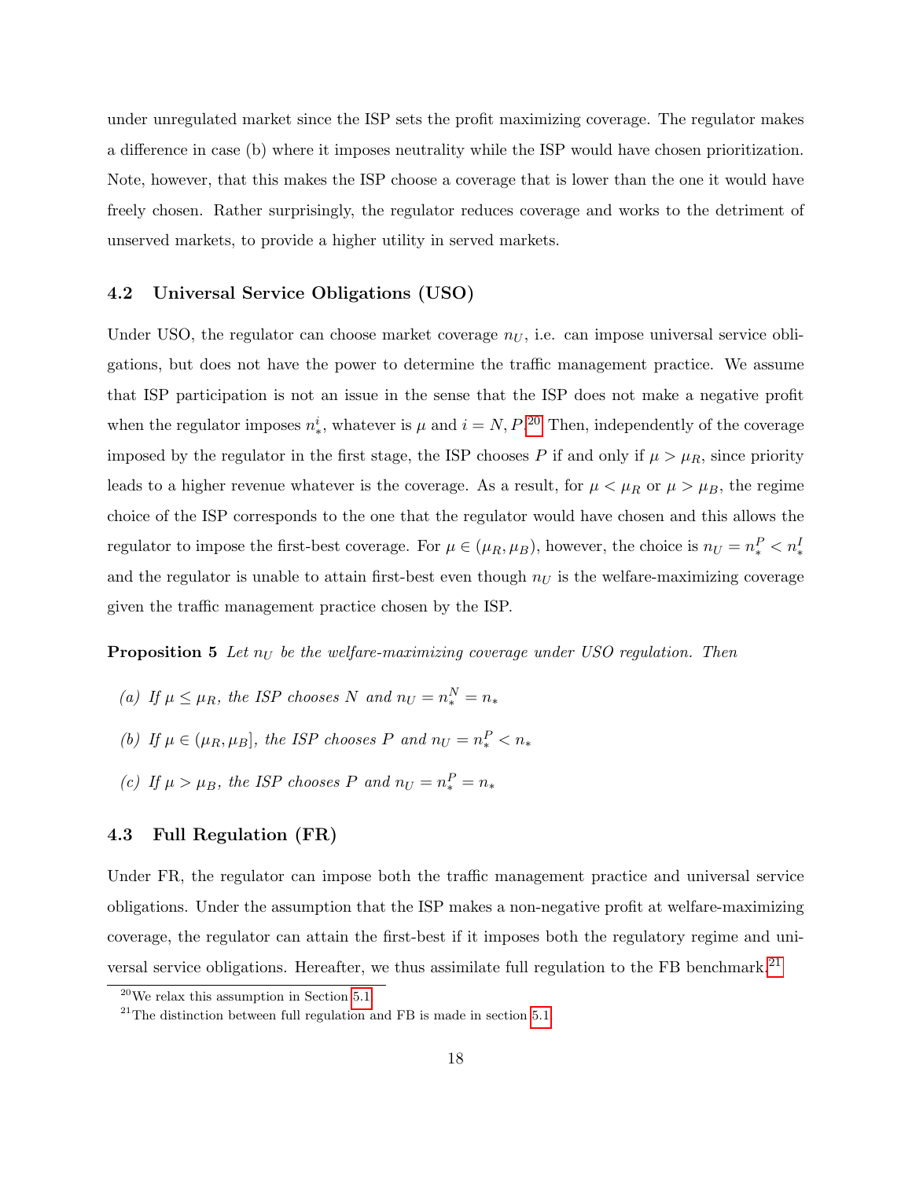under unregulated market since the ISP sets the profit maximizing coverage. The regulator makes a difference in case (b) where it imposes neutrality while the ISP would have chosen prioritization. Note, however, that this makes the ISP choose a coverage that is lower than the one it would have freely chosen. Rather surprisingly, the regulator reduces coverage and works to the detriment of unserved markets, to provide a higher utility in served markets.

### 4.2 Universal Service Obligations (USO)

Under USO, the regulator can choose market coverage $n_U$, i.e. can impose universal service obligations, but does not have the power to determine the traffic management practice. We assume that ISP participation is not an issue in the sense that the ISP does not make a negative profit when the regulator imposes $n_*^i$, whatever is $\mu$ and $i = N, P$.[20] Then, independently of the coverage imposed by the regulator in the first stage, the ISP chooses $P$ if and only if $\mu > \mu_R$, since priority leads to a higher revenue whatever is the coverage. As a result, for $\mu < \mu_R$ or $\mu > \mu_B$, the regime choice of the ISP corresponds to the one that the regulator would have chosen and this allows the regulator to impose the first-best coverage. For $\mu \in (\mu_R, \mu_B)$, however, the choice is $n_U = n_*^P < n_*^I$ and the regulator is unable to attain first-best even though $n_U$ is the welfare-maximizing coverage given the traffic management practice chosen by the ISP.

**Proposition 5** *Let $n_U$ be the welfare-maximizing coverage under USO regulation. Then*

*(a) If $\mu \leq \mu_R$, the ISP chooses $N$ and $n_U = n_*^N = n_*$*

*(b) If $\mu \in (\mu_R, \mu_B]$, the ISP chooses $P$ and $n_U = n_*^P < n_*$*

*(c) If $\mu > \mu_B$, the ISP chooses $P$ and $n_U = n_*^P = n_*$*

### 4.3 Full Regulation (FR)

Under FR, the regulator can impose both the traffic management practice and universal service obligations. Under the assumption that the ISP makes a non-negative profit at welfare-maximizing coverage, the regulator can attain the first-best if it imposes both the regulatory regime and universal service obligations. Hereafter, we thus assimilate full regulation to the FB benchmark.[21]

[20] We relax this assumption in Section 5.1

[21] The distinction between full regulation and FB is made in section 5.1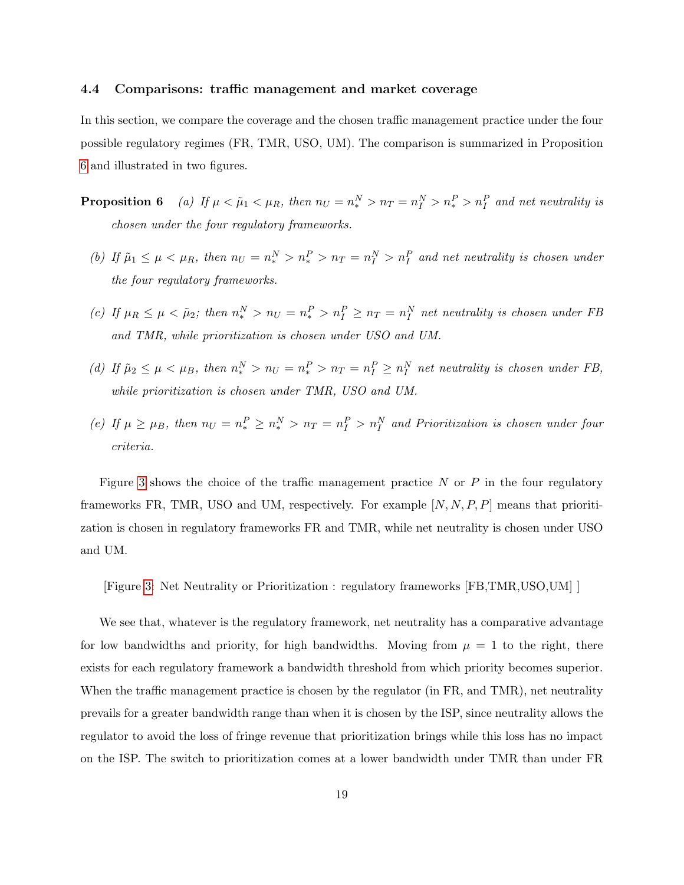### 4.4 Comparisons: traffic management and market coverage

In this section, we compare the coverage and the chosen traffic management practice under the four possible regulatory regimes (FR, TMR, USO, UM). The comparison is summarized in Proposition 6 and illustrated in two figures.

**Proposition 6** *(a) If $\mu < \tilde{\mu}_1 < \mu_R$, then $n_U = n_*^N > n_T = n_I^N > n_*^P > n_I^P$ and net neutrality is chosen under the four regulatory frameworks.*

*(b) If $\tilde{\mu}_1 \leq \mu < \mu_R$, then $n_U = n_*^N > n_*^P > n_T = n_I^N > n_I^P$ and net neutrality is chosen under the four regulatory frameworks.*

*(c) If $\mu_R \leq \mu < \tilde{\mu}_2$; then $n_*^N > n_U = n_*^P > n_I^P \geq n_T = n_I^N$ net neutrality is chosen under FB and TMR, while prioritization is chosen under USO and UM.*

*(d) If $\tilde{\mu}_2 \leq \mu < \mu_B$, then $n_*^N > n_U = n_*^P > n_T = n_I^P \geq n_I^N$ net neutrality is chosen under FB, while prioritization is chosen under TMR, USO and UM.*

*(e) If $\mu \geq \mu_B$, then $n_U = n_*^P \geq n_*^N > n_T = n_I^P > n_I^N$ and Prioritization is chosen under four criteria.*

Figure 3 shows the choice of the traffic management practice $N$ or $P$ in the four regulatory frameworks FR, TMR, USO and UM, respectively. For example $[N, N, P, P]$ means that prioritization is chosen in regulatory frameworks FR and TMR, while net neutrality is chosen under USO and UM.

[Figure 3: Net Neutrality or Prioritization : regulatory frameworks [FB,TMR,USO,UM] ]

We see that, whatever is the regulatory framework, net neutrality has a comparative advantage for low bandwidths and priority, for high bandwidths. Moving from $\mu = 1$ to the right, there exists for each regulatory framework a bandwidth threshold from which priority becomes superior. When the traffic management practice is chosen by the regulator (in FR, and TMR), net neutrality prevails for a greater bandwidth range than when it is chosen by the ISP, since neutrality allows the regulator to avoid the loss of fringe revenue that prioritization brings while this loss has no impact on the ISP. The switch to prioritization comes at a lower bandwidth under TMR than under FR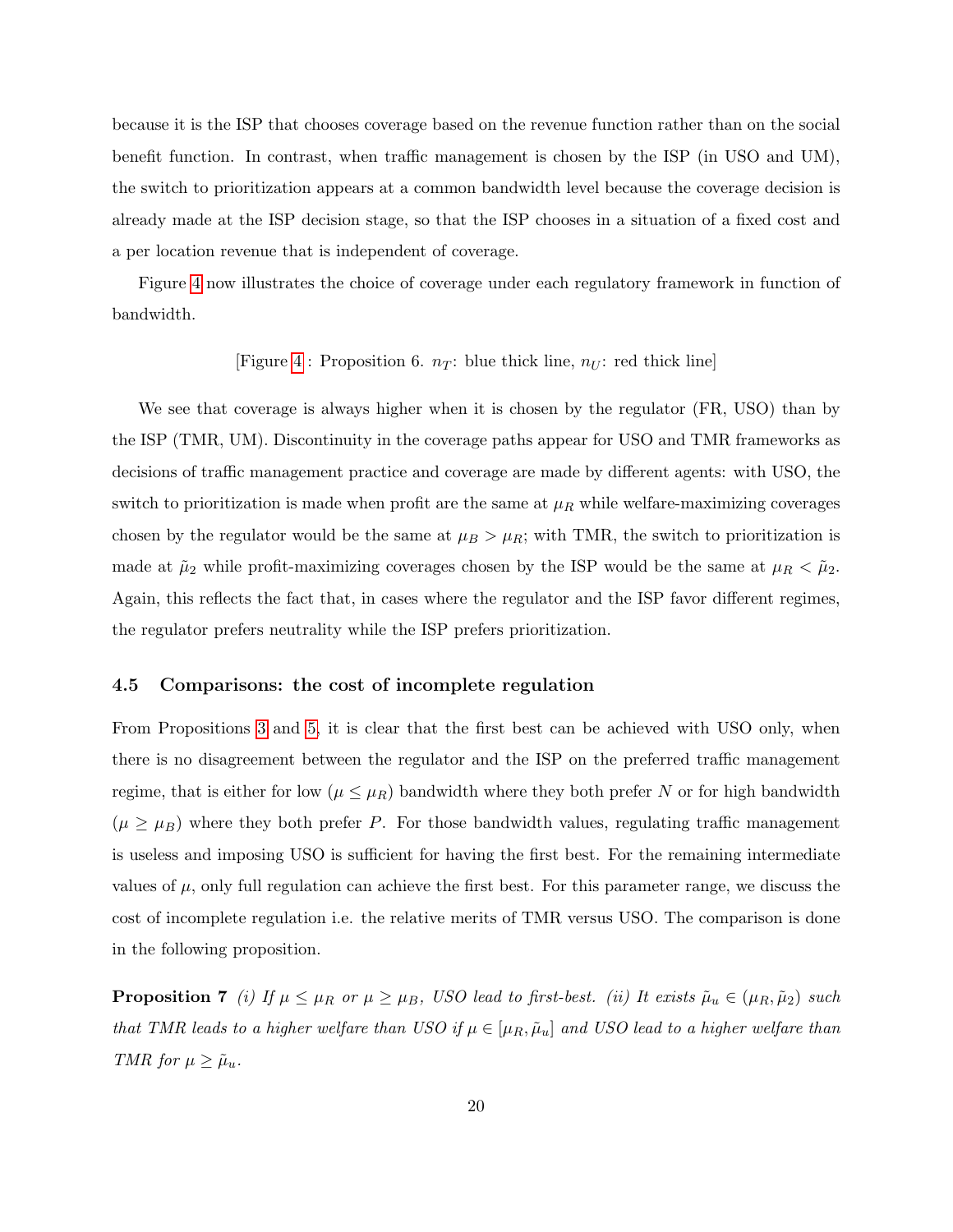because it is the ISP that chooses coverage based on the revenue function rather than on the social benefit function. In contrast, when traffic management is chosen by the ISP (in USO and UM), the switch to prioritization appears at a common bandwidth level because the coverage decision is already made at the ISP decision stage, so that the ISP chooses in a situation of a fixed cost and a per location revenue that is independent of coverage.

Figure 4 now illustrates the choice of coverage under each regulatory framework in function of bandwidth.

[Figure 4 : Proposition 6. $n_T$: blue thick line, $n_U$: red thick line]

We see that coverage is always higher when it is chosen by the regulator (FR, USO) than by the ISP (TMR, UM). Discontinuity in the coverage paths appear for USO and TMR frameworks as decisions of traffic management practice and coverage are made by different agents: with USO, the switch to prioritization is made when profit are the same at $\mu_R$ while welfare-maximizing coverages chosen by the regulator would be the same at $\mu_B > \mu_R$; with TMR, the switch to prioritization is made at $\tilde{\mu}_2$ while profit-maximizing coverages chosen by the ISP would be the same at $\mu_R < \tilde{\mu}_2$. Again, this reflects the fact that, in cases where the regulator and the ISP favor different regimes, the regulator prefers neutrality while the ISP prefers prioritization.

### 4.5 Comparisons: the cost of incomplete regulation

From Propositions 3 and 5, it is clear that the first best can be achieved with USO only, when there is no disagreement between the regulator and the ISP on the preferred traffic management regime, that is either for low ($\mu \leq \mu_R$) bandwidth where they both prefer $N$ or for high bandwidth ($\mu \geq \mu_B$) where they both prefer $P$. For those bandwidth values, regulating traffic management is useless and imposing USO is sufficient for having the first best. For the remaining intermediate values of $\mu$, only full regulation can achieve the first best. For this parameter range, we discuss the cost of incomplete regulation i.e. the relative merits of TMR versus USO. The comparison is done in the following proposition.

**Proposition 7** *(i) If $\mu \leq \mu_R$ or $\mu \geq \mu_B$, USO lead to first-best. (ii) It exists $\tilde{\mu}_u \in (\mu_R, \tilde{\mu}_2)$ such that TMR leads to a higher welfare than USO if $\mu \in [\mu_R, \tilde{\mu}_u]$ and USO lead to a higher welfare than TMR for $\mu \geq \tilde{\mu}_u$.*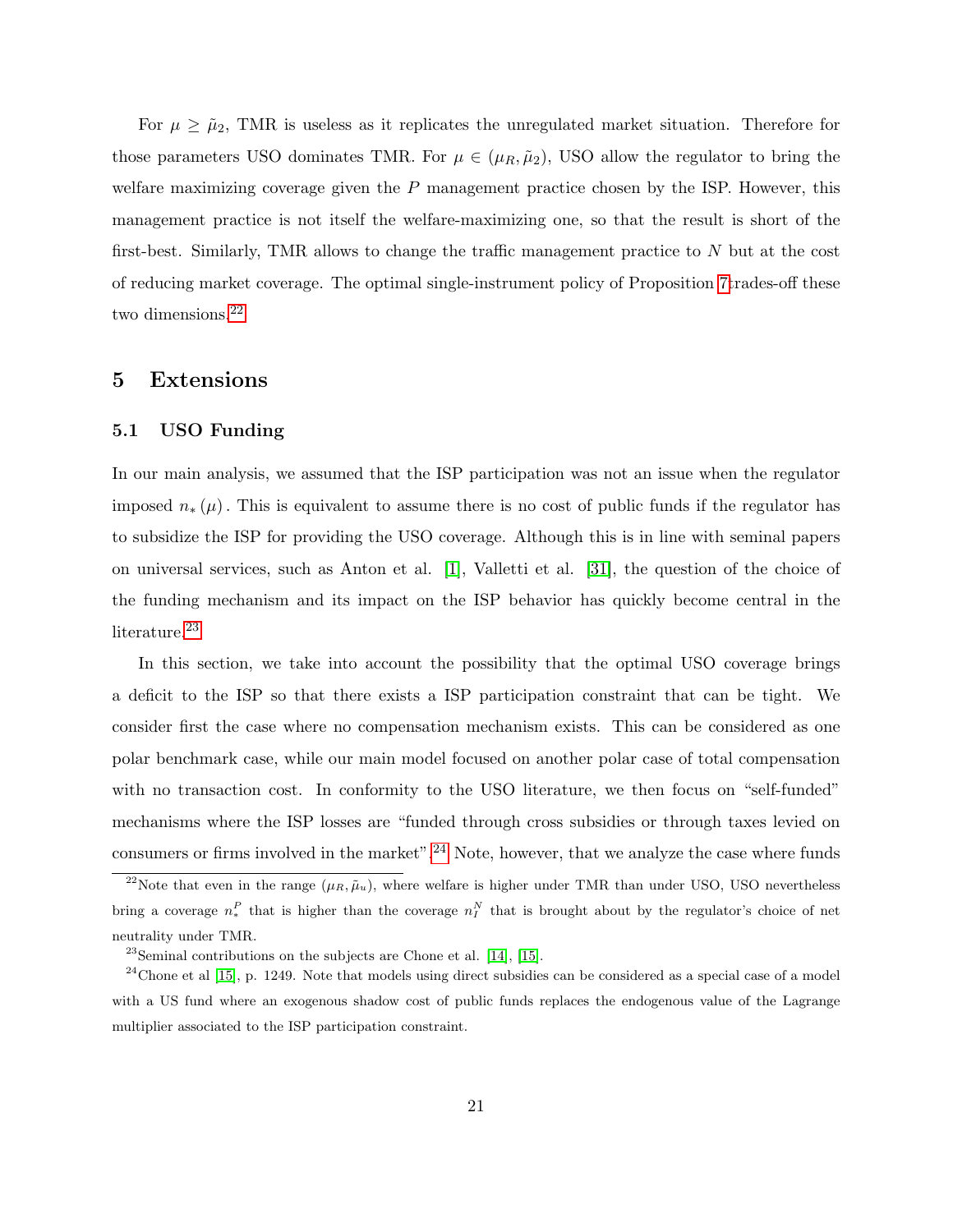For $\mu \geq \tilde{\mu}_2$, TMR is useless as it replicates the unregulated market situation. Therefore for those parameters USO dominates TMR. For $\mu \in (\mu_R, \tilde{\mu}_2)$, USO allow the regulator to bring the welfare maximizing coverage given the $P$ management practice chosen by the ISP. However, this management practice is not itself the welfare-maximizing one, so that the result is short of the first-best. Similarly, TMR allows to change the traffic management practice to $N$ but at the cost of reducing market coverage. The optimal single-instrument policy of Proposition 7 trades-off these two dimensions.[22]

# 5 Extensions

## 5.1 USO Funding

In our main analysis, we assumed that the ISP participation was not an issue when the regulator imposed $n_*(\mu)$. This is equivalent to assume there is no cost of public funds if the regulator has to subsidize the ISP for providing the USO coverage. Although this is in line with seminal papers on universal services, such as Anton et al. [1], Valletti et al. [31], the question of the choice of the funding mechanism and its impact on the ISP behavior has quickly become central in the literature.[23]

In this section, we take into account the possibility that the optimal USO coverage brings a deficit to the ISP so that there exists a ISP participation constraint that can be tight. We consider first the case where no compensation mechanism exists. This can be considered as one polar benchmark case, while our main model focused on another polar case of total compensation with no transaction cost. In conformity to the USO literature, we then focus on "self-funded" mechanisms where the ISP losses are "funded through cross subsidies or through taxes levied on consumers or firms involved in the market".[24] Note, however, that we analyze the case where funds

[22] Note that even in the range $(\mu_R, \tilde{\mu}_u)$, where welfare is higher under TMR than under USO, USO nevertheless bring a coverage $n_*^P$ that is higher than the coverage $n_I^N$ that is brought about by the regulator's choice of net neutrality under TMR.

[23] Seminal contributions on the subjects are Chone et al. [14], [15].

[24] Chone et al [15], p. 1249. Note that models using direct subsidies can be considered as a special case of a model with a US fund where an exogenous shadow cost of public funds replaces the endogenous value of the Lagrange multiplier associated to the ISP participation constraint.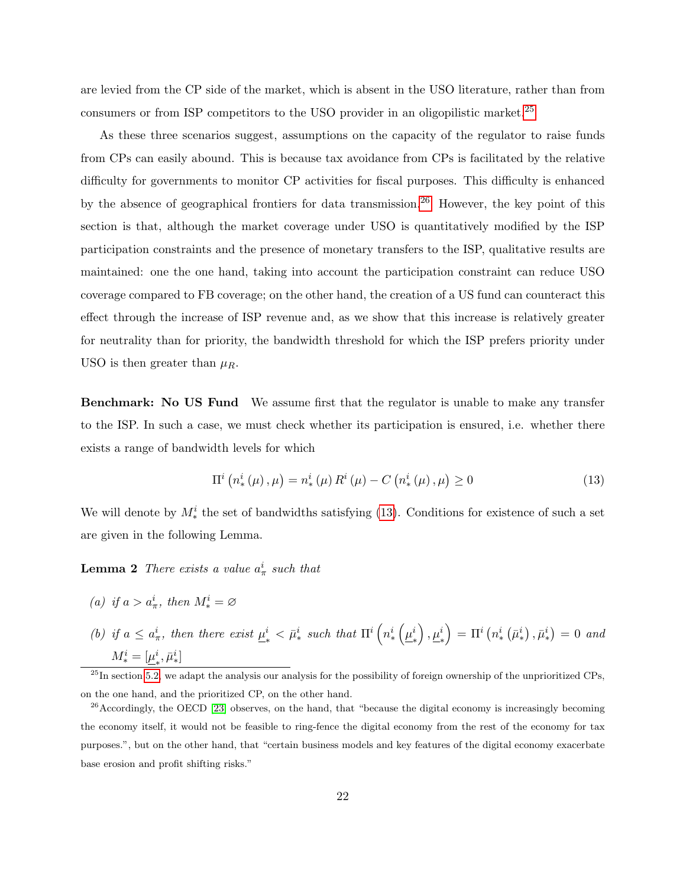are levied from the CP side of the market, which is absent in the USO literature, rather than from consumers or from ISP competitors to the USO provider in an oligopilistic market.[25]

As these three scenarios suggest, assumptions on the capacity of the regulator to raise funds from CPs can easily abound. This is because tax avoidance from CPs is facilitated by the relative difficulty for governments to monitor CP activities for fiscal purposes. This difficulty is enhanced by the absence of geographical frontiers for data transmission.[26] However, the key point of this section is that, although the market coverage under USO is quantitatively modified by the ISP participation constraints and the presence of monetary transfers to the ISP, qualitative results are maintained: one the one hand, taking into account the participation constraint can reduce USO coverage compared to FB coverage; on the other hand, the creation of a US fund can counteract this effect through the increase of ISP revenue and, as we show that this increase is relatively greater for neutrality than for priority, the bandwidth threshold for which the ISP prefers priority under USO is then greater than $\mu_R$.

**Benchmark: No US Fund** We assume first that the regulator is unable to make any transfer to the ISP. In such a case, we must check whether its participation is ensured, i.e. whether there exists a range of bandwidth levels for which

$$\Pi^i\left(n_*^i\left(\mu\right),\mu\right) = n_*^i\left(\mu\right)R^i\left(\mu\right) - C\left(n_*^i\left(\mu\right),\mu\right) \geq 0 \tag{13}$$

We will denote by $M_*^i$ the set of bandwidths satisfying (13). Conditions for existence of such a set are given in the following Lemma.

**Lemma 2** *There exists a value $a_\pi^i$ such that*

*(a) if $a > a_\pi^i$, then $M_*^i = \varnothing$*

*(b) if $a \leq a_\pi^i$, then there exist $\underline{\mu}_*^i < \bar{\mu}_*^i$ such that $\Pi^i\left(n_*^i\left(\underline{\mu}_*^i\right),\underline{\mu}_*^i\right) = \Pi^i\left(n_*^i\left(\bar{\mu}_*^i\right),\bar{\mu}_*^i\right) = 0$ and $M_*^i = [\underline{\mu}_*^i, \bar{\mu}_*^i]$*

[25] In section 5.2, we adapt the analysis our analysis for the possibility of foreign ownership of the unprioritized CPs, on the one hand, and the prioritized CP, on the other hand.

[26] Accordingly, the OECD [23] observes, on the hand, that "because the digital economy is increasingly becoming the economy itself, it would not be feasible to ring-fence the digital economy from the rest of the economy for tax purposes.", but on the other hand, that "certain business models and key features of the digital economy exacerbate base erosion and profit shifting risks."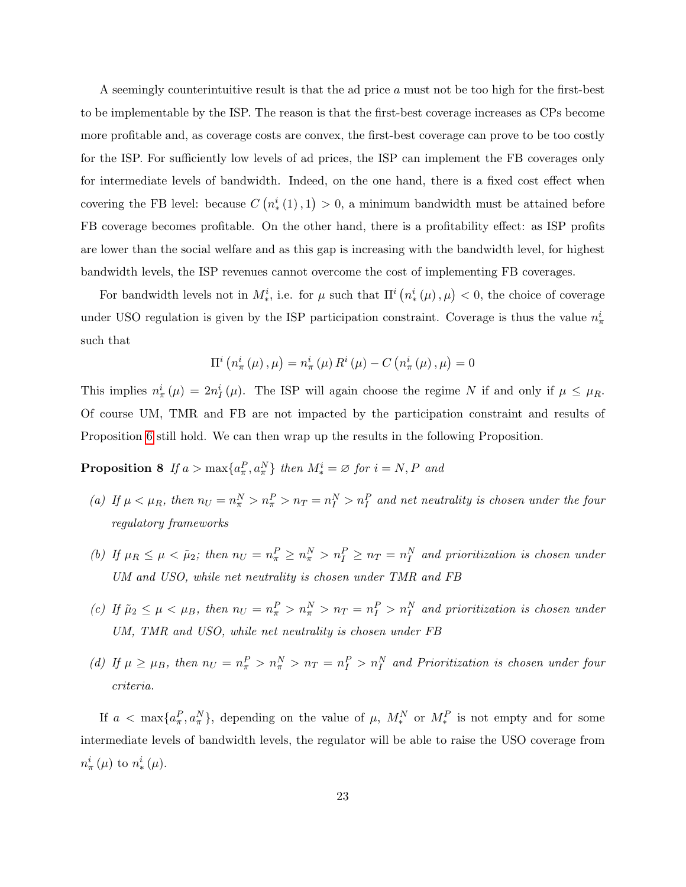A seemingly counterintuitive result is that the ad price $a$ must not be too high for the first-best to be implementable by the ISP. The reason is that the first-best coverage increases as CPs become more profitable and, as coverage costs are convex, the first-best coverage can prove to be too costly for the ISP. For sufficiently low levels of ad prices, the ISP can implement the FB coverages only for intermediate levels of bandwidth. Indeed, on the one hand, there is a fixed cost effect when covering the FB level: because $C\left(n_*^i(1), 1\right) > 0$, a minimum bandwidth must be attained before FB coverage becomes profitable. On the other hand, there is a profitability effect: as ISP profits are lower than the social welfare and as this gap is increasing with the bandwidth level, for highest bandwidth levels, the ISP revenues cannot overcome the cost of implementing FB coverages.

For bandwidth levels not in $M_*^i$, i.e. for $\mu$ such that $\Pi^i\left(n_*^i(\mu), \mu\right) < 0$, the choice of coverage under USO regulation is given by the ISP participation constraint. Coverage is thus the value $n_\pi^i$ such that

$$\Pi^i\left(n_\pi^i(\mu), \mu\right) = n_\pi^i(\mu) R^i(\mu) - C\left(n_\pi^i(\mu), \mu\right) = 0$$

This implies $n_\pi^i(\mu) = 2n_I^i(\mu)$. The ISP will again choose the regime $N$ if and only if $\mu \leq \mu_R$. Of course UM, TMR and FB are not impacted by the participation constraint and results of Proposition 6 still hold. We can then wrap up the results in the following Proposition.

**Proposition 8** *If $a > \max\{a_\pi^P, a_\pi^N\}$ then $M_*^i = \varnothing$ for $i = N, P$ and*

*(a) If $\mu < \mu_R$, then $n_U = n_\pi^N > n_\pi^P > n_T = n_I^N > n_I^P$ and net neutrality is chosen under the four regulatory frameworks*

*(b) If $\mu_R \leq \mu < \tilde{\mu}_2$; then $n_U = n_\pi^P \geq n_\pi^N > n_I^P \geq n_T = n_I^N$ and prioritization is chosen under UM and USO, while net neutrality is chosen under TMR and FB*

*(c) If $\tilde{\mu}_2 \leq \mu < \mu_B$, then $n_U = n_\pi^P > n_\pi^N > n_T = n_I^P > n_I^N$ and prioritization is chosen under UM, TMR and USO, while net neutrality is chosen under FB*

*(d) If $\mu \geq \mu_B$, then $n_U = n_\pi^P > n_\pi^N > n_T = n_I^P > n_I^N$ and Prioritization is chosen under four criteria.*

If $a < \max\{a_\pi^P, a_\pi^N\}$, depending on the value of $\mu$, $M_*^N$ or $M_*^P$ is not empty and for some intermediate levels of bandwidth levels, the regulator will be able to raise the USO coverage from $n_\pi^i(\mu)$ to $n_*^i(\mu)$.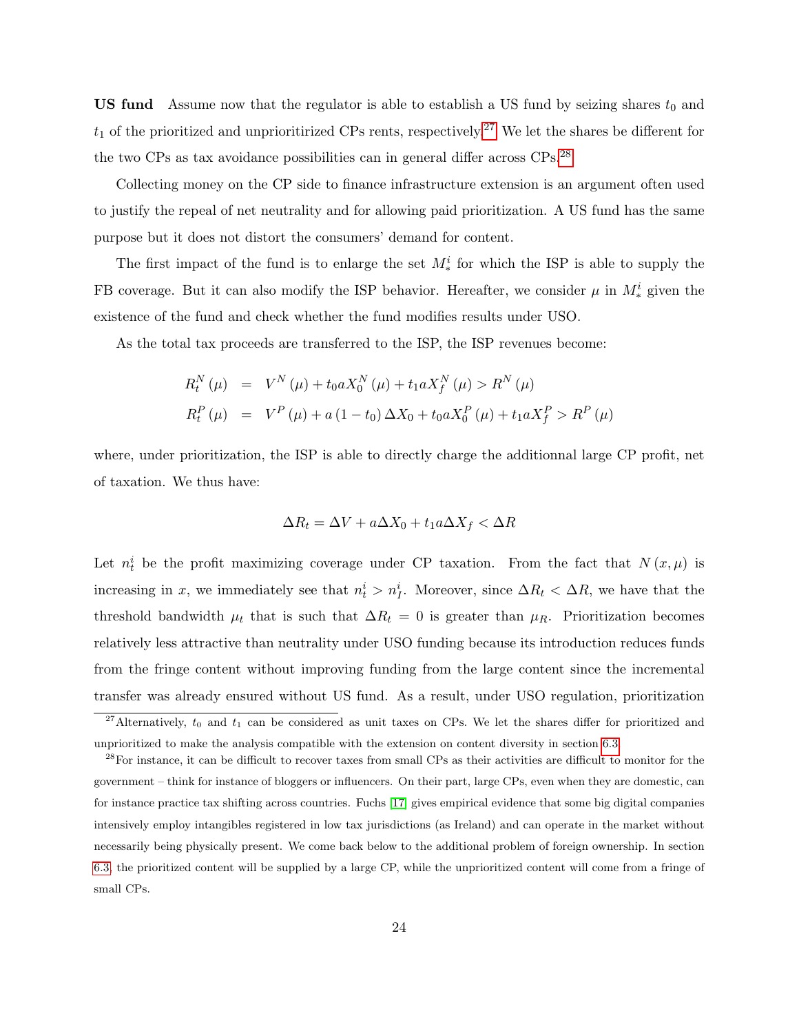**US fund** Assume now that the regulator is able to establish a US fund by seizing shares $t_0$ and $t_1$ of the prioritized and unprioritirized CPs rents, respectively.[27] We let the shares be different for the two CPs as tax avoidance possibilities can in general differ across CPs.[28]

Collecting money on the CP side to finance infrastructure extension is an argument often used to justify the repeal of net neutrality and for allowing paid prioritization. A US fund has the same purpose but it does not distort the consumers' demand for content.

The first impact of the fund is to enlarge the set $M_*^i$ for which the ISP is able to supply the FB coverage. But it can also modify the ISP behavior. Hereafter, we consider $\mu$ in $M_*^i$ given the existence of the fund and check whether the fund modifies results under USO.

As the total tax proceeds are transferred to the ISP, the ISP revenues become:

$$
\begin{aligned}
R_t^N(\mu) &= V^N(\mu) + t_0 a X_0^N(\mu) + t_1 a X_f^N(\mu) > R^N(\mu) \\
R_t^P(\mu) &= V^P(\mu) + a(1-t_0)\Delta X_0 + t_0 a X_0^P(\mu) + t_1 a X_f^P > R^P(\mu)
\end{aligned}
$$

where, under prioritization, the ISP is able to directly charge the additionnal large CP profit, net of taxation. We thus have:

$$
\Delta R_t = \Delta V + a\Delta X_0 + t_1 a \Delta X_f < \Delta R
$$

Let $n_t^i$ be the profit maximizing coverage under CP taxation. From the fact that $N(x,\mu)$ is increasing in $x$, we immediately see that $n_t^i > n_I^i$. Moreover, since $\Delta R_t < \Delta R$, we have that the threshold bandwidth $\mu_t$ that is such that $\Delta R_t = 0$ is greater than $\mu_R$. Prioritization becomes relatively less attractive than neutrality under USO funding because its introduction reduces funds from the fringe content without improving funding from the large content since the incremental transfer was already ensured without US fund. As a result, under USO regulation, prioritization

[27] Alternatively, $t_0$ and $t_1$ can be considered as unit taxes on CPs. We let the shares differ for prioritized and unprioritized to make the analysis compatible with the extension on content diversity in section 6.3.

[28] For instance, it can be difficult to recover taxes from small CPs as their activities are difficult to monitor for the government – think for instance of bloggers or influencers. On their part, large CPs, even when they are domestic, can for instance practice tax shifting across countries. Fuchs [17] gives empirical evidence that some big digital companies intensively employ intangibles registered in low tax jurisdictions (as Ireland) and can operate in the market without necessarily being physically present. We come back below to the additional problem of foreign ownership. In section 6.3, the prioritized content will be supplied by a large CP, while the unprioritized content will come from a fringe of small CPs.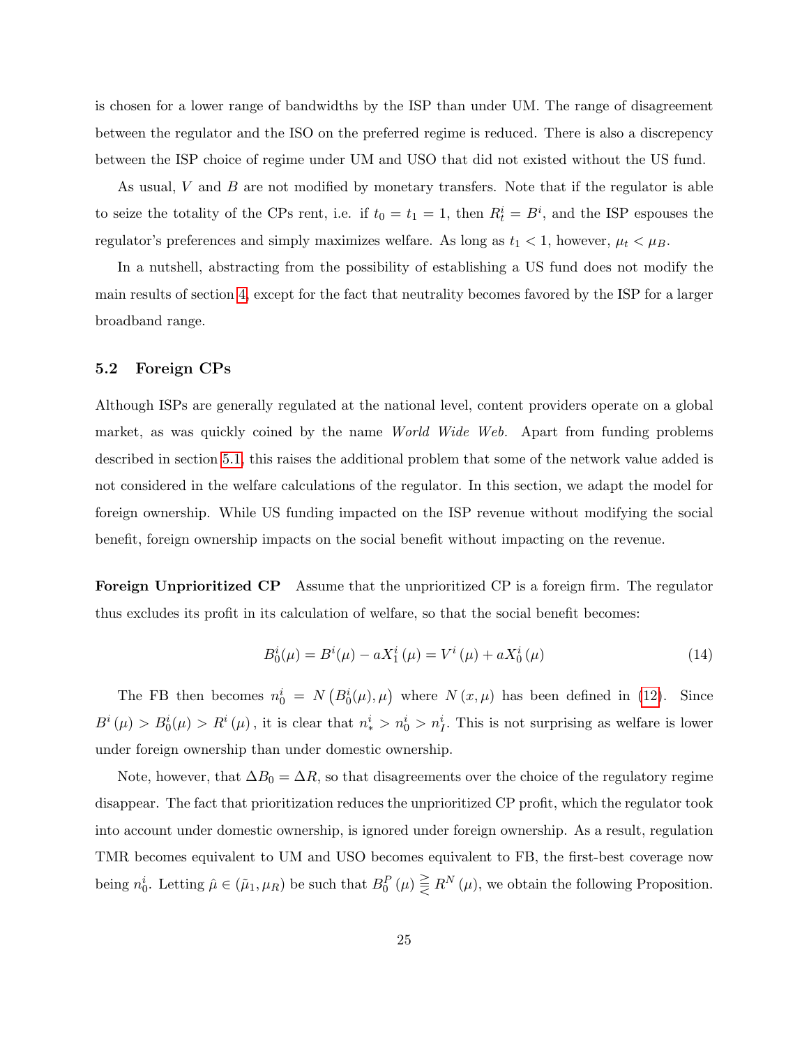is chosen for a lower range of bandwidths by the ISP than under UM. The range of disagreement between the regulator and the ISO on the preferred regime is reduced. There is also a discrepency between the ISP choice of regime under UM and USO that did not existed without the US fund.

As usual, $V$ and $B$ are not modified by monetary transfers. Note that if the regulator is able to seize the totality of the CPs rent, i.e. if $t_0 = t_1 = 1$, then $R_t^i = B^i$, and the ISP espouses the regulator's preferences and simply maximizes welfare. As long as $t_1 < 1$, however, $\mu_t < \mu_B$.

In a nutshell, abstracting from the possibility of establishing a US fund does not modify the main results of section 4, except for the fact that neutrality becomes favored by the ISP for a larger broadband range.

### 5.2 Foreign CPs

Although ISPs are generally regulated at the national level, content providers operate on a global market, as was quickly coined by the name *World Wide Web*. Apart from funding problems described in section 5.1, this raises the additional problem that some of the network value added is not considered in the welfare calculations of the regulator. In this section, we adapt the model for foreign ownership. While US funding impacted on the ISP revenue without modifying the social benefit, foreign ownership impacts on the social benefit without impacting on the revenue.

**Foreign Unprioritized CP** Assume that the unprioritized CP is a foreign firm. The regulator thus excludes its profit in its calculation of welfare, so that the social benefit becomes:

$$B_0^i(\mu) = B^i(\mu) - aX_1^i(\mu) = V^i(\mu) + aX_0^i(\mu) \tag{14}$$

The FB then becomes $n_0^i = N\left(B_0^i(\mu), \mu\right)$ where $N(x, \mu)$ has been defined in (12). Since $B^i(\mu) > B_0^i(\mu) > R^i(\mu)$, it is clear that $n_*^i > n_0^i > n_I^i$. This is not surprising as welfare is lower under foreign ownership than under domestic ownership.

Note, however, that $\Delta B_0 = \Delta R$, so that disagreements over the choice of the regulatory regime disappear. The fact that prioritization reduces the unprioritized CP profit, which the regulator took into account under domestic ownership, is ignored under foreign ownership. As a result, regulation TMR becomes equivalent to UM and USO becomes equivalent to FB, the first-best coverage now being $n_0^i$. Letting $\hat{\mu} \in (\tilde{\mu}_1, \mu_R)$ be such that $B_0^P(\mu) \gtreqless R^N(\mu)$, we obtain the following Proposition.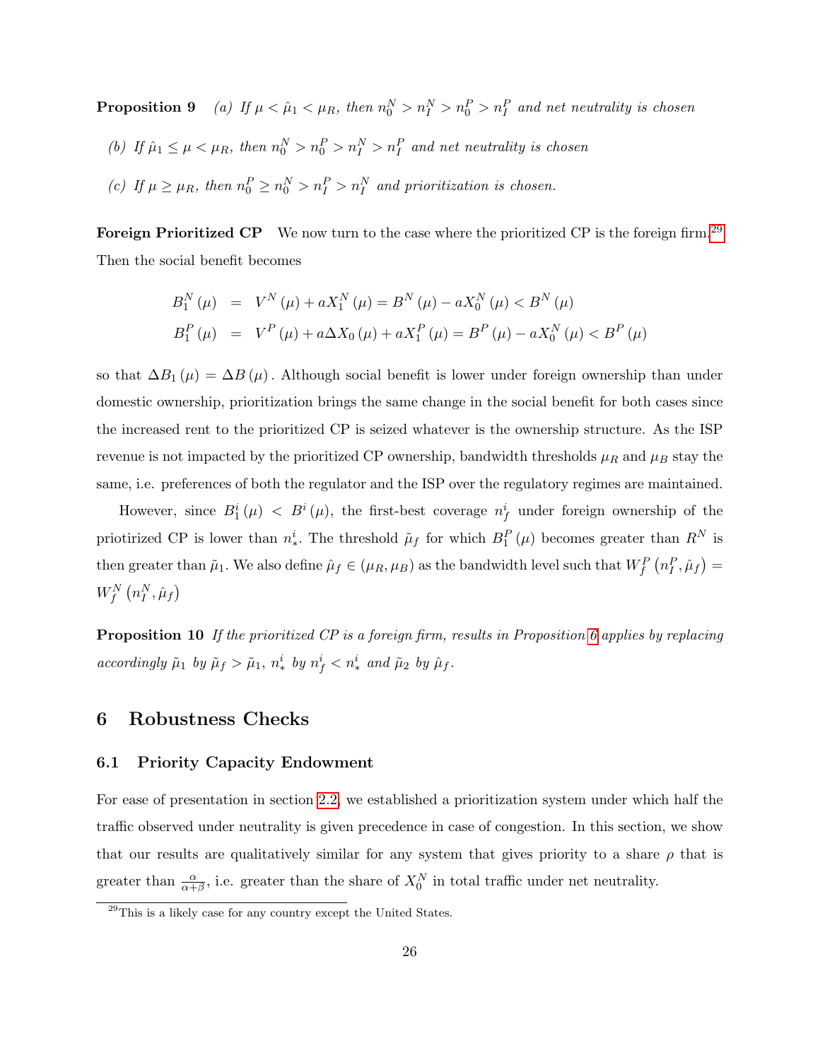**Proposition 9** *(a) If $\mu < \hat{\mu}_1 < \mu_R$, then $n_0^N > n_I^N > n_0^P > n_I^P$ and net neutrality is chosen*

*(b) If $\hat{\mu}_1 \leq \mu < \mu_R$, then $n_0^N > n_0^P > n_I^N > n_I^P$ and net neutrality is chosen*

*(c) If $\mu \geq \mu_R$, then $n_0^P \geq n_0^N > n_I^P > n_I^N$ and prioritization is chosen.*

**Foreign Prioritized CP** We now turn to the case where the prioritized CP is the foreign firm.[29] Then the social benefit becomes

$$\begin{aligned} B_1^N(\mu) &= V^N(\mu) + aX_1^N(\mu) = B^N(\mu) - aX_0^N(\mu) < B^N(\mu) \\ B_1^P(\mu) &= V^P(\mu) + a\Delta X_0(\mu) + aX_1^P(\mu) = B^P(\mu) - aX_0^N(\mu) < B^P(\mu) \end{aligned}$$

so that $\Delta B_1(\mu) = \Delta B(\mu)$. Although social benefit is lower under foreign ownership than under domestic ownership, prioritization brings the same change in the social benefit for both cases since the increased rent to the prioritized CP is seized whatever is the ownership structure. As the ISP revenue is not impacted by the prioritized CP ownership, bandwidth thresholds $\mu_R$ and $\mu_B$ stay the same, i.e. preferences of both the regulator and the ISP over the regulatory regimes are maintained.

However, since $B_1^i(\mu) < B^i(\mu)$, the first-best coverage $n_f^i$ under foreign ownership of the priotirized CP is lower than $n_*^i$. The threshold $\tilde{\mu}_f$ for which $B_1^P(\mu)$ becomes greater than $R^N$ is then greater than $\tilde{\mu}_1$. We also define $\hat{\mu}_f \in (\mu_R, \mu_B)$ as the bandwidth level such that $W_f^P(n_I^P, \hat{\mu}_f) = W_f^N(n_I^N, \hat{\mu}_f)$

**Proposition 10** *If the prioritized CP is a foreign firm, results in Proposition 6 applies by replacing accordingly $\tilde{\mu}_1$ by $\tilde{\mu}_f > \tilde{\mu}_1$, $n_*^i$ by $n_f^i < n_*^i$ and $\tilde{\mu}_2$ by $\hat{\mu}_f$.*

# 6 Robustness Checks

## 6.1 Priority Capacity Endowment

For ease of presentation in section 2.2, we established a prioritization system under which half the traffic observed under neutrality is given precedence in case of congestion. In this section, we show that our results are qualitatively similar for any system that gives priority to a share $\rho$ that is greater than $\frac{\alpha}{\alpha+\beta}$, i.e. greater than the share of $X_0^N$ in total traffic under net neutrality.

[29] This is a likely case for any country except the United States.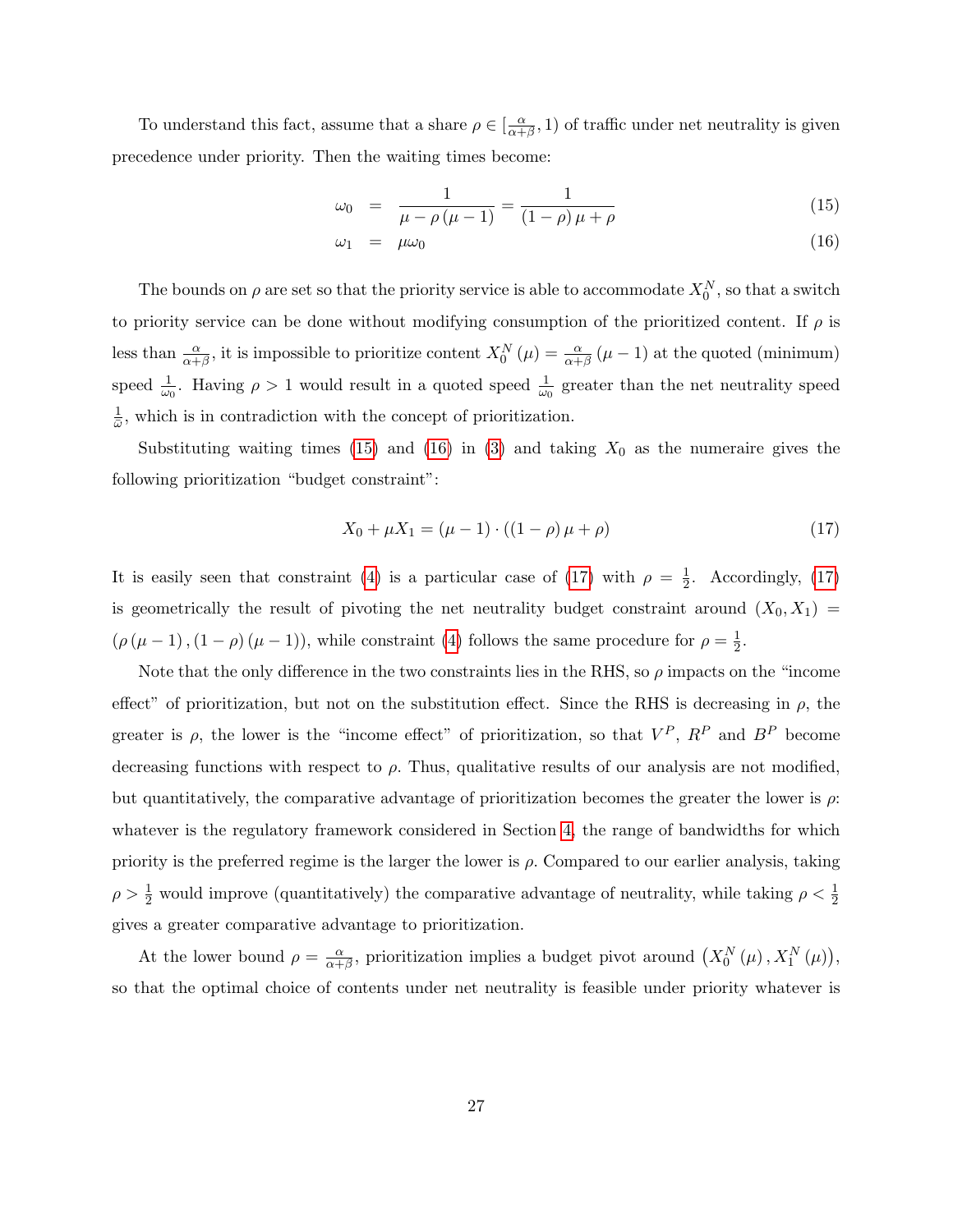To understand this fact, assume that a share $\rho \in [\frac{\alpha}{\alpha+\beta}, 1)$ of traffic under net neutrality is given precedence under priority. Then the waiting times become:

$$\omega_0 = \frac{1}{\mu - \rho(\mu - 1)} = \frac{1}{(1-\rho)\mu + \rho} \tag{15}$$

$$\omega_1 = \mu\omega_0 \tag{16}$$

The bounds on $\rho$ are set so that the priority service is able to accommodate $X_0^N$, so that a switch to priority service can be done without modifying consumption of the prioritized content. If $\rho$ is less than $\frac{\alpha}{\alpha+\beta}$, it is impossible to prioritize content $X_0^N(\mu) = \frac{\alpha}{\alpha+\beta}(\mu - 1)$ at the quoted (minimum) speed $\frac{1}{\omega_0}$. Having $\rho > 1$ would result in a quoted speed $\frac{1}{\omega_0}$ greater than the net neutrality speed $\frac{1}{\bar{\omega}}$, which is in contradiction with the concept of prioritization.

Substituting waiting times (15) and (16) in (3) and taking $X_0$ as the numeraire gives the following prioritization "budget constraint":

$$X_0 + \mu X_1 = (\mu - 1) \cdot ((1-\rho)\mu + \rho) \tag{17}$$

It is easily seen that constraint (4) is a particular case of (17) with $\rho = \frac{1}{2}$. Accordingly, (17) is geometrically the result of pivoting the net neutrality budget constraint around $(X_0, X_1) = (\rho(\mu - 1), (1-\rho)(\mu - 1))$, while constraint (4) follows the same procedure for $\rho = \frac{1}{2}$.

Note that the only difference in the two constraints lies in the RHS, so $\rho$ impacts on the "income effect" of prioritization, but not on the substitution effect. Since the RHS is decreasing in $\rho$, the greater is $\rho$, the lower is the "income effect" of prioritization, so that $V^P$, $R^P$ and $B^P$ become decreasing functions with respect to $\rho$. Thus, qualitative results of our analysis are not modified, but quantitatively, the comparative advantage of prioritization becomes the greater the lower is $\rho$: whatever is the regulatory framework considered in Section 4, the range of bandwidths for which priority is the preferred regime is the larger the lower is $\rho$. Compared to our earlier analysis, taking $\rho > \frac{1}{2}$ would improve (quantitatively) the comparative advantage of neutrality, while taking $\rho < \frac{1}{2}$ gives a greater comparative advantage to prioritization.

At the lower bound $\rho = \frac{\alpha}{\alpha+\beta}$, prioritization implies a budget pivot around $(X_0^N(\mu), X_1^N(\mu))$, so that the optimal choice of contents under net neutrality is feasible under priority whatever is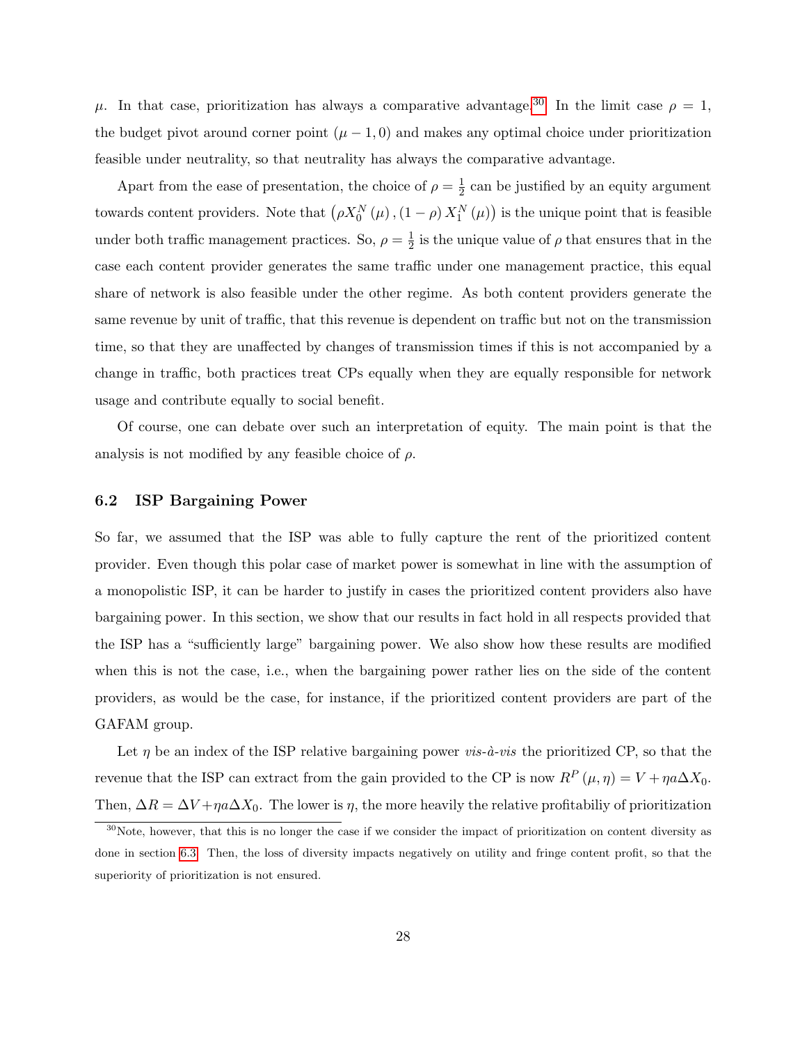$\mu$. In that case, prioritization has always a comparative advantage.[30] In the limit case $\rho = 1$, the budget pivot around corner point $(\mu - 1, 0)$ and makes any optimal choice under prioritization feasible under neutrality, so that neutrality has always the comparative advantage.

Apart from the ease of presentation, the choice of $\rho = \frac{1}{2}$ can be justified by an equity argument towards content providers. Note that $\left(\rho X_0^N(\mu), (1-\rho) X_1^N(\mu)\right)$ is the unique point that is feasible under both traffic management practices. So, $\rho = \frac{1}{2}$ is the unique value of $\rho$ that ensures that in the case each content provider generates the same traffic under one management practice, this equal share of network is also feasible under the other regime. As both content providers generate the same revenue by unit of traffic, that this revenue is dependent on traffic but not on the transmission time, so that they are unaffected by changes of transmission times if this is not accompanied by a change in traffic, both practices treat CPs equally when they are equally responsible for network usage and contribute equally to social benefit.

Of course, one can debate over such an interpretation of equity. The main point is that the analysis is not modified by any feasible choice of $\rho$.

## 6.2 ISP Bargaining Power

So far, we assumed that the ISP was able to fully capture the rent of the prioritized content provider. Even though this polar case of market power is somewhat in line with the assumption of a monopolistic ISP, it can be harder to justify in cases the prioritized content providers also have bargaining power. In this section, we show that our results in fact hold in all respects provided that the ISP has a "sufficiently large" bargaining power. We also show how these results are modified when this is not the case, i.e., when the bargaining power rather lies on the side of the content providers, as would be the case, for instance, if the prioritized content providers are part of the GAFAM group.

Let $\eta$ be an index of the ISP relative bargaining power *vis-à-vis* the prioritized CP, so that the revenue that the ISP can extract from the gain provided to the CP is now $R^P(\mu, \eta) = V + \eta a \Delta X_0$. Then, $\Delta R = \Delta V + \eta a \Delta X_0$. The lower is $\eta$, the more heavily the relative profitabiliy of prioritization

[30] Note, however, that this is no longer the case if we consider the impact of prioritization on content diversity as done in section 6.3. Then, the loss of diversity impacts negatively on utility and fringe content profit, so that the superiority of prioritization is not ensured.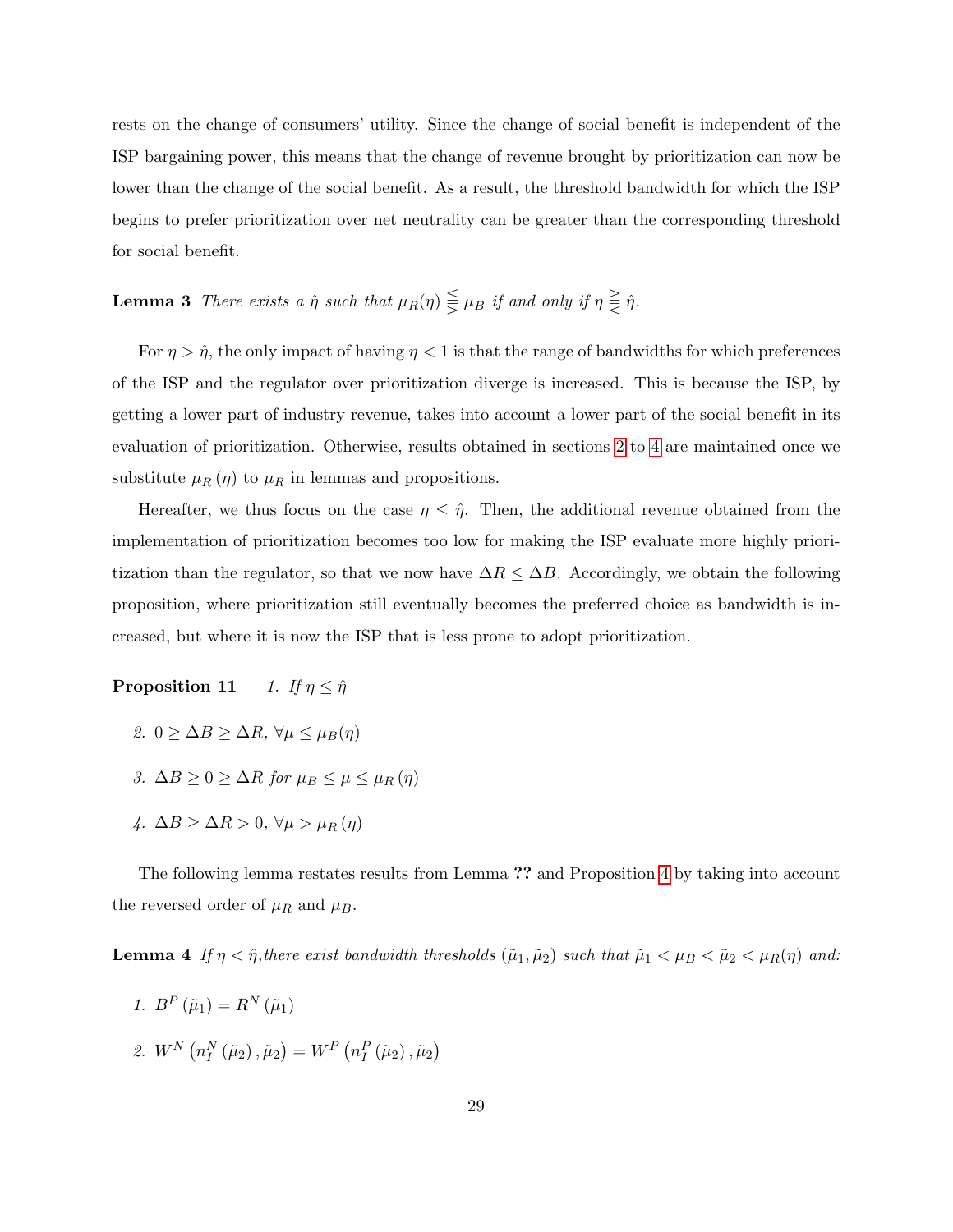rests on the change of consumers' utility. Since the change of social benefit is independent of the ISP bargaining power, this means that the change of revenue brought by prioritization can now be lower than the change of the social benefit. As a result, the threshold bandwidth for which the ISP begins to prefer prioritization over net neutrality can be greater than the corresponding threshold for social benefit.

**Lemma 3** *There exists a $\hat{\eta}$ such that $\mu_R(\eta) \lesseqqgtr \mu_B$ if and only if $\eta \gtreqqless \hat{\eta}$.*

For $\eta > \hat{\eta}$, the only impact of having $\eta < 1$ is that the range of bandwidths for which preferences of the ISP and the regulator over prioritization diverge is increased. This is because the ISP, by getting a lower part of industry revenue, takes into account a lower part of the social benefit in its evaluation of prioritization. Otherwise, results obtained in sections 2 to 4 are maintained once we substitute $\mu_R(\eta)$ to $\mu_R$ in lemmas and propositions.

Hereafter, we thus focus on the case $\eta \leq \hat{\eta}$. Then, the additional revenue obtained from the implementation of prioritization becomes too low for making the ISP evaluate more highly prioritization than the regulator, so that we now have $\Delta R \leq \Delta B$. Accordingly, we obtain the following proposition, where prioritization still eventually becomes the preferred choice as bandwidth is increased, but where it is now the ISP that is less prone to adopt prioritization.

**Proposition 11**

1. *If $\eta \leq \hat{\eta}$*
2. *$0 \geq \Delta B \geq \Delta R$, $\forall \mu \leq \mu_B(\eta)$*
3. *$\Delta B \geq 0 \geq \Delta R$ for $\mu_B \leq \mu \leq \mu_R(\eta)$*
4. *$\Delta B \geq \Delta R > 0$, $\forall \mu > \mu_R(\eta)$*

The following lemma restates results from Lemma ?? and Proposition 4 by taking into account the reversed order of $\mu_R$ and $\mu_B$.

**Lemma 4** *If $\eta < \hat{\eta}$,there exist bandwidth thresholds $(\tilde{\mu}_1, \tilde{\mu}_2)$ such that $\tilde{\mu}_1 < \mu_B < \tilde{\mu}_2 < \mu_R(\eta)$ and:*

1. *$B^P(\tilde{\mu}_1) = R^N(\tilde{\mu}_1)$*
2. *$W^N\left(n_I^N(\tilde{\mu}_2), \tilde{\mu}_2\right) = W^P\left(n_I^P(\tilde{\mu}_2), \tilde{\mu}_2\right)$*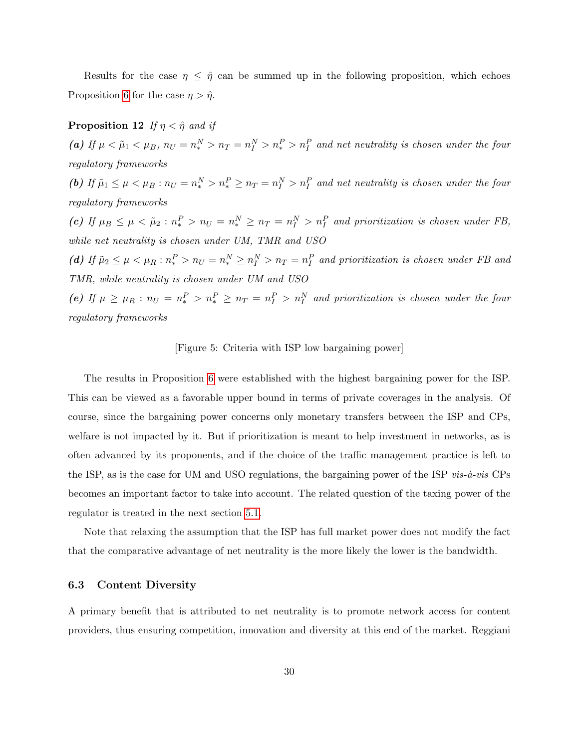Results for the case $\eta \leq \hat{\eta}$ can be summed up in the following proposition, which echoes Proposition 6 for the case $\eta > \hat{\eta}$.

**Proposition 12** *If $\eta < \hat{\eta}$ and if*

***(a)*** *If $\mu < \tilde{\mu}_1 < \mu_B$, $n_U = n_*^N > n_T = n_I^N > n_*^P > n_I^P$ and net neutrality is chosen under the four regulatory frameworks*

***(b)*** *If $\tilde{\mu}_1 \leq \mu < \mu_B : n_U = n_*^N > n_*^P \geq n_T = n_I^N > n_I^P$ and net neutrality is chosen under the four regulatory frameworks*

***(c)*** *If $\mu_B \leq \mu < \tilde{\mu}_2 : n_*^P > n_U = n_*^N \geq n_T = n_I^N > n_I^P$ and prioritization is chosen under FB, while net neutrality is chosen under UM, TMR and USO*

***(d)*** *If $\tilde{\mu}_2 \leq \mu < \mu_R : n_*^P > n_U = n_*^N \geq n_I^N > n_T = n_I^P$ and prioritization is chosen under FB and TMR, while neutrality is chosen under UM and USO*

***(e)*** *If $\mu \geq \mu_R : n_U = n_*^P > n_*^P \geq n_T = n_I^P > n_I^N$ and prioritization is chosen under the four regulatory frameworks*

[Figure 5: Criteria with ISP low bargaining power]

The results in Proposition 6 were established with the highest bargaining power for the ISP. This can be viewed as a favorable upper bound in terms of private coverages in the analysis. Of course, since the bargaining power concerns only monetary transfers between the ISP and CPs, welfare is not impacted by it. But if prioritization is meant to help investment in networks, as is often advanced by its proponents, and if the choice of the traffic management practice is left to the ISP, as is the case for UM and USO regulations, the bargaining power of the ISP *vis-à-vis* CPs becomes an important factor to take into account. The related question of the taxing power of the regulator is treated in the next section 5.1.

Note that relaxing the assumption that the ISP has full market power does not modify the fact that the comparative advantage of net neutrality is the more likely the lower is the bandwidth.

### 6.3 Content Diversity

A primary benefit that is attributed to net neutrality is to promote network access for content providers, thus ensuring competition, innovation and diversity at this end of the market. Reggiani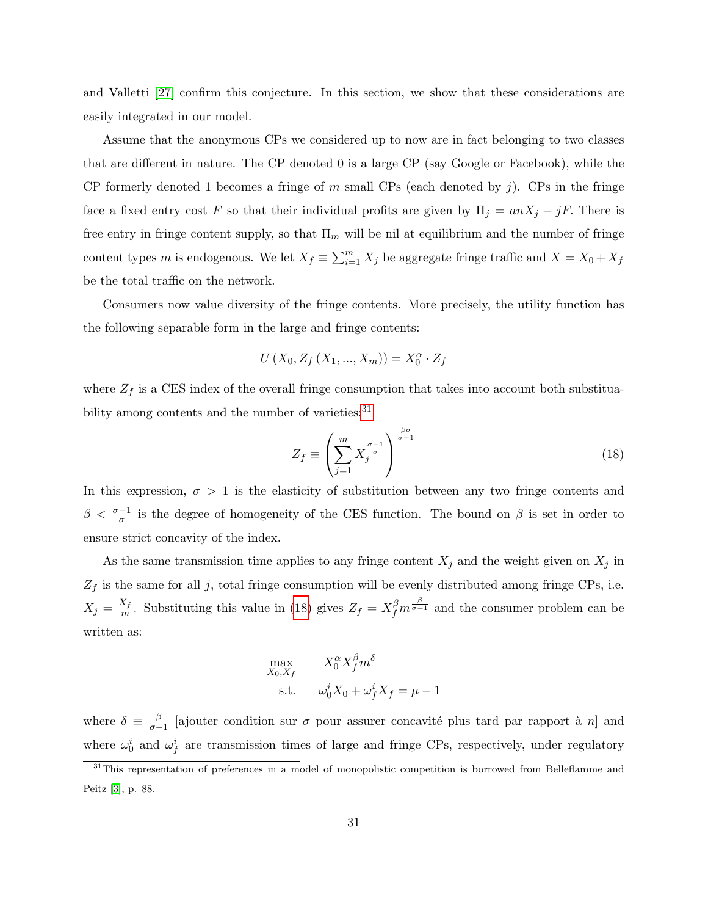and Valletti [27] confirm this conjecture. In this section, we show that these considerations are easily integrated in our model.

Assume that the anonymous CPs we considered up to now are in fact belonging to two classes that are different in nature. The CP denoted 0 is a large CP (say Google or Facebook), while the CP formerly denoted 1 becomes a fringe of $m$ small CPs (each denoted by $j$). CPs in the fringe face a fixed entry cost $F$ so that their individual profits are given by $\Pi_j = anX_j - jF$. There is free entry in fringe content supply, so that $\Pi_m$ will be nil at equilibrium and the number of fringe content types $m$ is endogenous. We let $X_f \equiv \sum_{i=1}^{m} X_j$ be aggregate fringe traffic and $X = X_0 + X_f$ be the total traffic on the network.

Consumers now value diversity of the fringe contents. More precisely, the utility function has the following separable form in the large and fringe contents:

$$U\left(X_0, Z_f\left(X_1, ..., X_m\right)\right) = X_0^{\alpha} \cdot Z_f$$

where $Z_f$ is a CES index of the overall fringe consumption that takes into account both substituability among contents and the number of varieties:[31]

$$Z_f \equiv \left(\sum_{j=1}^{m} X_j^{\frac{\sigma-1}{\sigma}}\right)^{\frac{\beta\sigma}{\sigma-1}} \tag{18}$$

In this expression, $\sigma > 1$ is the elasticity of substitution between any two fringe contents and $\beta < \frac{\sigma-1}{\sigma}$ is the degree of homogeneity of the CES function. The bound on $\beta$ is set in order to ensure strict concavity of the index.

As the same transmission time applies to any fringe content $X_j$ and the weight given on $X_j$ in $Z_f$ is the same for all $j$, total fringe consumption will be evenly distributed among fringe CPs, i.e. $X_j = \frac{X_f}{m}$. Substituting this value in (18) gives $Z_f = X_f^{\beta} m^{\frac{\beta}{\sigma-1}}$ and the consumer problem can be written as:

$$\begin{aligned} \max_{X_0, X_f} \quad & X_0^{\alpha} X_f^{\beta} m^{\delta} \\ \text{s.t.} \quad & \omega_0^i X_0 + \omega_f^i X_f = \mu - 1 \end{aligned}$$

where $\delta \equiv \frac{\beta}{\sigma-1}$ [ajouter condition sur $\sigma$ pour assurer concavité plus tard par rapport à $n$] and where $\omega_0^i$ and $\omega_f^i$ are transmission times of large and fringe CPs, respectively, under regulatory

[31] This representation of preferences in a model of monopolistic competition is borrowed from Belleflamme and Peitz [3], p. 88.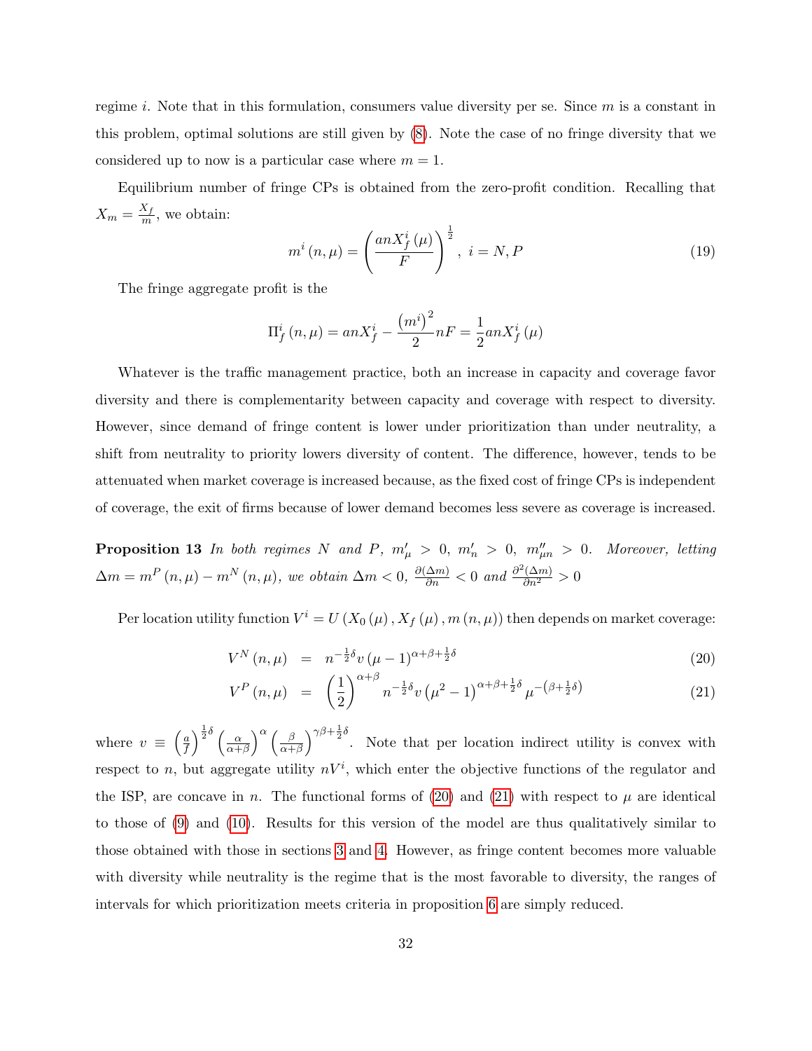regime $i$. Note that in this formulation, consumers value diversity per se. Since $m$ is a constant in this problem, optimal solutions are still given by (8). Note the case of no fringe diversity that we considered up to now is a particular case where $m = 1$.

Equilibrium number of fringe CPs is obtained from the zero-profit condition. Recalling that $X_m = \frac{X_f}{m}$, we obtain:

$$m^i(n, \mu) = \left( \frac{anX_f^i(\mu)}{F} \right)^{\frac{1}{2}}, \; i = N, P \tag{19}$$

The fringe aggregate profit is the

$$\Pi_f^i(n, \mu) = anX_f^i - \frac{(m^i)^2}{2} nF = \frac{1}{2} anX_f^i(\mu)$$

Whatever is the traffic management practice, both an increase in capacity and coverage favor diversity and there is complementarity between capacity and coverage with respect to diversity. However, since demand of fringe content is lower under prioritization than under neutrality, a shift from neutrality to priority lowers diversity of content. The difference, however, tends to be attenuated when market coverage is increased because, as the fixed cost of fringe CPs is independent of coverage, the exit of firms because of lower demand becomes less severe as coverage is increased.

**Proposition 13** *In both regimes $N$ and $P$, $m'_\mu > 0$, $m'_n > 0$, $m''_{\mu n} > 0$. Moreover, letting $\Delta m = m^P(n, \mu) - m^N(n, \mu)$, we obtain $\Delta m < 0$, $\frac{\partial (\Delta m)}{\partial n} < 0$ and $\frac{\partial^2 (\Delta m)}{\partial n^2} > 0$*

Per location utility function $V^i = U(X_0(\mu), X_f(\mu), m(n, \mu))$ then depends on market coverage:

$$V^N(n, \mu) = n^{-\frac{1}{2}\delta} v (\mu - 1)^{\alpha + \beta + \frac{1}{2}\delta} \tag{20}$$

$$V^P(n, \mu) = \left(\frac{1}{2}\right)^{\alpha + \beta} n^{-\frac{1}{2}\delta} v \left(\mu^2 - 1\right)^{\alpha + \beta + \frac{1}{2}\delta} \mu^{-\left(\beta + \frac{1}{2}\delta\right)} \tag{21}$$

where $v \equiv \left(\frac{a}{f}\right)^{\frac{1}{2}\delta} \left(\frac{\alpha}{\alpha+\beta}\right)^{\alpha} \left(\frac{\beta}{\alpha+\beta}\right)^{\gamma\beta + \frac{1}{2}\delta}$. Note that per location indirect utility is convex with respect to $n$, but aggregate utility $nV^i$, which enter the objective functions of the regulator and the ISP, are concave in $n$. The functional forms of (20) and (21) with respect to $\mu$ are identical to those of (9) and (10). Results for this version of the model are thus qualitatively similar to those obtained with those in sections 3 and 4. However, as fringe content becomes more valuable with diversity while neutrality is the regime that is the most favorable to diversity, the ranges of intervals for which prioritization meets criteria in proposition 6 are simply reduced.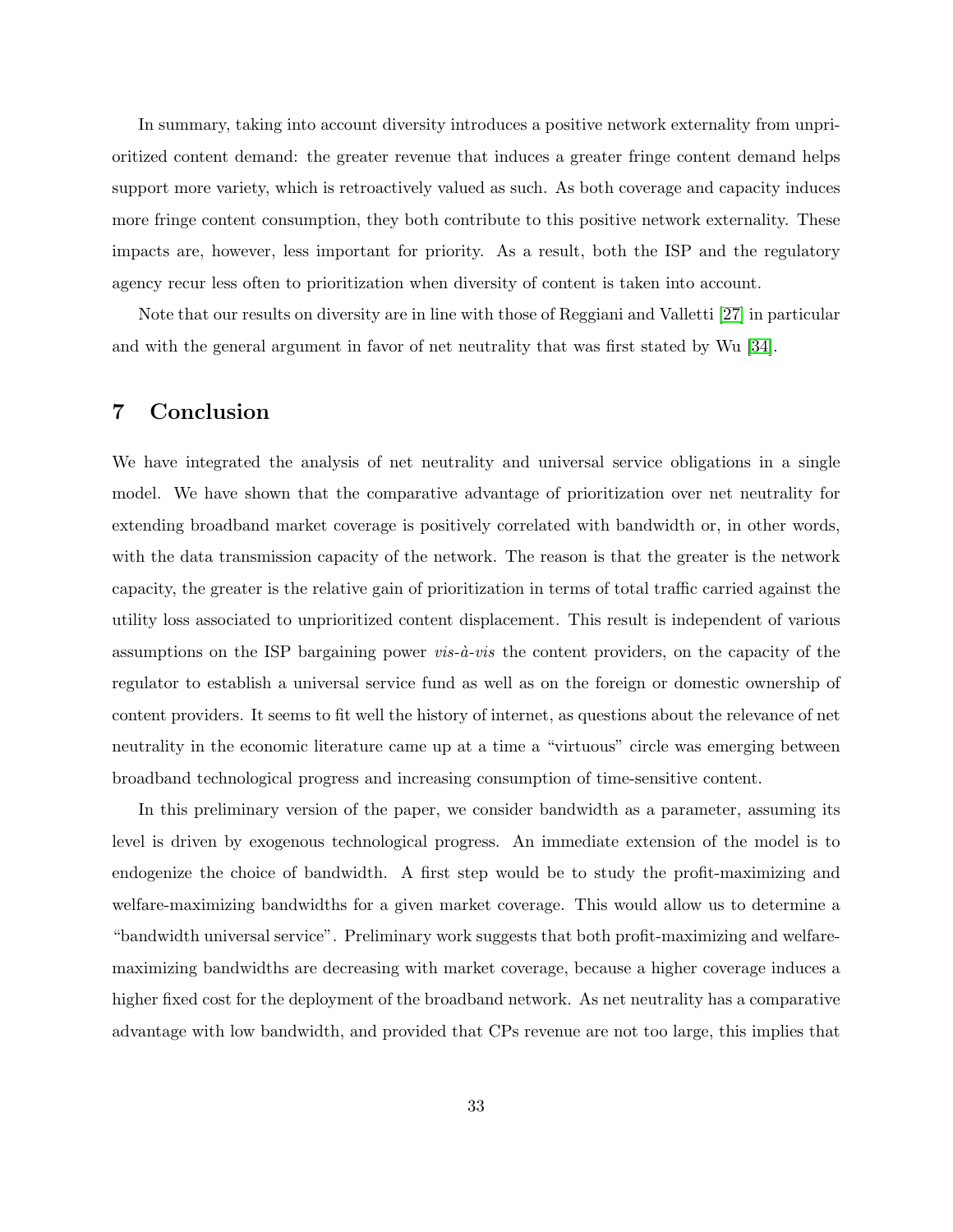In summary, taking into account diversity introduces a positive network externality from unprioritized content demand: the greater revenue that induces a greater fringe content demand helps support more variety, which is retroactively valued as such. As both coverage and capacity induces more fringe content consumption, they both contribute to this positive network externality. These impacts are, however, less important for priority. As a result, both the ISP and the regulatory agency recur less often to prioritization when diversity of content is taken into account.

Note that our results on diversity are in line with those of Reggiani and Valletti [27] in particular and with the general argument in favor of net neutrality that was first stated by Wu [34].

# 7 Conclusion

We have integrated the analysis of net neutrality and universal service obligations in a single model. We have shown that the comparative advantage of prioritization over net neutrality for extending broadband market coverage is positively correlated with bandwidth or, in other words, with the data transmission capacity of the network. The reason is that the greater is the network capacity, the greater is the relative gain of prioritization in terms of total traffic carried against the utility loss associated to unprioritized content displacement. This result is independent of various assumptions on the ISP bargaining power *vis-à-vis* the content providers, on the capacity of the regulator to establish a universal service fund as well as on the foreign or domestic ownership of content providers. It seems to fit well the history of internet, as questions about the relevance of net neutrality in the economic literature came up at a time a "virtuous" circle was emerging between broadband technological progress and increasing consumption of time-sensitive content.

In this preliminary version of the paper, we consider bandwidth as a parameter, assuming its level is driven by exogenous technological progress. An immediate extension of the model is to endogenize the choice of bandwidth. A first step would be to study the profit-maximizing and welfare-maximizing bandwidths for a given market coverage. This would allow us to determine a "bandwidth universal service". Preliminary work suggests that both profit-maximizing and welfare-maximizing bandwidths are decreasing with market coverage, because a higher coverage induces a higher fixed cost for the deployment of the broadband network. As net neutrality has a comparative advantage with low bandwidth, and provided that CPs revenue are not too large, this implies that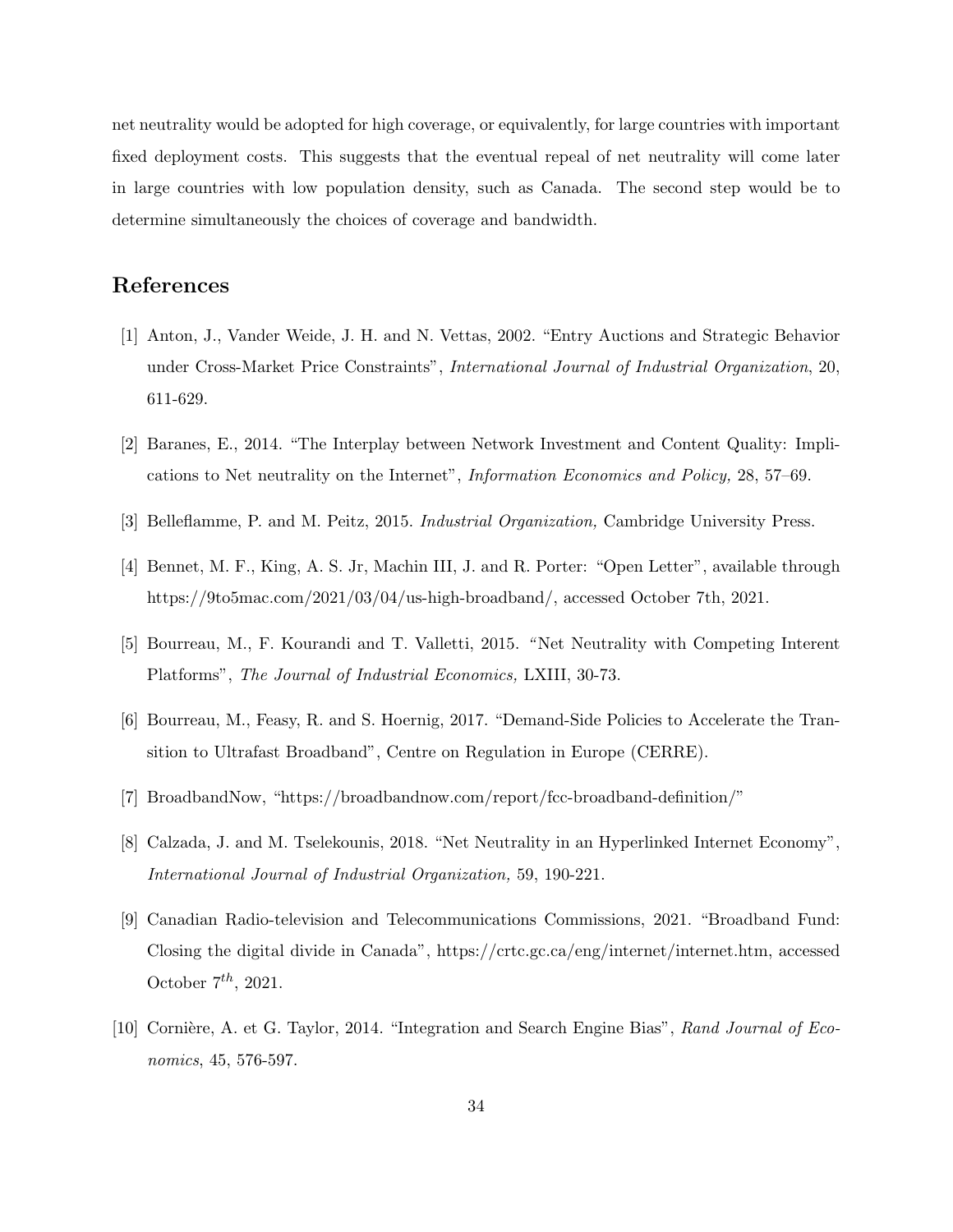net neutrality would be adopted for high coverage, or equivalently, for large countries with important fixed deployment costs. This suggests that the eventual repeal of net neutrality will come later in large countries with low population density, such as Canada. The second step would be to determine simultaneously the choices of coverage and bandwidth.

## References

[1] Anton, J., Vander Weide, J. H. and N. Vettas, 2002. "Entry Auctions and Strategic Behavior under Cross-Market Price Constraints", *International Journal of Industrial Organization*, 20, 611-629.

[2] Baranes, E., 2014. "The Interplay between Network Investment and Content Quality: Implications to Net neutrality on the Internet", *Information Economics and Policy,* 28, 57–69.

[3] Belleflamme, P. and M. Peitz, 2015. *Industrial Organization,* Cambridge University Press.

[4] Bennet, M. F., King, A. S. Jr, Machin III, J. and R. Porter: "Open Letter", available through https://9to5mac.com/2021/03/04/us-high-broadband/, accessed October 7th, 2021.

[5] Bourreau, M., F. Kourandi and T. Valletti, 2015. "Net Neutrality with Competing Interent Platforms", *The Journal of Industrial Economics,* LXIII, 30-73.

[6] Bourreau, M., Feasy, R. and S. Hoernig, 2017. "Demand-Side Policies to Accelerate the Transition to Ultrafast Broadband", Centre on Regulation in Europe (CERRE).

[7] BroadbandNow, "https://broadbandnow.com/report/fcc-broadband-definition/"

[8] Calzada, J. and M. Tselekounis, 2018. "Net Neutrality in an Hyperlinked Internet Economy", *International Journal of Industrial Organization,* 59, 190-221.

[9] Canadian Radio-television and Telecommunications Commissions, 2021. "Broadband Fund: Closing the digital divide in Canada", https://crtc.gc.ca/eng/internet/internet.htm, accessed October $7^{th}$, 2021.

[10] Cornière, A. et G. Taylor, 2014. "Integration and Search Engine Bias", *Rand Journal of Economics*, 45, 576-597.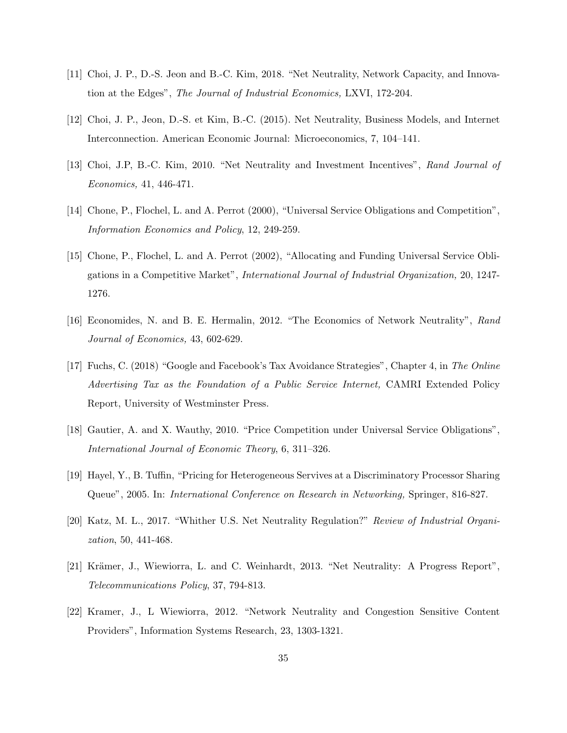[11] Choi, J. P., D.-S. Jeon and B.-C. Kim, 2018. "Net Neutrality, Network Capacity, and Innovation at the Edges", *The Journal of Industrial Economics,* LXVI, 172-204.

[12] Choi, J. P., Jeon, D.-S. et Kim, B.-C. (2015). Net Neutrality, Business Models, and Internet Interconnection. American Economic Journal: Microeconomics, 7, 104–141.

[13] Choi, J.P, B.-C. Kim, 2010. "Net Neutrality and Investment Incentives", *Rand Journal of Economics,* 41, 446-471.

[14] Chone, P., Flochel, L. and A. Perrot (2000), "Universal Service Obligations and Competition", *Information Economics and Policy*, 12, 249-259.

[15] Chone, P., Flochel, L. and A. Perrot (2002), "Allocating and Funding Universal Service Obligations in a Competitive Market", *International Journal of Industrial Organization,* 20, 1247-1276.

[16] Economides, N. and B. E. Hermalin, 2012. "The Economics of Network Neutrality", *Rand Journal of Economics,* 43, 602-629.

[17] Fuchs, C. (2018) "Google and Facebook's Tax Avoidance Strategies", Chapter 4, in *The Online Advertising Tax as the Foundation of a Public Service Internet,* CAMRI Extended Policy Report, University of Westminster Press.

[18] Gautier, A. and X. Wauthy, 2010. "Price Competition under Universal Service Obligations", *International Journal of Economic Theory*, 6, 311–326.

[19] Hayel, Y., B. Tuffin, "Pricing for Heterogeneous Servives at a Discriminatory Processor Sharing Queue", 2005. In: *International Conference on Research in Networking,* Springer, 816-827.

[20] Katz, M. L., 2017. "Whither U.S. Net Neutrality Regulation?" *Review of Industrial Organization*, 50, 441-468.

[21] Krämer, J., Wiewiorra, L. and C. Weinhardt, 2013. "Net Neutrality: A Progress Report", *Telecommunications Policy*, 37, 794-813.

[22] Kramer, J., L Wiewiorra, 2012. "Network Neutrality and Congestion Sensitive Content Providers", Information Systems Research, 23, 1303-1321.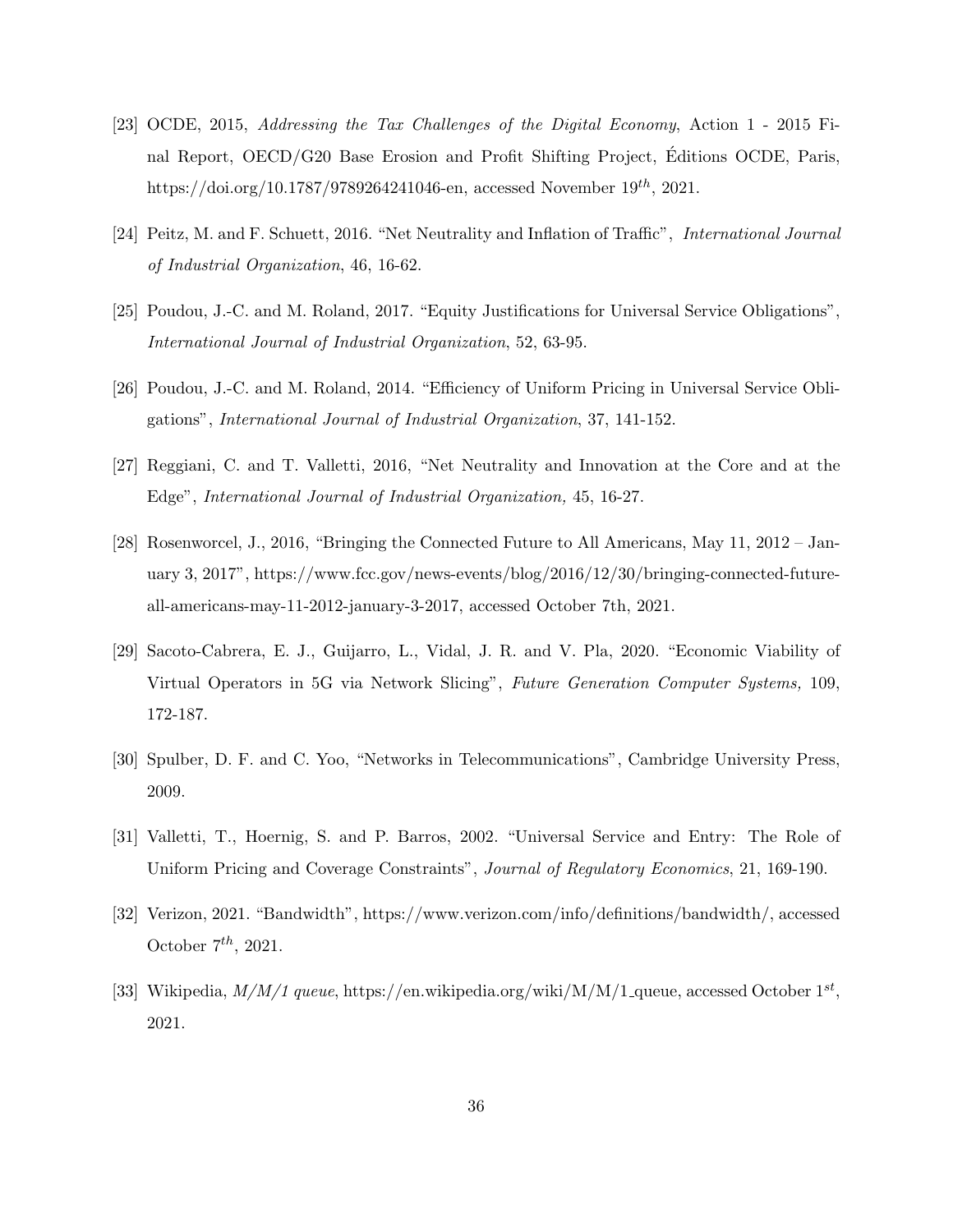[23] OCDE, 2015, *Addressing the Tax Challenges of the Digital Economy*, Action 1 - 2015 Final Report, OECD/G20 Base Erosion and Profit Shifting Project, Éditions OCDE, Paris, https://doi.org/10.1787/9789264241046-en, accessed November 19$^{th}$, 2021.

[24] Peitz, M. and F. Schuett, 2016. "Net Neutrality and Inflation of Traffic", *International Journal of Industrial Organization*, 46, 16-62.

[25] Poudou, J.-C. and M. Roland, 2017. "Equity Justifications for Universal Service Obligations", *International Journal of Industrial Organization*, 52, 63-95.

[26] Poudou, J.-C. and M. Roland, 2014. "Efficiency of Uniform Pricing in Universal Service Obligations", *International Journal of Industrial Organization*, 37, 141-152.

[27] Reggiani, C. and T. Valletti, 2016, "Net Neutrality and Innovation at the Core and at the Edge", *International Journal of Industrial Organization,* 45, 16-27.

[28] Rosenworcel, J., 2016, "Bringing the Connected Future to All Americans, May 11, 2012 – January 3, 2017", https://www.fcc.gov/news-events/blog/2016/12/30/bringing-connected-future-all-americans-may-11-2012-january-3-2017, accessed October 7th, 2021.

[29] Sacoto-Cabrera, E. J., Guijarro, L., Vidal, J. R. and V. Pla, 2020. "Economic Viability of Virtual Operators in 5G via Network Slicing", *Future Generation Computer Systems,* 109, 172-187.

[30] Spulber, D. F. and C. Yoo, "Networks in Telecommunications", Cambridge University Press, 2009.

[31] Valletti, T., Hoernig, S. and P. Barros, 2002. "Universal Service and Entry: The Role of Uniform Pricing and Coverage Constraints", *Journal of Regulatory Economics*, 21, 169-190.

[32] Verizon, 2021. "Bandwidth", https://www.verizon.com/info/definitions/bandwidth/, accessed October 7$^{th}$, 2021.

[33] Wikipedia, *M/M/1 queue*, https://en.wikipedia.org/wiki/M/M/1_queue, accessed October 1$^{st}$, 2021.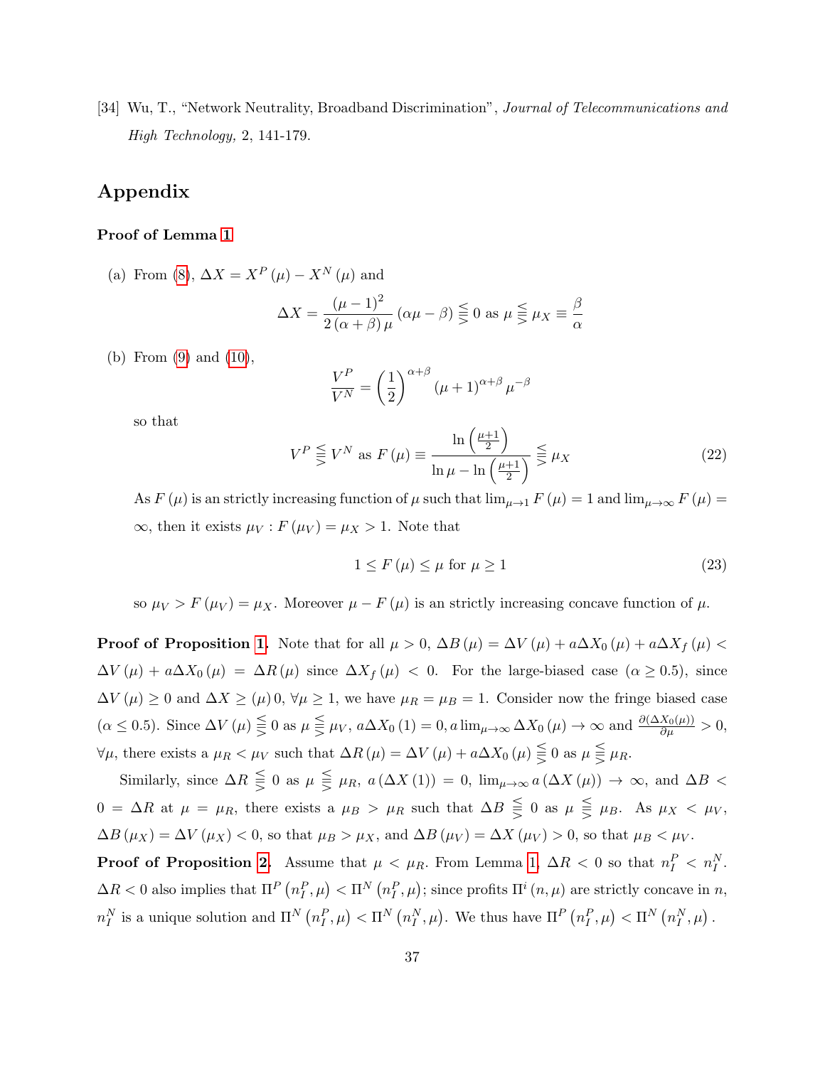[34] Wu, T., "Network Neutrality, Broadband Discrimination", *Journal of Telecommunications and High Technology,* 2, 141-179.

## Appendix

**Proof of Lemma 1**

(a) From (8), $\Delta X = X^P(\mu) - X^N(\mu)$ and

$$\Delta X = \frac{(\mu-1)^2}{2(\alpha+\beta)\mu}(\alpha\mu - \beta) \lesseqqgtr 0 \text{ as } \mu \lesseqqgtr \mu_X \equiv \frac{\beta}{\alpha}$$

(b) From (9) and (10),

$$\frac{V^P}{V^N} = \left(\frac{1}{2}\right)^{\alpha+\beta}(\mu+1)^{\alpha+\beta}\mu^{-\beta}$$

so that

$$V^P \lesseqqgtr V^N \text{ as } F(\mu) \equiv \frac{\ln\left(\frac{\mu+1}{2}\right)}{\ln\mu - \ln\left(\frac{\mu+1}{2}\right)} \lesseqqgtr \mu_X \tag{22}$$

As $F(\mu)$ is an strictly increasing function of $\mu$ such that $\lim_{\mu\to 1} F(\mu) = 1$ and $\lim_{\mu\to\infty} F(\mu) = \infty$, then it exists $\mu_V : F(\mu_V) = \mu_X > 1$. Note that

$$1 \leq F(\mu) \leq \mu \text{ for } \mu \geq 1 \tag{23}$$

so $\mu_V > F(\mu_V) = \mu_X$. Moreover $\mu - F(\mu)$ is an strictly increasing concave function of $\mu$.

**Proof of Proposition 1.** Note that for all $\mu > 0$, $\Delta B(\mu) = \Delta V(\mu) + a\Delta X_0(\mu) + a\Delta X_f(\mu) < \Delta V(\mu) + a\Delta X_0(\mu) = \Delta R(\mu)$ since $\Delta X_f(\mu) < 0$. For the large-biased case ($\alpha \geq 0.5$), since $\Delta V(\mu) \geq 0$ and $\Delta X \geq (\mu)\, 0$, $\forall\mu \geq 1$, we have $\mu_R = \mu_B = 1$. Consider now the fringe biased case ($\alpha \leq 0.5$). Since $\Delta V(\mu) \lesseqqgtr 0$ as $\mu \lesseqqgtr \mu_V$, $a\Delta X_0(1) = 0$, $a \lim_{\mu\to\infty}\Delta X_0(\mu) \to \infty$ and $\frac{\partial(\Delta X_0(\mu))}{\partial\mu} > 0$, $\forall\mu$, there exists a $\mu_R < \mu_V$ such that $\Delta R(\mu) = \Delta V(\mu) + a\Delta X_0(\mu) \lesseqqgtr 0$ as $\mu \lesseqqgtr \mu_R$.

Similarly, since $\Delta R \lesseqqgtr 0$ as $\mu \lesseqqgtr \mu_R$, $a(\Delta X(1)) = 0$, $\lim_{\mu\to\infty} a(\Delta X(\mu)) \to \infty$, and $\Delta B < 0 = \Delta R$ at $\mu = \mu_R$, there exists a $\mu_B > \mu_R$ such that $\Delta B \lesseqqgtr 0$ as $\mu \lesseqqgtr \mu_B$. As $\mu_X < \mu_V$, $\Delta B(\mu_X) = \Delta V(\mu_X) < 0$, so that $\mu_B > \mu_X$, and $\Delta B(\mu_V) = \Delta X(\mu_V) > 0$, so that $\mu_B < \mu_V$.

**Proof of Proposition 2.** Assume that $\mu < \mu_R$. From Lemma 1, $\Delta R < 0$ so that $n_I^P < n_I^N$. $\Delta R < 0$ also implies that $\Pi^P(n_I^P, \mu) < \Pi^N(n_I^P, \mu)$; since profits $\Pi^i(n, \mu)$ are strictly concave in $n$, $n_I^N$ is a unique solution and $\Pi^N(n_I^P, \mu) < \Pi^N(n_I^N, \mu)$. We thus have $\Pi^P(n_I^P, \mu) < \Pi^N(n_I^N, \mu)$.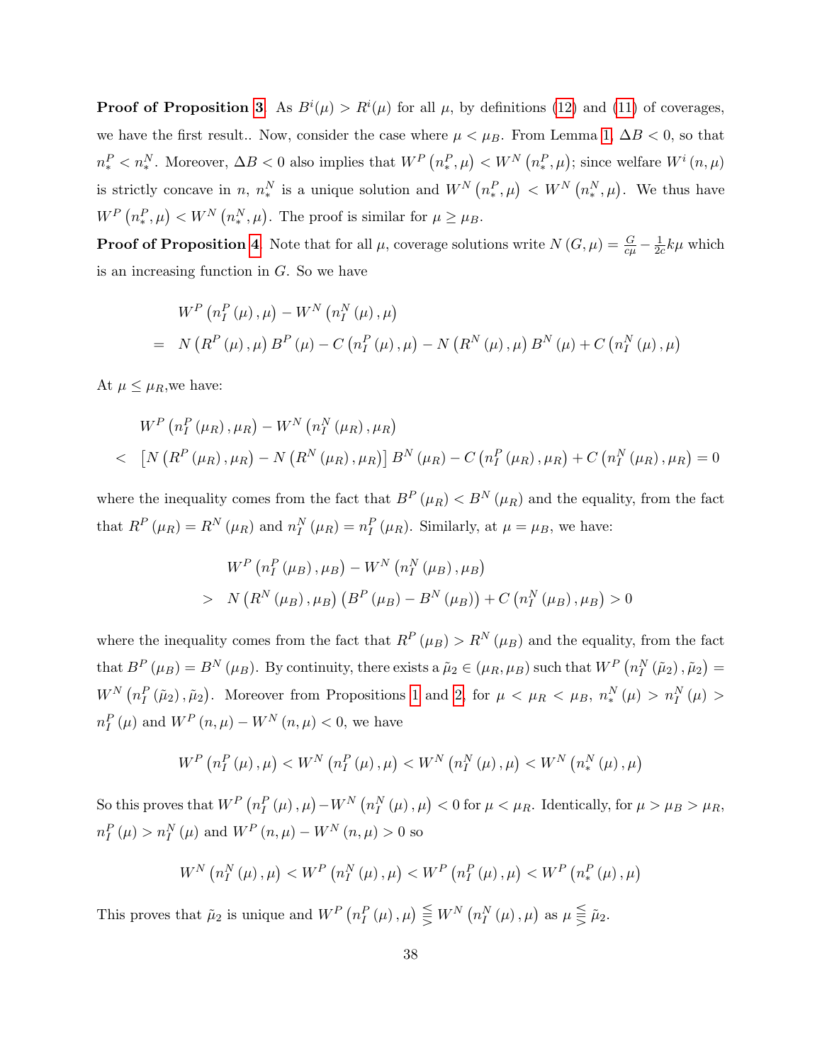**Proof of Proposition 3**. As $B^i(\mu) > R^i(\mu)$ for all $\mu$, by definitions (12) and (11) of coverages, we have the first result.. Now, consider the case where $\mu < \mu_B$. From Lemma 1, $\Delta B < 0$, so that $n_*^P < n_*^N$. Moreover, $\Delta B < 0$ also implies that $W^P\left(n_*^P, \mu\right) < W^N\left(n_*^P, \mu\right)$; since welfare $W^i(n, \mu)$ is strictly concave in $n$, $n_*^N$ is a unique solution and $W^N\left(n_*^P, \mu\right) < W^N\left(n_*^N, \mu\right)$. We thus have $W^P\left(n_*^P, \mu\right) < W^N\left(n_*^N, \mu\right)$. The proof is similar for $\mu \geq \mu_B$.

**Proof of Proposition 4**. Note that for all $\mu$, coverage solutions write $N(G, \mu) = \frac{G}{c\mu} - \frac{1}{2c}k\mu$ which is an increasing function in $G$. So we have

$$
\begin{aligned}
& W^P\left(n_I^P(\mu), \mu\right) - W^N\left(n_I^N(\mu), \mu\right) \\
= \quad & N\left(R^P(\mu), \mu\right) B^P(\mu) - C\left(n_I^P(\mu), \mu\right) - N\left(R^N(\mu), \mu\right) B^N(\mu) + C\left(n_I^N(\mu), \mu\right)
\end{aligned}
$$

At $\mu \leq \mu_R$,we have:

$$
\begin{aligned}
& W^P\left(n_I^P(\mu_R), \mu_R\right) - W^N\left(n_I^N(\mu_R), \mu_R\right) \\
< \quad & \left[N\left(R^P(\mu_R), \mu_R\right) - N\left(R^N(\mu_R), \mu_R\right)\right] B^N(\mu_R) - C\left(n_I^P(\mu_R), \mu_R\right) + C\left(n_I^N(\mu_R), \mu_R\right) = 0
\end{aligned}
$$

where the inequality comes from the fact that $B^P(\mu_R) < B^N(\mu_R)$ and the equality, from the fact that $R^P(\mu_R) = R^N(\mu_R)$ and $n_I^N(\mu_R) = n_I^P(\mu_R)$. Similarly, at $\mu = \mu_B$, we have:

$$
\begin{aligned}
& W^P\left(n_I^P(\mu_B), \mu_B\right) - W^N\left(n_I^N(\mu_B), \mu_B\right) \\
> \quad & N\left(R^N(\mu_B), \mu_B\right)\left(B^P(\mu_B) - B^N(\mu_B)\right) + C\left(n_I^N(\mu_B), \mu_B\right) > 0
\end{aligned}
$$

where the inequality comes from the fact that $R^P(\mu_B) > R^N(\mu_B)$ and the equality, from the fact that $B^P(\mu_B) = B^N(\mu_B)$. By continuity, there exists a $\tilde{\mu}_2 \in (\mu_R, \mu_B)$ such that $W^P\left(n_I^N(\tilde{\mu}_2), \tilde{\mu}_2\right) = W^N\left(n_I^P(\tilde{\mu}_2), \tilde{\mu}_2\right)$. Moreover from Propositions 1 and 2, for $\mu < \mu_R < \mu_B$, $n_*^N(\mu) > n_I^N(\mu) > n_I^P(\mu)$ and $W^P(n, \mu) - W^N(n, \mu) < 0$, we have

$$
W^P\left(n_I^P(\mu), \mu\right) < W^N\left(n_I^P(\mu), \mu\right) < W^N\left(n_I^N(\mu), \mu\right) < W^N\left(n_*^N(\mu), \mu\right)
$$

So this proves that $W^P\left(n_I^P(\mu), \mu\right) - W^N\left(n_I^N(\mu), \mu\right) < 0$ for $\mu < \mu_R$. Identically, for $\mu > \mu_B > \mu_R$, $n_I^P(\mu) > n_I^N(\mu)$ and $W^P(n, \mu) - W^N(n, \mu) > 0$ so

$$
W^N\left(n_I^N(\mu), \mu\right) < W^P\left(n_I^N(\mu), \mu\right) < W^P\left(n_I^P(\mu), \mu\right) < W^P\left(n_*^P(\mu), \mu\right)
$$

This proves that $\tilde{\mu}_2$ is unique and $W^P\left(n_I^P(\mu), \mu\right) \lesseqgtr W^N\left(n_I^N(\mu), \mu\right)$ as $\mu \lesseqgtr \tilde{\mu}_2$.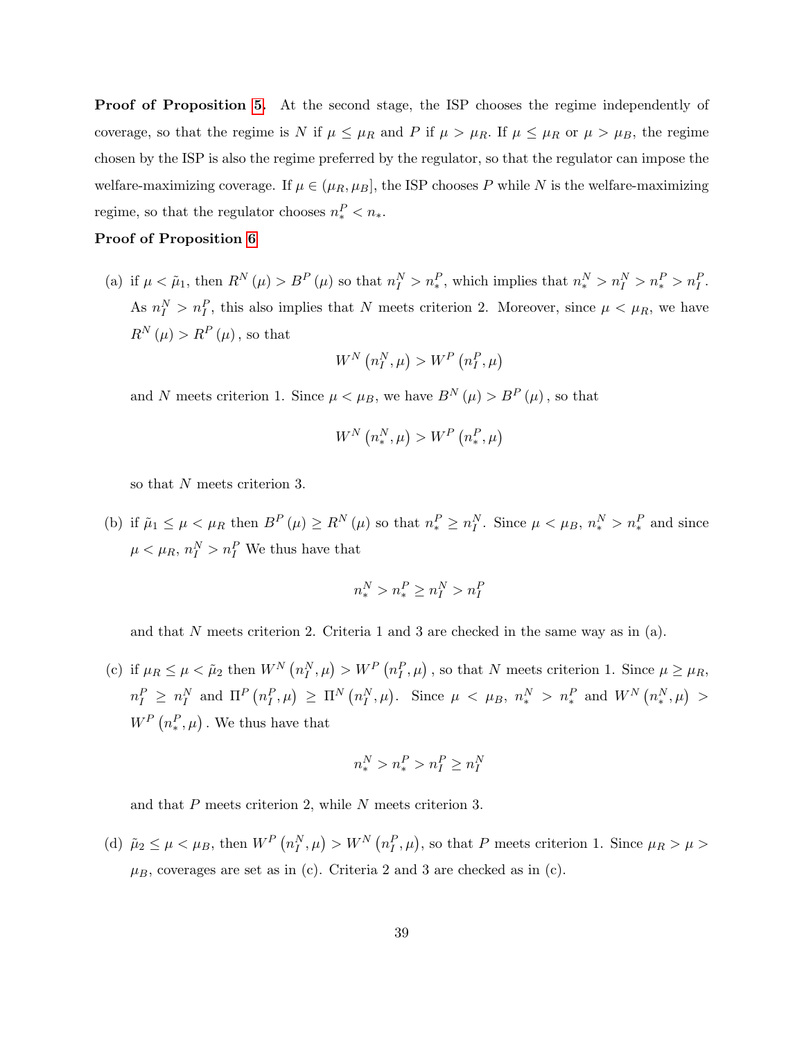**Proof of Proposition 5.** At the second stage, the ISP chooses the regime independently of coverage, so that the regime is $N$ if $\mu \leq \mu_R$ and $P$ if $\mu > \mu_R$. If $\mu \leq \mu_R$ or $\mu > \mu_B$, the regime chosen by the ISP is also the regime preferred by the regulator, so that the regulator can impose the welfare-maximizing coverage. If $\mu \in (\mu_R, \mu_B]$, the ISP chooses $P$ while $N$ is the welfare-maximizing regime, so that the regulator chooses $n_*^P < n_*$.

**Proof of Proposition 6**

(a) if $\mu < \tilde{\mu}_1$, then $R^N(\mu) > B^P(\mu)$ so that $n_I^N > n_*^P$, which implies that $n_*^N > n_I^N > n_*^P > n_I^P$. As $n_I^N > n_I^P$, this also implies that $N$ meets criterion 2. Moreover, since $\mu < \mu_R$, we have $R^N(\mu) > R^P(\mu)$, so that

$$W^N\left(n_I^N, \mu\right) > W^P\left(n_I^P, \mu\right)$$

and $N$ meets criterion 1. Since $\mu < \mu_B$, we have $B^N(\mu) > B^P(\mu)$, so that

$$W^N\left(n_*^N, \mu\right) > W^P\left(n_*^P, \mu\right)$$

so that $N$ meets criterion 3.

(b) if $\tilde{\mu}_1 \leq \mu < \mu_R$ then $B^P(\mu) \geq R^N(\mu)$ so that $n_*^P \geq n_I^N$. Since $\mu < \mu_B$, $n_*^N > n_*^P$ and since $\mu < \mu_R$, $n_I^N > n_I^P$ We thus have that

$$n_*^N > n_*^P \geq n_I^N > n_I^P$$

and that $N$ meets criterion 2. Criteria 1 and 3 are checked in the same way as in (a).

(c) if $\mu_R \leq \mu < \tilde{\mu}_2$ then $W^N\left(n_I^N, \mu\right) > W^P\left(n_I^P, \mu\right)$, so that $N$ meets criterion 1. Since $\mu \geq \mu_R$, $n_I^P \geq n_I^N$ and $\Pi^P\left(n_I^P, \mu\right) \geq \Pi^N\left(n_I^N, \mu\right)$. Since $\mu < \mu_B$, $n_*^N > n_*^P$ and $W^N\left(n_*^N, \mu\right) > W^P\left(n_*^P, \mu\right)$. We thus have that

$$n_*^N > n_*^P > n_I^P \geq n_I^N$$

and that $P$ meets criterion 2, while $N$ meets criterion 3.

(d) $\tilde{\mu}_2 \leq \mu < \mu_B$, then $W^P\left(n_I^N, \mu\right) > W^N\left(n_I^P, \mu\right)$, so that $P$ meets criterion 1. Since $\mu_R > \mu > \mu_B$, coverages are set as in (c). Criteria 2 and 3 are checked as in (c).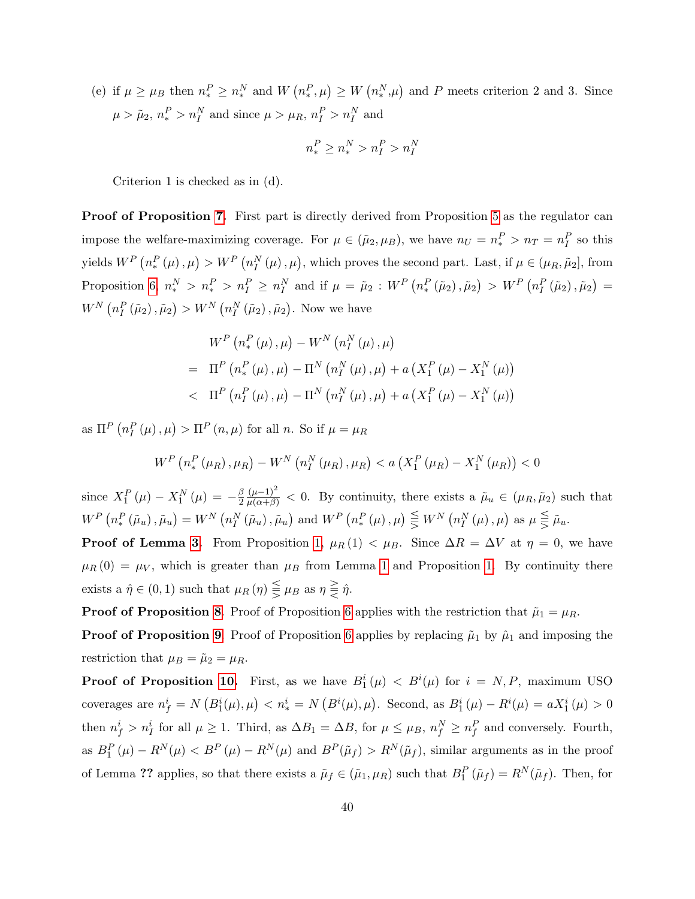(e) if $\mu \geq \mu_B$ then $n_*^P \geq n_*^N$ and $W\left(n_*^P, \mu\right) \geq W\left(n_*^N, \mu\right)$ and $P$ meets criterion 2 and 3. Since $\mu > \tilde{\mu}_2$, $n_*^P > n_I^N$ and since $\mu > \mu_R$, $n_I^P > n_I^N$ and

$$n_*^P \geq n_*^N > n_I^P > n_I^N$$

Criterion 1 is checked as in (d).

**Proof of Proposition 7.** First part is directly derived from Proposition 5 as the regulator can impose the welfare-maximizing coverage. For $\mu \in (\tilde{\mu}_2, \mu_B)$, we have $n_U = n_*^P > n_T = n_I^P$ so this yields $W^P\left(n_*^P(\mu), \mu\right) > W^P\left(n_I^N(\mu), \mu\right)$, which proves the second part. Last, if $\mu \in (\mu_R, \tilde{\mu}_2]$, from Proposition 6, $n_*^N > n_*^P > n_I^P \geq n_I^N$ and if $\mu = \tilde{\mu}_2$ : $W^P\left(n_*^P(\tilde{\mu}_2), \tilde{\mu}_2\right) > W^P\left(n_I^P(\tilde{\mu}_2), \tilde{\mu}_2\right) = W^N\left(n_I^P(\tilde{\mu}_2), \tilde{\mu}_2\right) > W^N\left(n_I^N(\tilde{\mu}_2), \tilde{\mu}_2\right)$. Now we have

$$\begin{aligned}
& W^P\left(n_*^P(\mu), \mu\right) - W^N\left(n_I^N(\mu), \mu\right) \\
= \; & \Pi^P\left(n_*^P(\mu), \mu\right) - \Pi^N\left(n_I^N(\mu), \mu\right) + a\left(X_1^P(\mu) - X_1^N(\mu)\right) \\
< \; & \Pi^P\left(n_I^P(\mu), \mu\right) - \Pi^N\left(n_I^N(\mu), \mu\right) + a\left(X_1^P(\mu) - X_1^N(\mu)\right)
\end{aligned}$$

as $\Pi^P\left(n_I^P(\mu), \mu\right) > \Pi^P(n, \mu)$ for all $n$. So if $\mu = \mu_R$

$$W^P\left(n_*^P(\mu_R), \mu_R\right) - W^N\left(n_I^N(\mu_R), \mu_R\right) < a\left(X_1^P(\mu_R) - X_1^N(\mu_R)\right) < 0$$

since $X_1^P(\mu) - X_1^N(\mu) = -\frac{\beta}{2}\frac{(\mu-1)^2}{\mu(\alpha+\beta)} < 0$. By continuity, there exists a $\tilde{\mu}_u \in (\mu_R, \tilde{\mu}_2)$ such that $W^P\left(n_*^P(\tilde{\mu}_u), \tilde{\mu}_u\right) = W^N\left(n_I^N(\tilde{\mu}_u), \tilde{\mu}_u\right)$ and $W^P\left(n_*^P(\mu), \mu\right) \lesseqgtr W^N\left(n_I^N(\mu), \mu\right)$ as $\mu \lesseqgtr \tilde{\mu}_u$.

**Proof of Lemma 3.** From Proposition 1, $\mu_R(1) < \mu_B$. Since $\Delta R = \Delta V$ at $\eta = 0$, we have $\mu_R(0) = \mu_V$, which is greater than $\mu_B$ from Lemma 1 and Proposition 1. By continuity there exists a $\hat{\eta} \in (0, 1)$ such that $\mu_R(\eta) \lesseqgtr \mu_B$ as $\eta \gtreqless \hat{\eta}$.

**Proof of Proposition 8.** Proof of Proposition 6 applies with the restriction that $\tilde{\mu}_1 = \mu_R$.

**Proof of Proposition 9.** Proof of Proposition 6 applies by replacing $\tilde{\mu}_1$ by $\hat{\mu}_1$ and imposing the restriction that $\mu_B = \tilde{\mu}_2 = \mu_R$.

**Proof of Proposition 10.** First, as we have $B_1^i(\mu) < B^i(\mu)$ for $i = N, P$, maximum USO coverages are $n_f^i = N\left(B_1^i(\mu), \mu\right) < n_*^i = N\left(B^i(\mu), \mu\right)$. Second, as $B_1^i(\mu) - R^i(\mu) = aX_1^i(\mu) > 0$ then $n_f^i > n_I^i$ for all $\mu \geq 1$. Third, as $\Delta B_1 = \Delta B$, for $\mu \leq \mu_B$, $n_f^N \geq n_f^P$ and conversely. Fourth, as $B_1^P(\mu) - R^N(\mu) < B^P(\mu) - R^N(\mu)$ and $B^P(\tilde{\mu}_f) > R^N(\tilde{\mu}_f)$, similar arguments as in the proof of Lemma ?? applies, so that there exists a $\tilde{\mu}_f \in (\tilde{\mu}_1, \mu_R)$ such that $B_1^P(\tilde{\mu}_f) = R^N(\tilde{\mu}_f)$. Then, for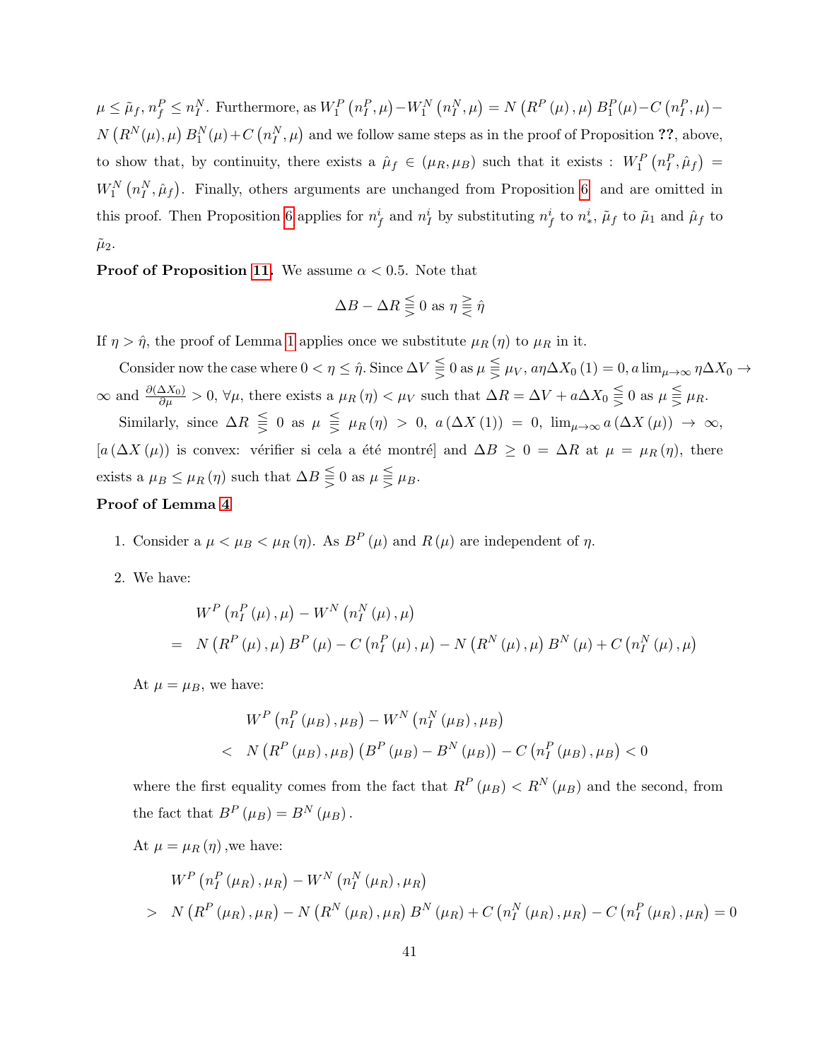$\mu \leq \tilde{\mu}_f$, $n_f^P \leq n_I^N$. Furthermore, as $W_1^P\left(n_I^P,\mu\right) - W_1^N\left(n_I^N,\mu\right) = N\left(R^P\left(\mu\right),\mu\right)B_1^P(\mu) - C\left(n_I^P,\mu\right) - N\left(R^N(\mu),\mu\right)B_1^N(\mu) + C\left(n_I^N,\mu\right)$ and we follow same steps as in the proof of Proposition **??**, above, to show that, by continuity, there exists a $\hat{\mu}_f \in (\mu_R, \mu_B)$ such that it exists : $W_1^P\left(n_I^P,\hat{\mu}_f\right) = W_1^N\left(n_I^N,\hat{\mu}_f\right)$. Finally, others arguments are unchanged from Proposition 6 and are omitted in this proof. Then Proposition 6 applies for $n_f^i$ and $n_I^i$ by substituting $n_f^i$ to $n_*^i$, $\tilde{\mu}_f$ to $\tilde{\mu}_1$ and $\hat{\mu}_f$ to $\tilde{\mu}_2$.

**Proof of Proposition 11.** We assume $\alpha < 0.5$. Note that

$$\Delta B - \Delta R \lesseqqgtr 0 \text{ as } \eta \gtreqqless \hat{\eta}$$

If $\eta > \hat{\eta}$, the proof of Lemma 1 applies once we substitute $\mu_R\left(\eta\right)$ to $\mu_R$ in it.

Consider now the case where $0 < \eta \leq \hat{\eta}$. Since $\Delta V \lesseqqgtr 0$ as $\mu \lesseqqgtr \mu_V$, $a\eta\Delta X_0\left(1\right) = 0$, $a\lim_{\mu\to\infty}\eta\Delta X_0 \to \infty$ and $\frac{\partial(\Delta X_0)}{\partial\mu} > 0$, $\forall\mu$, there exists a $\mu_R\left(\eta\right) < \mu_V$ such that $\Delta R = \Delta V + a\Delta X_0 \lesseqqgtr 0$ as $\mu \lesseqqgtr \mu_R$.

Similarly, since $\Delta R \lesseqqgtr 0$ as $\mu \lesseqqgtr \mu_R\left(\eta\right) > 0$, $a\left(\Delta X\left(1\right)\right) = 0$, $\lim_{\mu\to\infty} a\left(\Delta X\left(\mu\right)\right) \to \infty$, [$a\left(\Delta X\left(\mu\right)\right)$ is convex: vérifier si cela a été montré] and $\Delta B \geq 0 = \Delta R$ at $\mu = \mu_R\left(\eta\right)$, there exists a $\mu_B \leq \mu_R\left(\eta\right)$ such that $\Delta B \lesseqqgtr 0$ as $\mu \lesseqqgtr \mu_B$.

**Proof of Lemma 4**

1. Consider a $\mu < \mu_B < \mu_R\left(\eta\right)$. As $B^P\left(\mu\right)$ and $R\left(\mu\right)$ are independent of $\eta$.

2. We have:

$$\begin{aligned} & W^P\left(n_I^P\left(\mu\right),\mu\right) - W^N\left(n_I^N\left(\mu\right),\mu\right) \\ = \quad & N\left(R^P\left(\mu\right),\mu\right)B^P\left(\mu\right) - C\left(n_I^P\left(\mu\right),\mu\right) - N\left(R^N\left(\mu\right),\mu\right)B^N\left(\mu\right) + C\left(n_I^N\left(\mu\right),\mu\right) \end{aligned}$$

At $\mu = \mu_B$, we have:

$$\begin{aligned} & W^P\left(n_I^P\left(\mu_B\right),\mu_B\right) - W^N\left(n_I^N\left(\mu_B\right),\mu_B\right) \\ < \quad & N\left(R^P\left(\mu_B\right),\mu_B\right)\left(B^P\left(\mu_B\right) - B^N\left(\mu_B\right)\right) - C\left(n_I^P\left(\mu_B\right),\mu_B\right) < 0 \end{aligned}$$

where the first equality comes from the fact that $R^P\left(\mu_B\right) < R^N\left(\mu_B\right)$ and the second, from the fact that $B^P\left(\mu_B\right) = B^N\left(\mu_B\right)$.

At $\mu = \mu_R\left(\eta\right)$ ,we have:

$$\begin{aligned} & W^P\left(n_I^P\left(\mu_R\right),\mu_R\right) - W^N\left(n_I^N\left(\mu_R\right),\mu_R\right) \\ > \quad & N\left(R^P\left(\mu_R\right),\mu_R\right) - N\left(R^N\left(\mu_R\right),\mu_R\right)B^N\left(\mu_R\right) + C\left(n_I^N\left(\mu_R\right),\mu_R\right) - C\left(n_I^P\left(\mu_R\right),\mu_R\right) = 0 \end{aligned}$$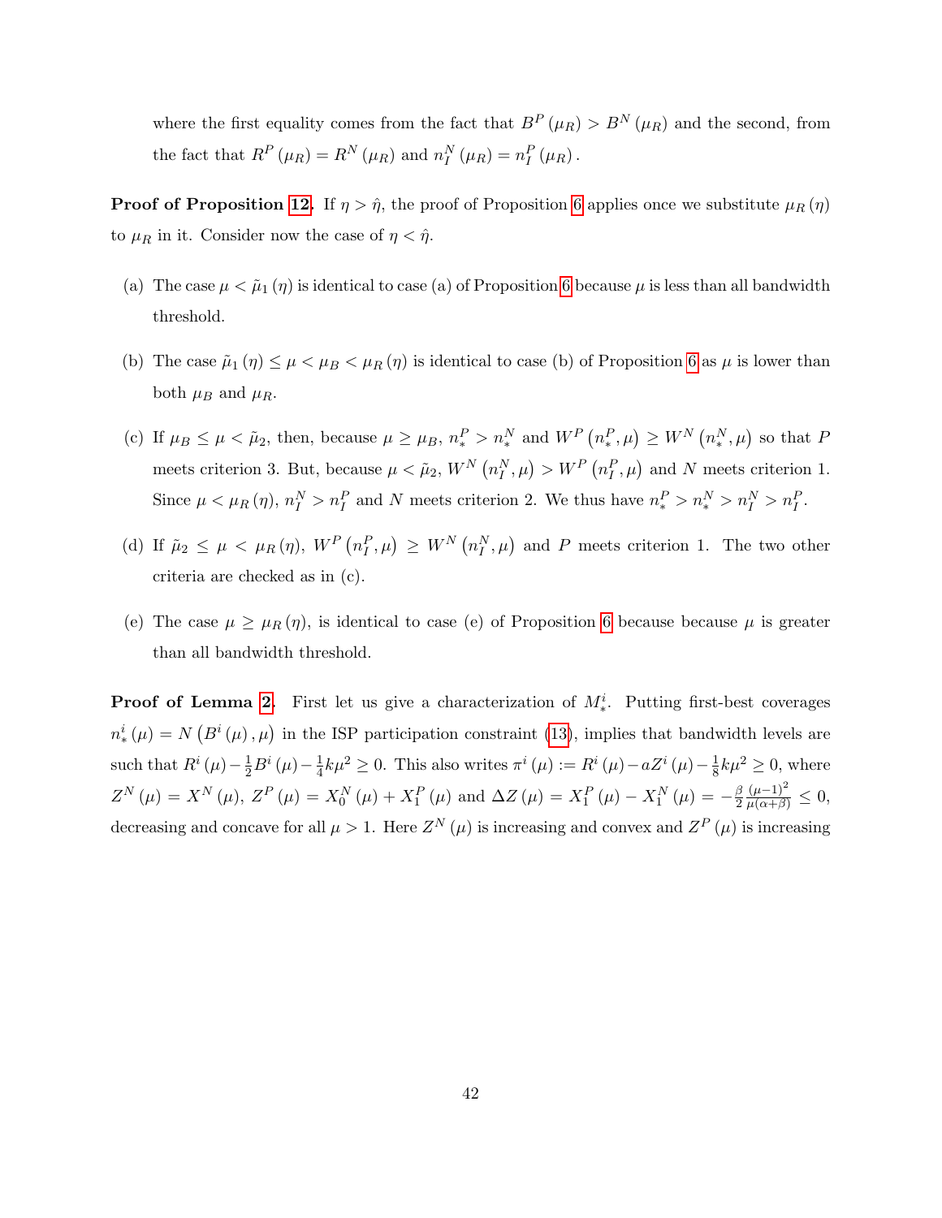where the first equality comes from the fact that $B^P(\mu_R) > B^N(\mu_R)$ and the second, from the fact that $R^P(\mu_R) = R^N(\mu_R)$ and $n_I^N(\mu_R) = n_I^P(\mu_R)$.

**Proof of Proposition 12.** If $\eta > \hat{\eta}$, the proof of Proposition 6 applies once we substitute $\mu_R(\eta)$ to $\mu_R$ in it. Consider now the case of $\eta < \hat{\eta}$.

(a) The case $\mu < \tilde{\mu}_1(\eta)$ is identical to case (a) of Proposition 6 because $\mu$ is less than all bandwidth threshold.

(b) The case $\tilde{\mu}_1(\eta) \leq \mu < \mu_B < \mu_R(\eta)$ is identical to case (b) of Proposition 6 as $\mu$ is lower than both $\mu_B$ and $\mu_R$.

(c) If $\mu_B \leq \mu < \tilde{\mu}_2$, then, because $\mu \geq \mu_B$, $n_*^P > n_*^N$ and $W^P(n_*^P, \mu) \geq W^N(n_*^N, \mu)$ so that $P$ meets criterion 3. But, because $\mu < \tilde{\mu}_2$, $W^N(n_I^N, \mu) > W^P(n_I^P, \mu)$ and $N$ meets criterion 1. Since $\mu < \mu_R(\eta)$, $n_I^N > n_I^P$ and $N$ meets criterion 2. We thus have $n_*^P > n_*^N > n_I^N > n_I^P$.

(d) If $\tilde{\mu}_2 \leq \mu < \mu_R(\eta)$, $W^P(n_I^P, \mu) \geq W^N(n_I^N, \mu)$ and $P$ meets criterion 1. The two other criteria are checked as in (c).

(e) The case $\mu \geq \mu_R(\eta)$, is identical to case (e) of Proposition 6 because because $\mu$ is greater than all bandwidth threshold.

**Proof of Lemma 2.** First let us give a characterization of $M_*^i$. Putting first-best coverages $n_*^i(\mu) = N(B^i(\mu), \mu)$ in the ISP participation constraint (13), implies that bandwidth levels are such that $R^i(\mu) - \frac{1}{2}B^i(\mu) - \frac{1}{4}k\mu^2 \geq 0$. This also writes $\pi^i(\mu) := R^i(\mu) - aZ^i(\mu) - \frac{1}{8}k\mu^2 \geq 0$, where $Z^N(\mu) = X^N(\mu)$, $Z^P(\mu) = X_0^N(\mu) + X_1^P(\mu)$ and $\Delta Z(\mu) = X_1^P(\mu) - X_1^N(\mu) = -\frac{\beta}{2}\frac{(\mu-1)^2}{\mu(\alpha+\beta)} \leq 0$, decreasing and concave for all $\mu > 1$. Here $Z^N(\mu)$ is increasing and convex and $Z^P(\mu)$ is increasing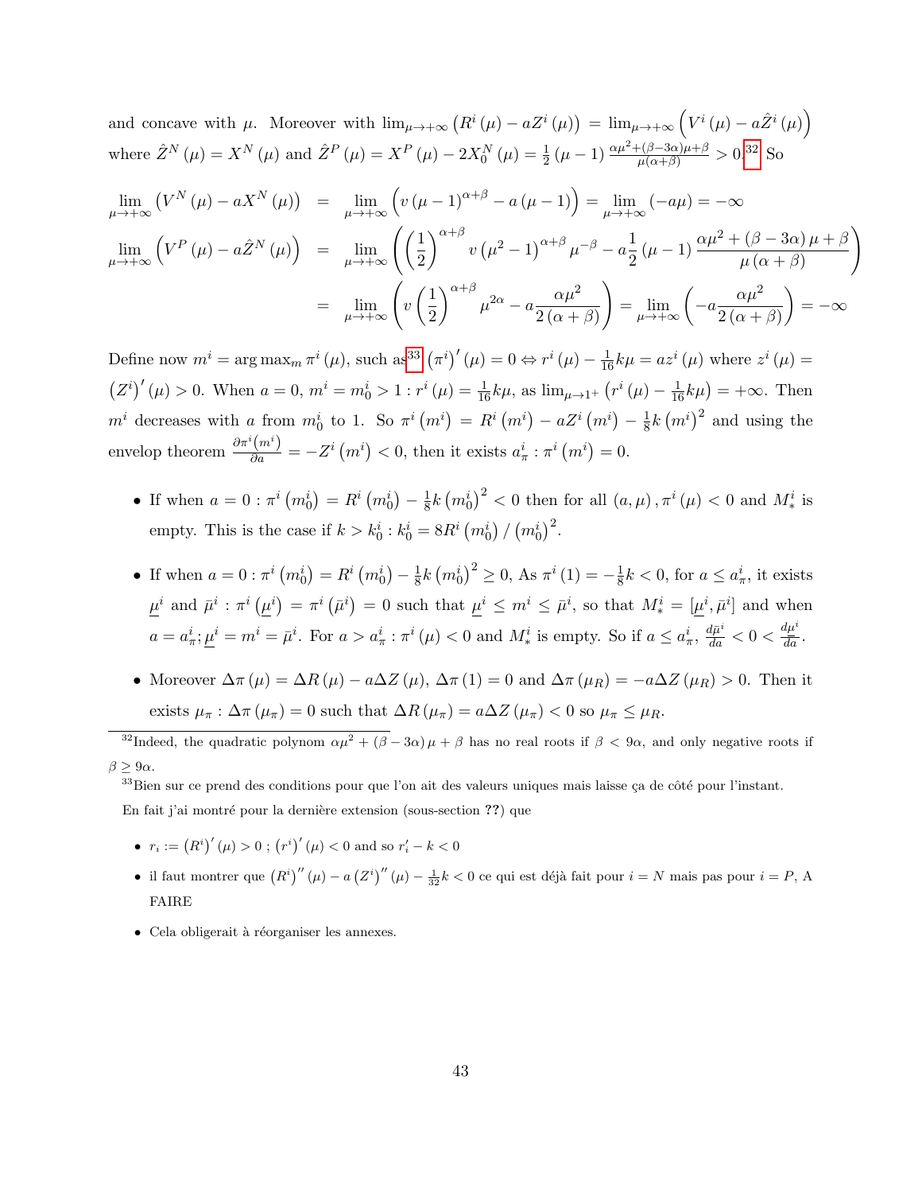and concave with $\mu$. Moreover with $\lim_{\mu\to+\infty}\left(R^i(\mu) - aZ^i(\mu)\right) = \lim_{\mu\to+\infty}\left(V^i(\mu) - a\hat{Z}^i(\mu)\right)$ where $\hat{Z}^N(\mu) = X^N(\mu)$ and $\hat{Z}^P(\mu) = X^P(\mu) - 2X_0^N(\mu) = \frac{1}{2}(\mu-1)\frac{\alpha\mu^2+(\beta-3\alpha)\mu+\beta}{\mu(\alpha+\beta)} > 0$.[32] So

$$
\begin{aligned}
\lim_{\mu\to+\infty}\left(V^N(\mu) - aX^N(\mu)\right) &= \lim_{\mu\to+\infty}\left(v(\mu-1)^{\alpha+\beta} - a(\mu-1)\right) = \lim_{\mu\to+\infty}(-a\mu) = -\infty \\
\lim_{\mu\to+\infty}\left(V^P(\mu) - a\hat{Z}^N(\mu)\right) &= \lim_{\mu\to+\infty}\left(\left(\frac{1}{2}\right)^{\alpha+\beta} v\left(\mu^2-1\right)^{\alpha+\beta}\mu^{-\beta} - a\frac{1}{2}(\mu-1)\frac{\alpha\mu^2+(\beta-3\alpha)\mu+\beta}{\mu(\alpha+\beta)}\right) \\
&= \lim_{\mu\to+\infty}\left(v\left(\frac{1}{2}\right)^{\alpha+\beta}\mu^{2\alpha} - a\frac{\alpha\mu^2}{2(\alpha+\beta)}\right) = \lim_{\mu\to+\infty}\left(-a\frac{\alpha\mu^2}{2(\alpha+\beta)}\right) = -\infty
\end{aligned}
$$

Define now $m^i = \arg\max_m \pi^i(\mu)$, such as[33] $\left(\pi^i\right)'(\mu) = 0 \Leftrightarrow r^i(\mu) - \frac{1}{16}k\mu = az^i(\mu)$ where $z^i(\mu) = \left(Z^i\right)'(\mu) > 0$. When $a = 0$, $m^i = m_0^i > 1 : r^i(\mu) = \frac{1}{16}k\mu$, as $\lim_{\mu\to1^+}\left(r^i(\mu) - \frac{1}{16}k\mu\right) = +\infty$. Then $m^i$ decreases with $a$ from $m_0^i$ to 1. So $\pi^i\left(m^i\right) = R^i\left(m^i\right) - aZ^i\left(m^i\right) - \frac{1}{8}k\left(m^i\right)^2$ and using the envelop theorem $\frac{\partial\pi^i\left(m^i\right)}{\partial a} = -Z^i\left(m^i\right) < 0$, then it exists $a_\pi^i : \pi^i\left(m^i\right) = 0$.

- If when $a = 0 : \pi^i\left(m_0^i\right) = R^i\left(m_0^i\right) - \frac{1}{8}k\left(m_0^i\right)^2 < 0$ then for all $(a,\mu), \pi^i(\mu) < 0$ and $M_*^i$ is empty. This is the case if $k > k_0^i : k_0^i = 8R^i\left(m_0^i\right)/\left(m_0^i\right)^2$.
- If when $a = 0 : \pi^i\left(m_0^i\right) = R^i\left(m_0^i\right) - \frac{1}{8}k\left(m_0^i\right)^2 \geq 0$, As $\pi^i(1) = -\frac{1}{8}k < 0$, for $a \leq a_\pi^i$, it exists $\underline{\mu}^i$ and $\bar{\mu}^i : \pi^i\left(\underline{\mu}^i\right) = \pi^i\left(\bar{\mu}^i\right) = 0$ such that $\underline{\mu}^i \leq m^i \leq \bar{\mu}^i$, so that $M_*^i = [\underline{\mu}^i, \bar{\mu}^i]$ and when $a = a_\pi^i; \underline{\mu}^i = m^i = \bar{\mu}^i$. For $a > a_\pi^i : \pi^i(\mu) < 0$ and $M_*^i$ is empty. So if $a \leq a_\pi^i$, $\frac{d\bar{\mu}^i}{da} < 0 < \frac{d\underline{\mu}^i}{da}$.
- Moreover $\Delta\pi(\mu) = \Delta R(\mu) - a\Delta Z(\mu)$, $\Delta\pi(1) = 0$ and $\Delta\pi(\mu_R) = -a\Delta Z(\mu_R) > 0$. Then it exists $\mu_\pi : \Delta\pi(\mu_\pi) = 0$ such that $\Delta R(\mu_\pi) = a\Delta Z(\mu_\pi) < 0$ so $\mu_\pi \leq \mu_R$.

---

[32] Indeed, the quadratic polynom $\alpha\mu^2 + (\beta-3\alpha)\mu + \beta$ has no real roots if $\beta < 9\alpha$, and only negative roots if $\beta \geq 9\alpha$.

[33] Bien sur ce prend des conditions pour que l'on ait des valeurs uniques mais laisse ça de côté pour l'instant.

En fait j'ai montré pour la dernière extension (sous-section **??**) que

- $r_i := \left(R^i\right)'(\mu) > 0$ ; $\left(r^i\right)'(\mu) < 0$ and so $r_i' - k < 0$
- il faut montrer que $\left(R^i\right)''(\mu) - a\left(Z^i\right)''(\mu) - \frac{1}{32}k < 0$ ce qui est déjà fait pour $i = N$ mais pas pour $i = P$, A FAIRE
- Cela obligerait à réorganiser les annexes.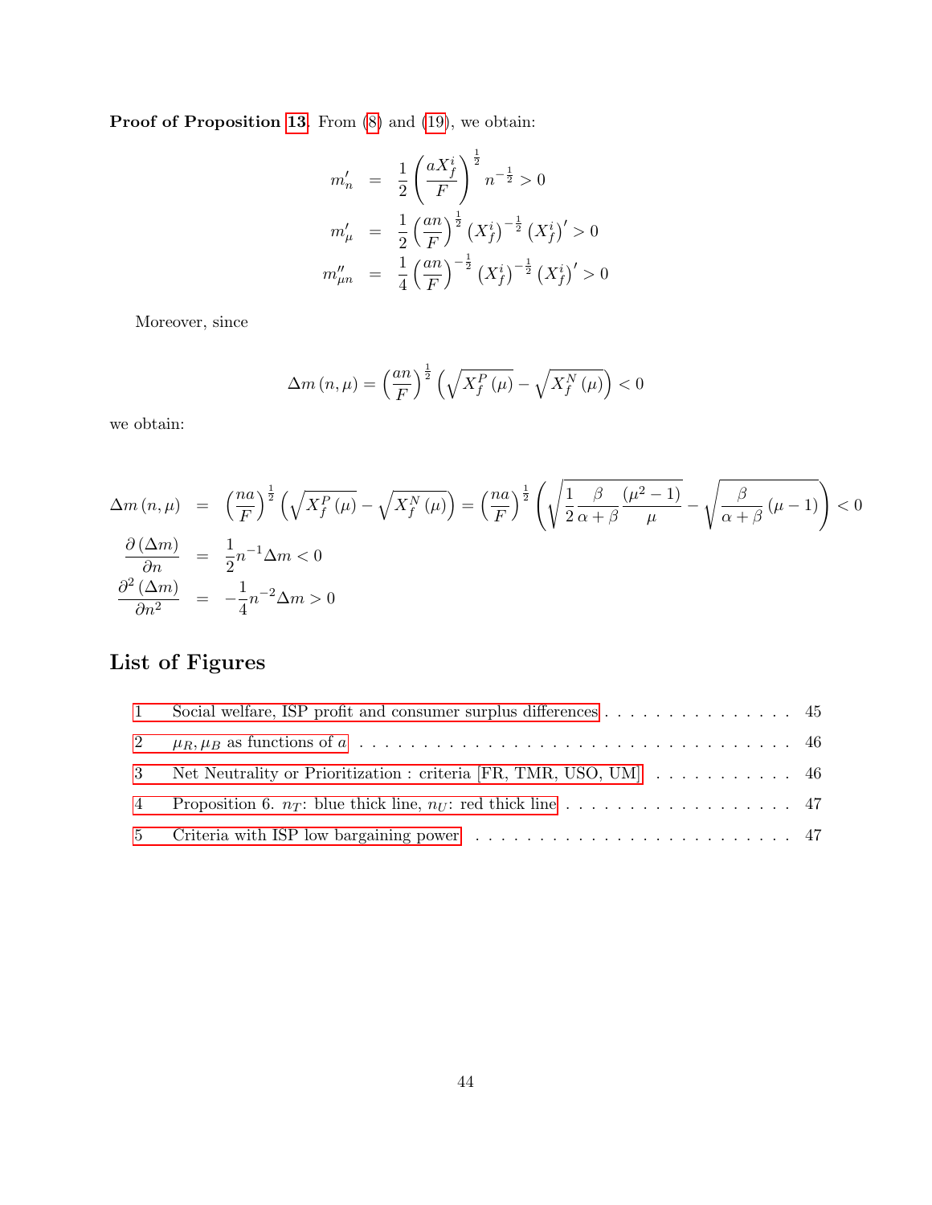**Proof of Proposition 13**. From (8) and (19), we obtain:

$$
\begin{aligned}
m'_n &= \frac{1}{2}\left(\frac{aX_f^i}{F}\right)^{\frac{1}{2}} n^{-\frac{1}{2}} > 0 \\
m'_\mu &= \frac{1}{2}\left(\frac{an}{F}\right)^{\frac{1}{2}} \left(X_f^i\right)^{-\frac{1}{2}} \left(X_f^i\right)' > 0 \\
m''_{\mu n} &= \frac{1}{4}\left(\frac{an}{F}\right)^{-\frac{1}{2}} \left(X_f^i\right)^{-\frac{1}{2}} \left(X_f^i\right)' > 0
\end{aligned}
$$

Moreover, since

$$
\Delta m(n,\mu) = \left(\frac{an}{F}\right)^{\frac{1}{2}} \left(\sqrt{X_f^P(\mu)} - \sqrt{X_f^N(\mu)}\right) < 0
$$

we obtain:

$$
\begin{aligned}
\Delta m(n,\mu) &= \left(\frac{na}{F}\right)^{\frac{1}{2}} \left(\sqrt{X_f^P(\mu)} - \sqrt{X_f^N(\mu)}\right) = \left(\frac{na}{F}\right)^{\frac{1}{2}} \left(\sqrt{\frac{1}{2}\frac{\beta}{\alpha+\beta}\frac{(\mu^2-1)}{\mu}} - \sqrt{\frac{\beta}{\alpha+\beta}(\mu-1)}\right) < 0 \\
\frac{\partial(\Delta m)}{\partial n} &= \frac{1}{2}n^{-1}\Delta m < 0 \\
\frac{\partial^2(\Delta m)}{\partial n^2} &= -\frac{1}{4}n^{-2}\Delta m > 0
\end{aligned}
$$

## List of Figures

1. Social welfare, ISP profit and consumer surplus differences . . . . . 45
2. $\mu_R, \mu_B$ as functions of $a$ . . . . . 46
3. Net Neutrality or Prioritization : criteria [FR, TMR, USO, UM] . . . . . 46
4. Proposition 6. $n_T$: blue thick line, $n_U$: red thick line . . . . . 47
5. Criteria with ISP low bargaining power . . . . . 47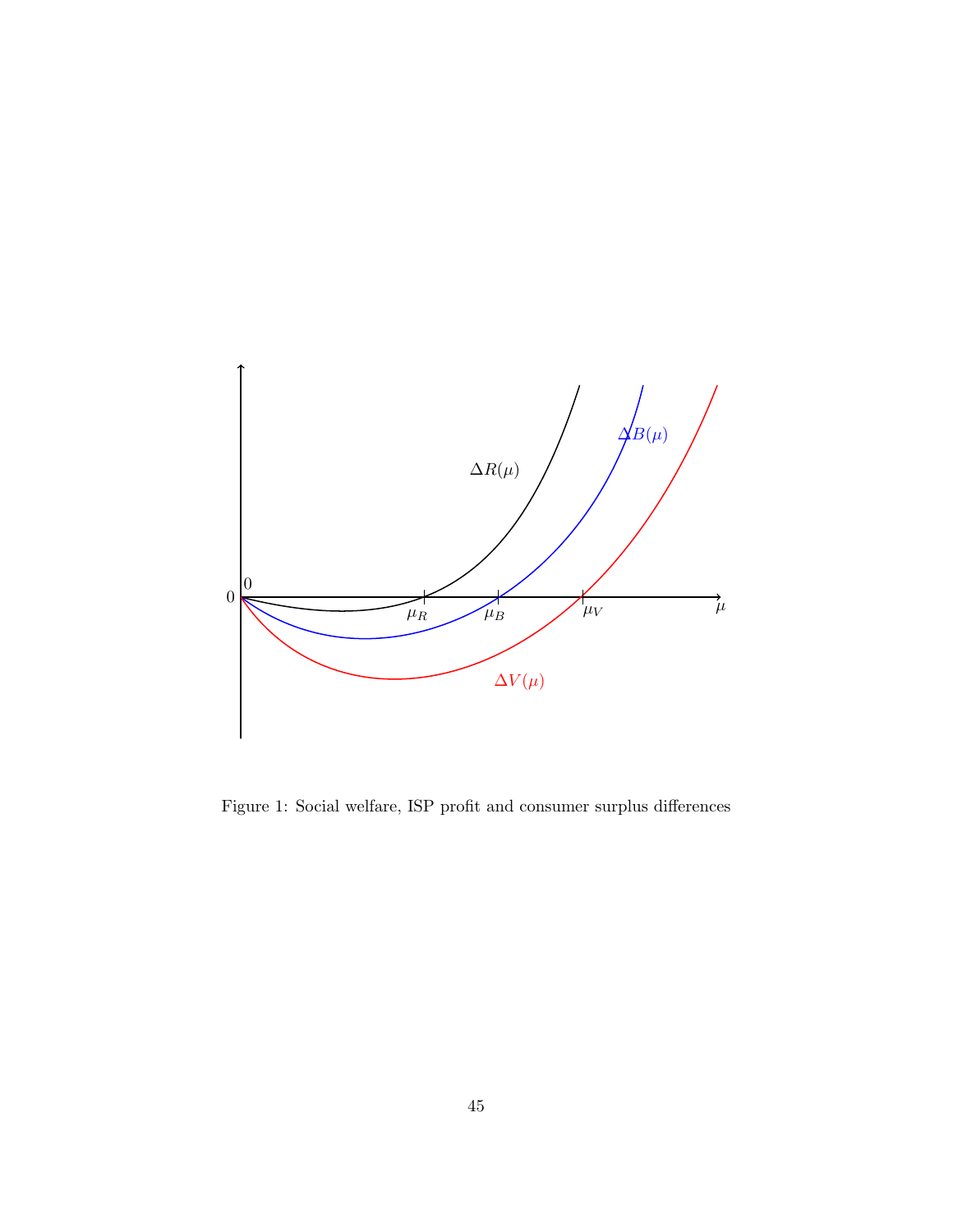Figure 1: Social welfare, ISP profit and consumer surplus differences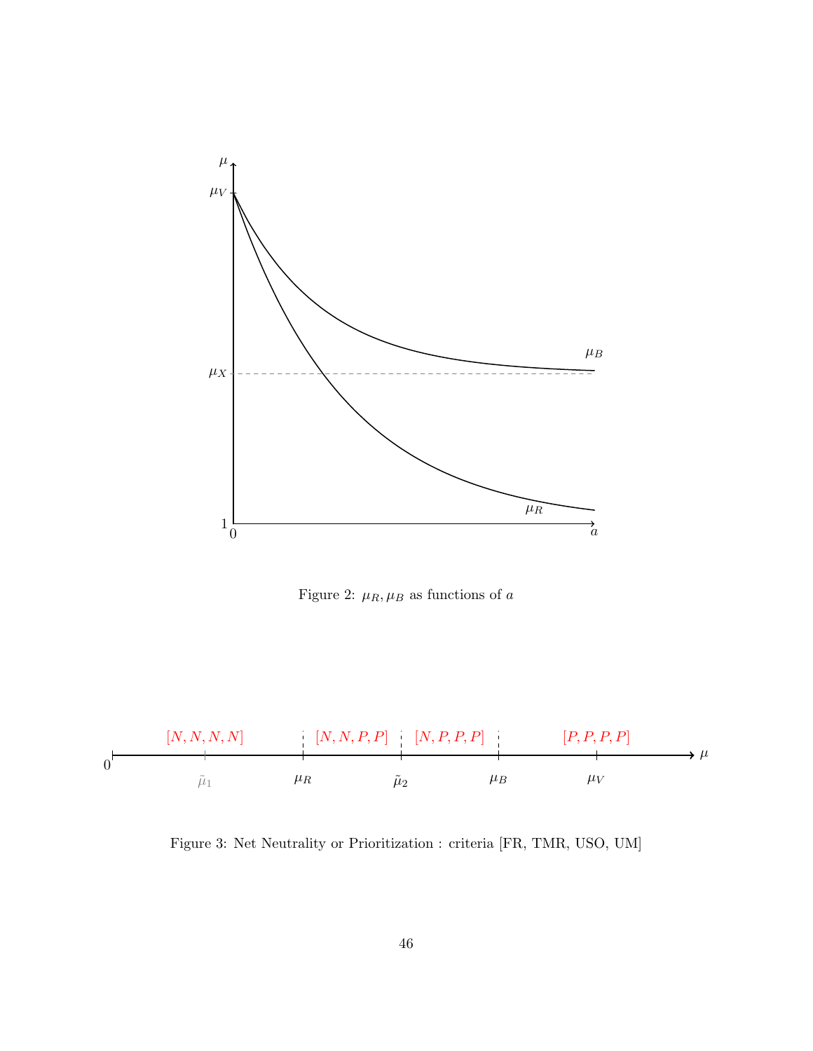Figure 2: $\mu_R, \mu_B$ as functions of $a$

Figure 3: Net Neutrality or Prioritization : criteria [FR, TMR, USO, UM]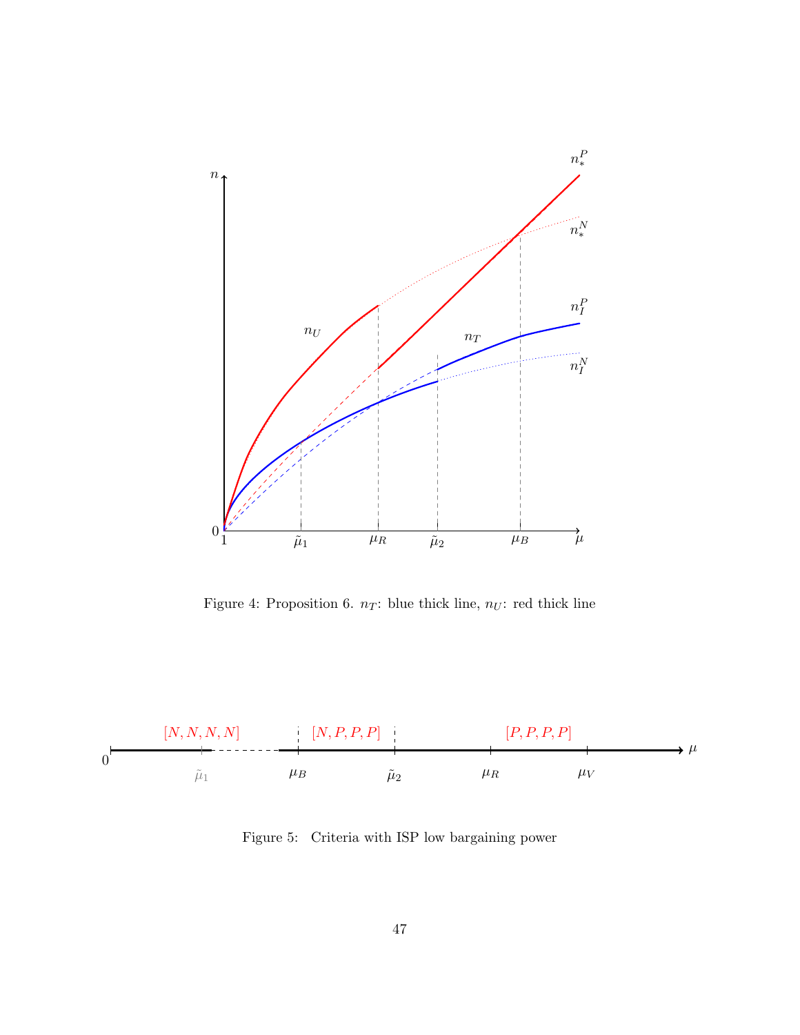$n$

$n_*^P$

$n_*^N$

$n_U$

$n_T$

$n_I^P$

$n_I^N$

0

1

$\tilde{\mu}_1$

$\mu_R$

$\tilde{\mu}_2$

$\mu_B$

$\mu$

Figure 4: Proposition 6. $n_T$: blue thick line, $n_U$: red thick line

$[N, N, N, N]$

$[N, P, P, P]$

$[P, P, P, P]$

$\mu$

0

$\tilde{\mu}_1$

$\mu_B$

$\tilde{\mu}_2$

$\mu_R$

$\mu_V$

Figure 5: Criteria with ISP low bargaining power